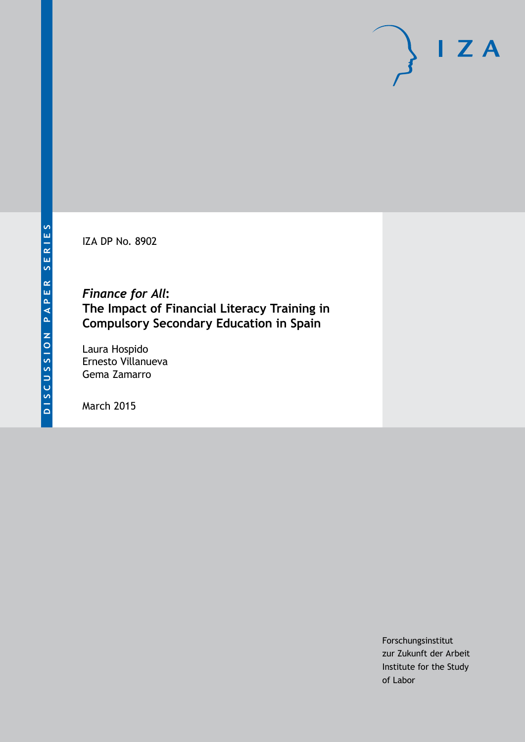DISCUSSION PAPER SERIES

IZA

IZA DP No. 8902

# *Finance for All*: The Impact of Financial Literacy Training in Compulsory Secondary Education in Spain

Laura Hospido
Ernesto Villanueva
Gema Zamarro

March 2015

Forschungsinstitut
zur Zukunft der Arbeit
Institute for the Study
of Labor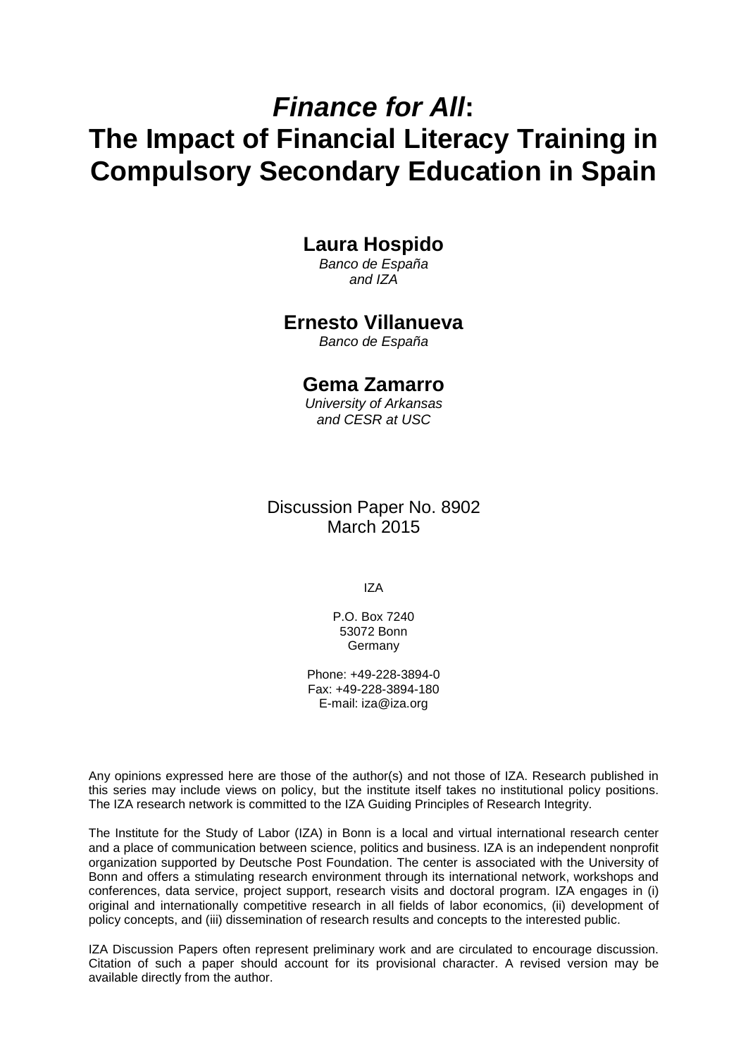# *Finance for All*: The Impact of Financial Literacy Training in Compulsory Secondary Education in Spain

**Laura Hospido**
*Banco de España*
*and IZA*

**Ernesto Villanueva**
*Banco de España*

**Gema Zamarro**
*University of Arkansas*
*and CESR at USC*

Discussion Paper No. 8902
March 2015

IZA

P.O. Box 7240
53072 Bonn
Germany

Phone: +49-228-3894-0
Fax: +49-228-3894-180
E-mail: iza@iza.org

Any opinions expressed here are those of the author(s) and not those of IZA. Research published in this series may include views on policy, but the institute itself takes no institutional policy positions. The IZA research network is committed to the IZA Guiding Principles of Research Integrity.

The Institute for the Study of Labor (IZA) in Bonn is a local and virtual international research center and a place of communication between science, politics and business. IZA is an independent nonprofit organization supported by Deutsche Post Foundation. The center is associated with the University of Bonn and offers a stimulating research environment through its international network, workshops and conferences, data service, project support, research visits and doctoral program. IZA engages in (i) original and internationally competitive research in all fields of labor economics, (ii) development of policy concepts, and (iii) dissemination of research results and concepts to the interested public.

IZA Discussion Papers often represent preliminary work and are circulated to encourage discussion. Citation of such a paper should account for its provisional character. A revised version may be available directly from the author.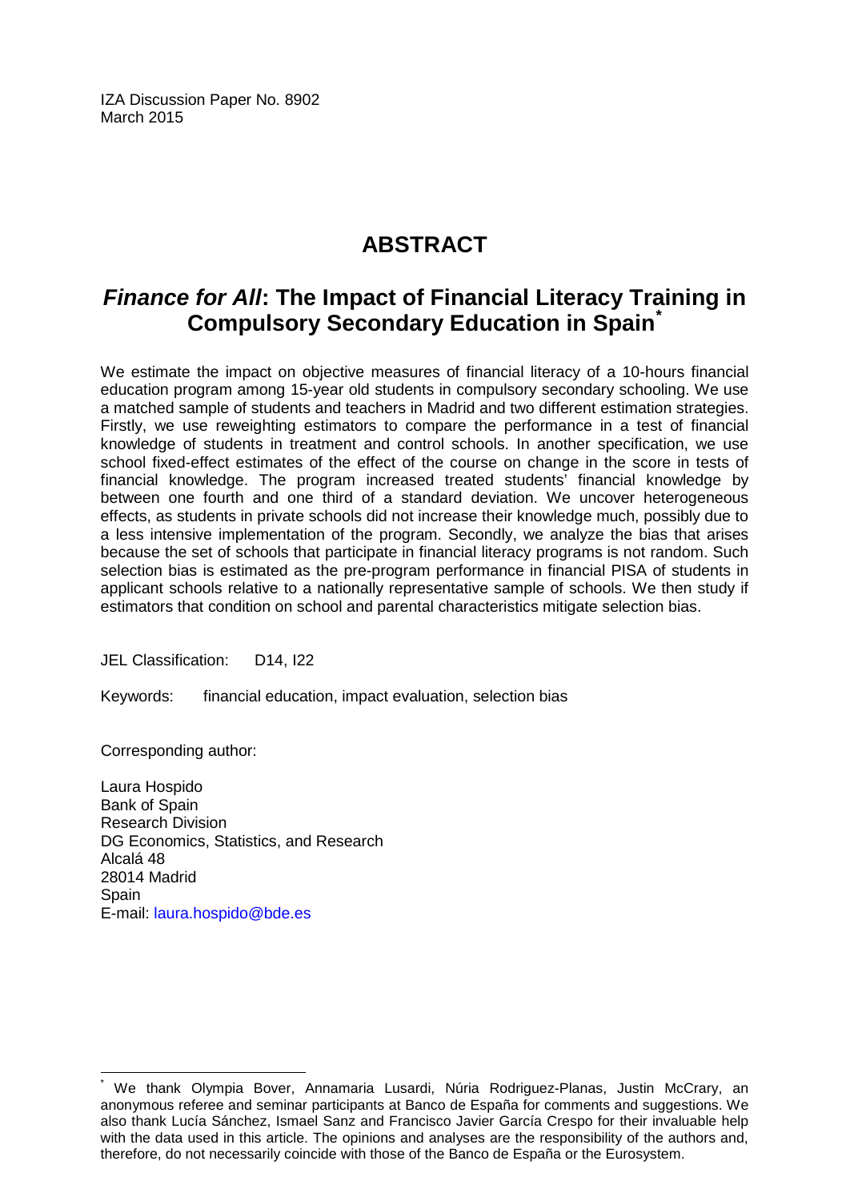IZA Discussion Paper No. 8902
March 2015

# ABSTRACT

## *Finance for All*: The Impact of Financial Literacy Training in Compulsory Secondary Education in Spain*

We estimate the impact on objective measures of financial literacy of a 10-hours financial education program among 15-year old students in compulsory secondary schooling. We use a matched sample of students and teachers in Madrid and two different estimation strategies. Firstly, we use reweighting estimators to compare the performance in a test of financial knowledge of students in treatment and control schools. In another specification, we use school fixed-effect estimates of the effect of the course on change in the score in tests of financial knowledge. The program increased treated students' financial knowledge by between one fourth and one third of a standard deviation. We uncover heterogeneous effects, as students in private schools did not increase their knowledge much, possibly due to a less intensive implementation of the program. Secondly, we analyze the bias that arises because the set of schools that participate in financial literacy programs is not random. Such selection bias is estimated as the pre-program performance in financial PISA of students in applicant schools relative to a nationally representative sample of schools. We then study if estimators that condition on school and parental characteristics mitigate selection bias.

JEL Classification: D14, I22

Keywords: financial education, impact evaluation, selection bias

Corresponding author:

Laura Hospido
Bank of Spain
Research Division
DG Economics, Statistics, and Research
Alcalá 48
28014 Madrid
Spain
E-mail: laura.hospido@bde.es

---

\* We thank Olympia Bover, Annamaria Lusardi, Núria Rodriguez-Planas, Justin McCrary, an anonymous referee and seminar participants at Banco de España for comments and suggestions. We also thank Lucía Sánchez, Ismael Sanz and Francisco Javier García Crespo for their invaluable help with the data used in this article. The opinions and analyses are the responsibility of the authors and, therefore, do not necessarily coincide with those of the Banco de España or the Eurosystem.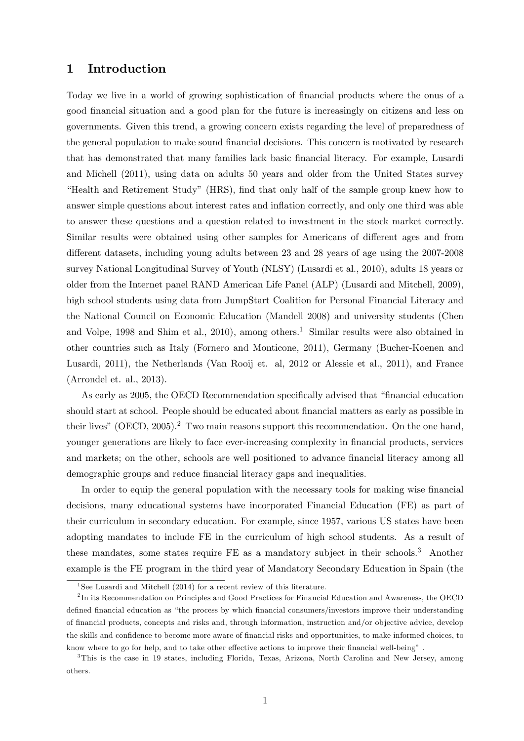# 1 Introduction

Today we live in a world of growing sophistication of financial products where the onus of a good financial situation and a good plan for the future is increasingly on citizens and less on governments. Given this trend, a growing concern exists regarding the level of preparedness of the general population to make sound financial decisions. This concern is motivated by research that has demonstrated that many families lack basic financial literacy. For example, Lusardi and Michell (2011), using data on adults 50 years and older from the United States survey "Health and Retirement Study" (HRS), find that only half of the sample group knew how to answer simple questions about interest rates and inflation correctly, and only one third was able to answer these questions and a question related to investment in the stock market correctly. Similar results were obtained using other samples for Americans of different ages and from different datasets, including young adults between 23 and 28 years of age using the 2007-2008 survey National Longitudinal Survey of Youth (NLSY) (Lusardi et al., 2010), adults 18 years or older from the Internet panel RAND American Life Panel (ALP) (Lusardi and Mitchell, 2009), high school students using data from JumpStart Coalition for Personal Financial Literacy and the National Council on Economic Education (Mandell 2008) and university students (Chen and Volpe, 1998 and Shim et al., 2010), among others.[1] Similar results were also obtained in other countries such as Italy (Fornero and Monticone, 2011), Germany (Bucher-Koenen and Lusardi, 2011), the Netherlands (Van Rooij et. al, 2012 or Alessie et al., 2011), and France (Arrondel et. al., 2013).

As early as 2005, the OECD Recommendation specifically advised that "financial education should start at school. People should be educated about financial matters as early as possible in their lives" (OECD, 2005).[2] Two main reasons support this recommendation. On the one hand, younger generations are likely to face ever-increasing complexity in financial products, services and markets; on the other, schools are well positioned to advance financial literacy among all demographic groups and reduce financial literacy gaps and inequalities.

In order to equip the general population with the necessary tools for making wise financial decisions, many educational systems have incorporated Financial Education (FE) as part of their curriculum in secondary education. For example, since 1957, various US states have been adopting mandates to include FE in the curriculum of high school students. As a result of these mandates, some states require FE as a mandatory subject in their schools.[3] Another example is the FE program in the third year of Mandatory Secondary Education in Spain (the

[1] See Lusardi and Mitchell (2014) for a recent review of this literature.

[2] In its Recommendation on Principles and Good Practices for Financial Education and Awareness, the OECD defined financial education as "the process by which financial consumers/investors improve their understanding of financial products, concepts and risks and, through information, instruction and/or objective advice, develop the skills and confidence to become more aware of financial risks and opportunities, to make informed choices, to know where to go for help, and to take other effective actions to improve their financial well-being" .

[3] This is the case in 19 states, including Florida, Texas, Arizona, North Carolina and New Jersey, among others.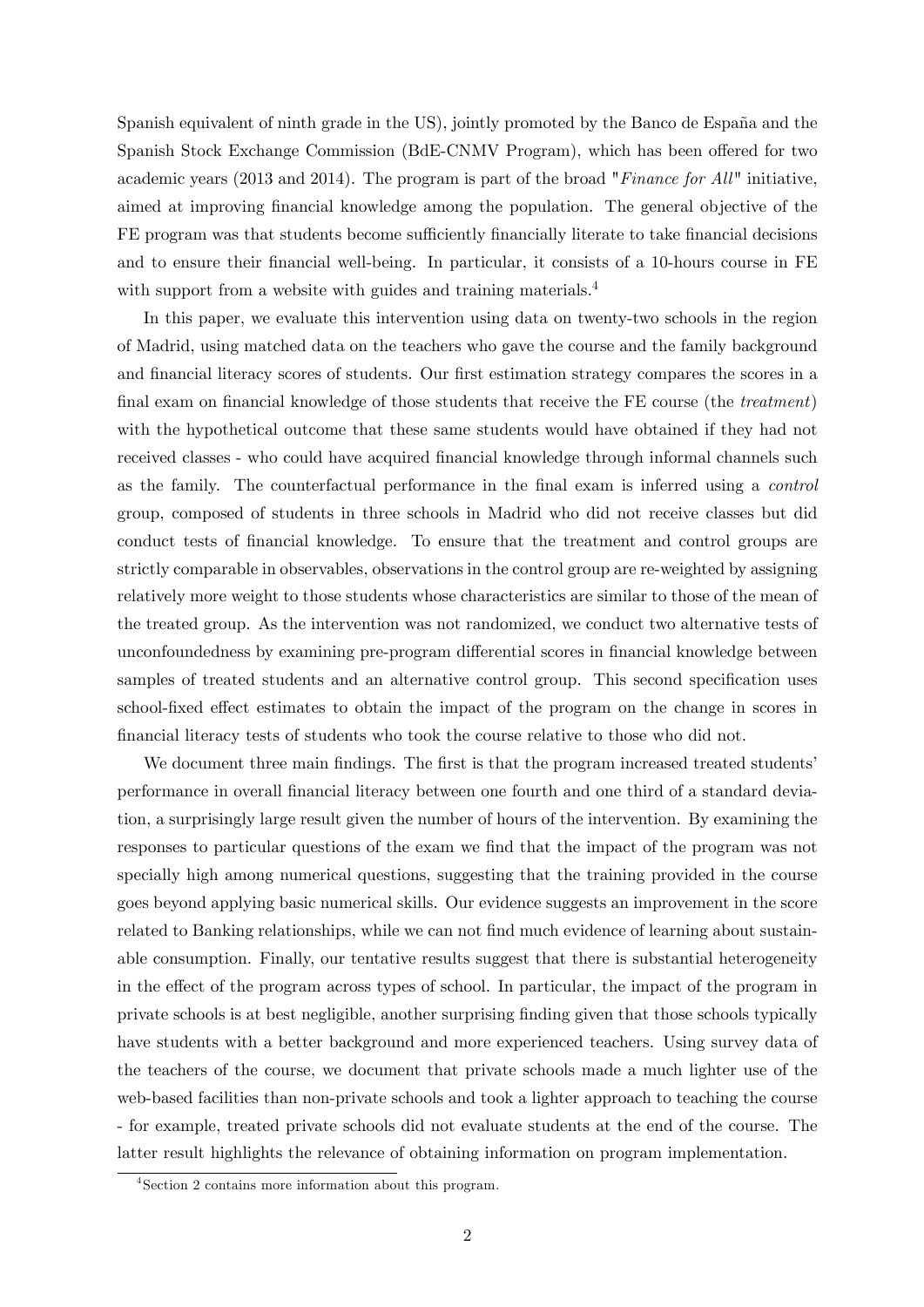Spanish equivalent of ninth grade in the US), jointly promoted by the Banco de España and the Spanish Stock Exchange Commission (BdE-CNMV Program), which has been offered for two academic years (2013 and 2014). The program is part of the broad "*Finance for All*" initiative, aimed at improving financial knowledge among the population. The general objective of the FE program was that students become sufficiently financially literate to take financial decisions and to ensure their financial well-being. In particular, it consists of a 10-hours course in FE with support from a website with guides and training materials.[4]

In this paper, we evaluate this intervention using data on twenty-two schools in the region of Madrid, using matched data on the teachers who gave the course and the family background and financial literacy scores of students. Our first estimation strategy compares the scores in a final exam on financial knowledge of those students that receive the FE course (the *treatment*) with the hypothetical outcome that these same students would have obtained if they had not received classes - who could have acquired financial knowledge through informal channels such as the family. The counterfactual performance in the final exam is inferred using a *control* group, composed of students in three schools in Madrid who did not receive classes but did conduct tests of financial knowledge. To ensure that the treatment and control groups are strictly comparable in observables, observations in the control group are re-weighted by assigning relatively more weight to those students whose characteristics are similar to those of the mean of the treated group. As the intervention was not randomized, we conduct two alternative tests of unconfoundedness by examining pre-program differential scores in financial knowledge between samples of treated students and an alternative control group. This second specification uses school-fixed effect estimates to obtain the impact of the program on the change in scores in financial literacy tests of students who took the course relative to those who did not.

We document three main findings. The first is that the program increased treated students' performance in overall financial literacy between one fourth and one third of a standard deviation, a surprisingly large result given the number of hours of the intervention. By examining the responses to particular questions of the exam we find that the impact of the program was not specially high among numerical questions, suggesting that the training provided in the course goes beyond applying basic numerical skills. Our evidence suggests an improvement in the score related to Banking relationships, while we can not find much evidence of learning about sustainable consumption. Finally, our tentative results suggest that there is substantial heterogeneity in the effect of the program across types of school. In particular, the impact of the program in private schools is at best negligible, another surprising finding given that those schools typically have students with a better background and more experienced teachers. Using survey data of the teachers of the course, we document that private schools made a much lighter use of the web-based facilities than non-private schools and took a lighter approach to teaching the course - for example, treated private schools did not evaluate students at the end of the course. The latter result highlights the relevance of obtaining information on program implementation.

[4] Section 2 contains more information about this program.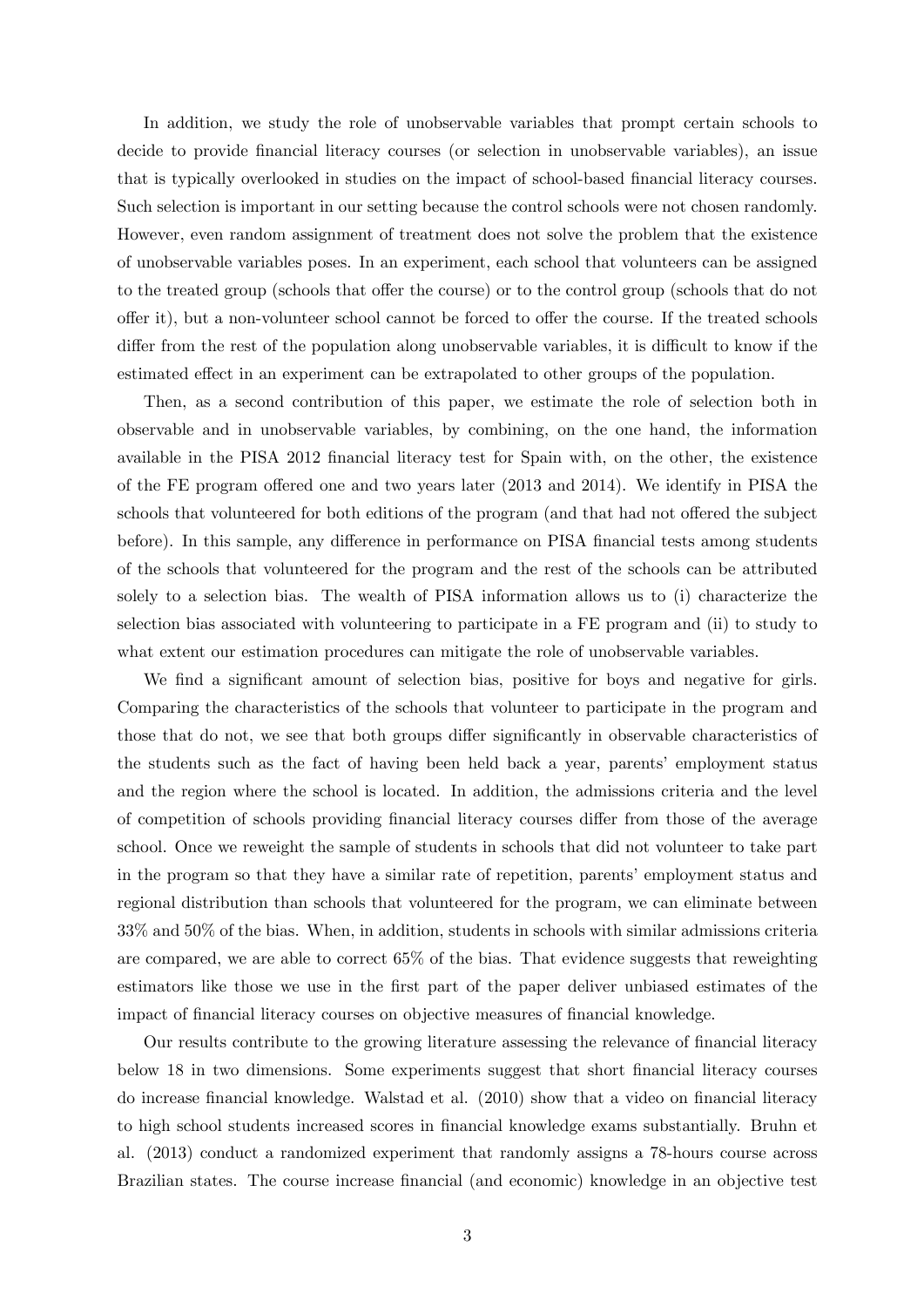In addition, we study the role of unobservable variables that prompt certain schools to decide to provide financial literacy courses (or selection in unobservable variables), an issue that is typically overlooked in studies on the impact of school-based financial literacy courses. Such selection is important in our setting because the control schools were not chosen randomly. However, even random assignment of treatment does not solve the problem that the existence of unobservable variables poses. In an experiment, each school that volunteers can be assigned to the treated group (schools that offer the course) or to the control group (schools that do not offer it), but a non-volunteer school cannot be forced to offer the course. If the treated schools differ from the rest of the population along unobservable variables, it is difficult to know if the estimated effect in an experiment can be extrapolated to other groups of the population.

Then, as a second contribution of this paper, we estimate the role of selection both in observable and in unobservable variables, by combining, on the one hand, the information available in the PISA 2012 financial literacy test for Spain with, on the other, the existence of the FE program offered one and two years later (2013 and 2014). We identify in PISA the schools that volunteered for both editions of the program (and that had not offered the subject before). In this sample, any difference in performance on PISA financial tests among students of the schools that volunteered for the program and the rest of the schools can be attributed solely to a selection bias. The wealth of PISA information allows us to (i) characterize the selection bias associated with volunteering to participate in a FE program and (ii) to study to what extent our estimation procedures can mitigate the role of unobservable variables.

We find a significant amount of selection bias, positive for boys and negative for girls. Comparing the characteristics of the schools that volunteer to participate in the program and those that do not, we see that both groups differ significantly in observable characteristics of the students such as the fact of having been held back a year, parents' employment status and the region where the school is located. In addition, the admissions criteria and the level of competition of schools providing financial literacy courses differ from those of the average school. Once we reweight the sample of students in schools that did not volunteer to take part in the program so that they have a similar rate of repetition, parents' employment status and regional distribution than schools that volunteered for the program, we can eliminate between 33% and 50% of the bias. When, in addition, students in schools with similar admissions criteria are compared, we are able to correct 65% of the bias. That evidence suggests that reweighting estimators like those we use in the first part of the paper deliver unbiased estimates of the impact of financial literacy courses on objective measures of financial knowledge.

Our results contribute to the growing literature assessing the relevance of financial literacy below 18 in two dimensions. Some experiments suggest that short financial literacy courses do increase financial knowledge. Walstad et al. (2010) show that a video on financial literacy to high school students increased scores in financial knowledge exams substantially. Bruhn et al. (2013) conduct a randomized experiment that randomly assigns a 78-hours course across Brazilian states. The course increase financial (and economic) knowledge in an objective test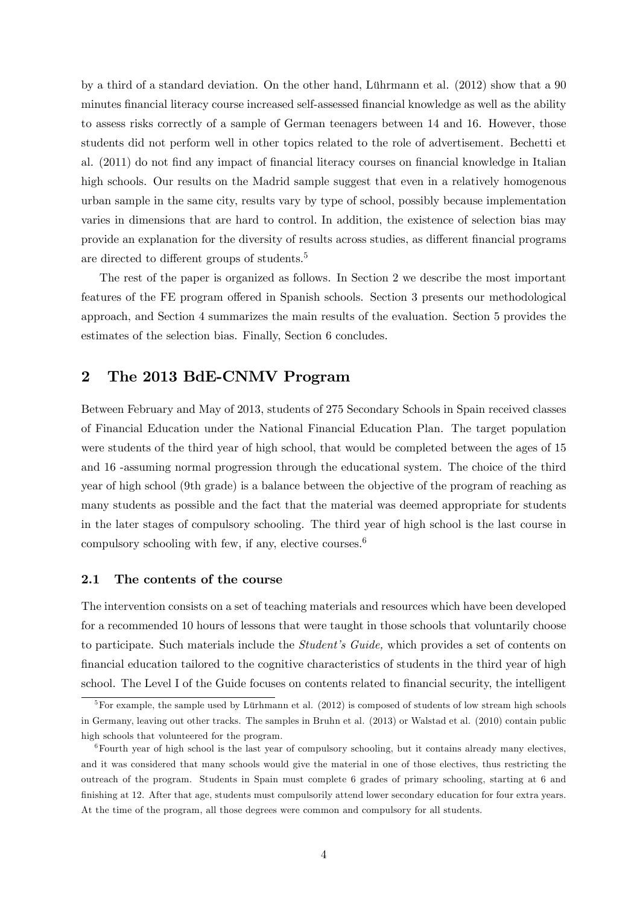by a third of a standard deviation. On the other hand, Lührmann et al. (2012) show that a 90 minutes financial literacy course increased self-assessed financial knowledge as well as the ability to assess risks correctly of a sample of German teenagers between 14 and 16. However, those students did not perform well in other topics related to the role of advertisement. Bechetti et al. (2011) do not find any impact of financial literacy courses on financial knowledge in Italian high schools. Our results on the Madrid sample suggest that even in a relatively homogenous urban sample in the same city, results vary by type of school, possibly because implementation varies in dimensions that are hard to control. In addition, the existence of selection bias may provide an explanation for the diversity of results across studies, as different financial programs are directed to different groups of students.[5]

The rest of the paper is organized as follows. In Section 2 we describe the most important features of the FE program offered in Spanish schools. Section 3 presents our methodological approach, and Section 4 summarizes the main results of the evaluation. Section 5 provides the estimates of the selection bias. Finally, Section 6 concludes.

## 2 The 2013 BdE-CNMV Program

Between February and May of 2013, students of 275 Secondary Schools in Spain received classes of Financial Education under the National Financial Education Plan. The target population were students of the third year of high school, that would be completed between the ages of 15 and 16 -assuming normal progression through the educational system. The choice of the third year of high school (9th grade) is a balance between the objective of the program of reaching as many students as possible and the fact that the material was deemed appropriate for students in the later stages of compulsory schooling. The third year of high school is the last course in compulsory schooling with few, if any, elective courses.[6]

### 2.1 The contents of the course

The intervention consists on a set of teaching materials and resources which have been developed for a recommended 10 hours of lessons that were taught in those schools that voluntarily choose to participate. Such materials include the *Student's Guide,* which provides a set of contents on financial education tailored to the cognitive characteristics of students in the third year of high school. The Level I of the Guide focuses on contents related to financial security, the intelligent

[5] For example, the sample used by Lürhmann et al. (2012) is composed of students of low stream high schools in Germany, leaving out other tracks. The samples in Bruhn et al. (2013) or Walstad et al. (2010) contain public high schools that volunteered for the program.

[6] Fourth year of high school is the last year of compulsory schooling, but it contains already many electives, and it was considered that many schools would give the material in one of those electives, thus restricting the outreach of the program. Students in Spain must complete 6 grades of primary schooling, starting at 6 and finishing at 12. After that age, students must compulsorily attend lower secondary education for four extra years. At the time of the program, all those degrees were common and compulsory for all students.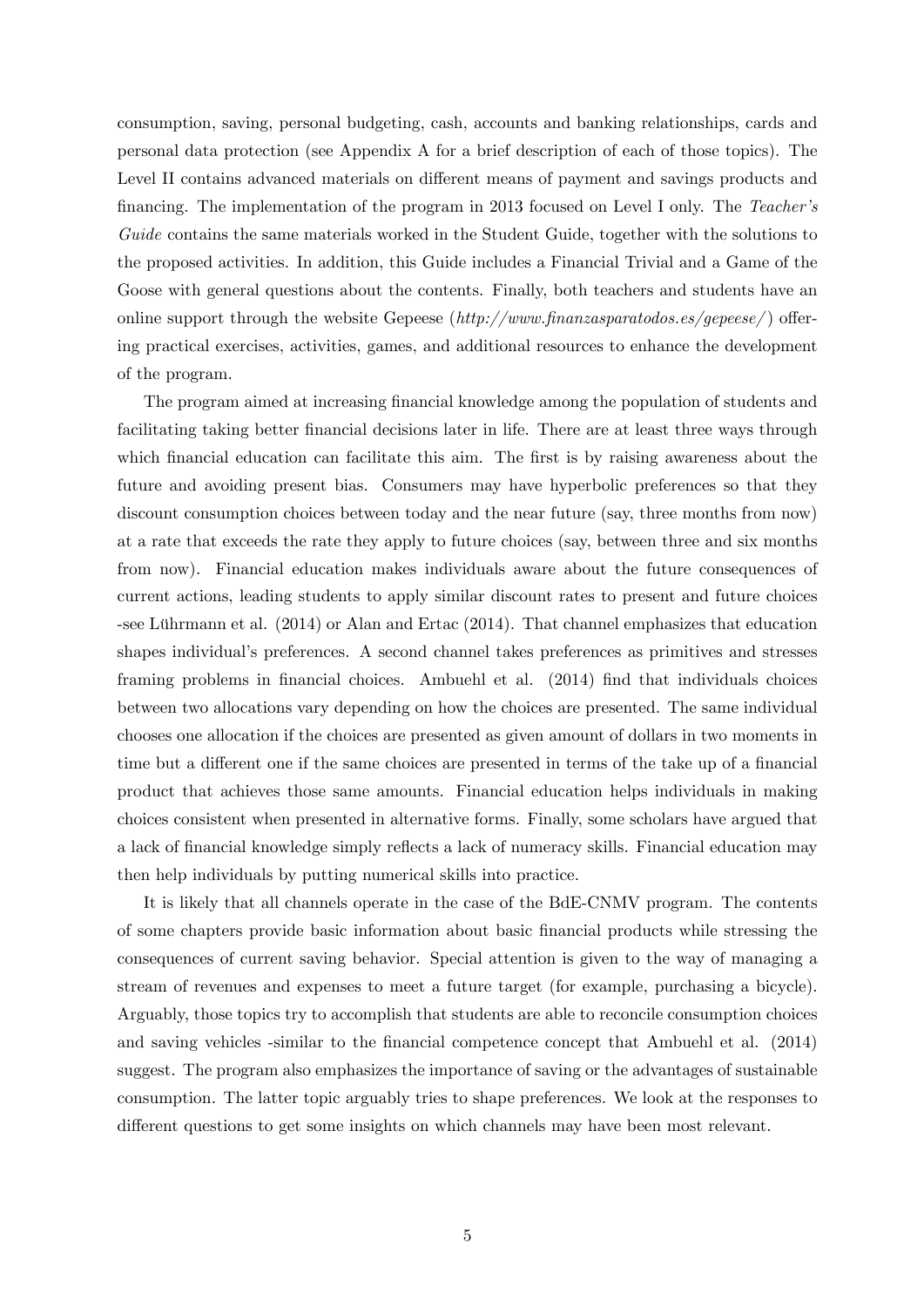consumption, saving, personal budgeting, cash, accounts and banking relationships, cards and personal data protection (see Appendix A for a brief description of each of those topics). The Level II contains advanced materials on different means of payment and savings products and financing. The implementation of the program in 2013 focused on Level I only. The *Teacher's Guide* contains the same materials worked in the Student Guide, together with the solutions to the proposed activities. In addition, this Guide includes a Financial Trivial and a Game of the Goose with general questions about the contents. Finally, both teachers and students have an online support through the website Gepeese (*http://www.finanzasparatodos.es/gepeese/*) offering practical exercises, activities, games, and additional resources to enhance the development of the program.

The program aimed at increasing financial knowledge among the population of students and facilitating taking better financial decisions later in life. There are at least three ways through which financial education can facilitate this aim. The first is by raising awareness about the future and avoiding present bias. Consumers may have hyperbolic preferences so that they discount consumption choices between today and the near future (say, three months from now) at a rate that exceeds the rate they apply to future choices (say, between three and six months from now). Financial education makes individuals aware about the future consequences of current actions, leading students to apply similar discount rates to present and future choices -see Lührmann et al. (2014) or Alan and Ertac (2014). That channel emphasizes that education shapes individual's preferences. A second channel takes preferences as primitives and stresses framing problems in financial choices. Ambuehl et al. (2014) find that individuals choices between two allocations vary depending on how the choices are presented. The same individual chooses one allocation if the choices are presented as given amount of dollars in two moments in time but a different one if the same choices are presented in terms of the take up of a financial product that achieves those same amounts. Financial education helps individuals in making choices consistent when presented in alternative forms. Finally, some scholars have argued that a lack of financial knowledge simply reflects a lack of numeracy skills. Financial education may then help individuals by putting numerical skills into practice.

It is likely that all channels operate in the case of the BdE-CNMV program. The contents of some chapters provide basic information about basic financial products while stressing the consequences of current saving behavior. Special attention is given to the way of managing a stream of revenues and expenses to meet a future target (for example, purchasing a bicycle). Arguably, those topics try to accomplish that students are able to reconcile consumption choices and saving vehicles -similar to the financial competence concept that Ambuehl et al. (2014) suggest. The program also emphasizes the importance of saving or the advantages of sustainable consumption. The latter topic arguably tries to shape preferences. We look at the responses to different questions to get some insights on which channels may have been most relevant.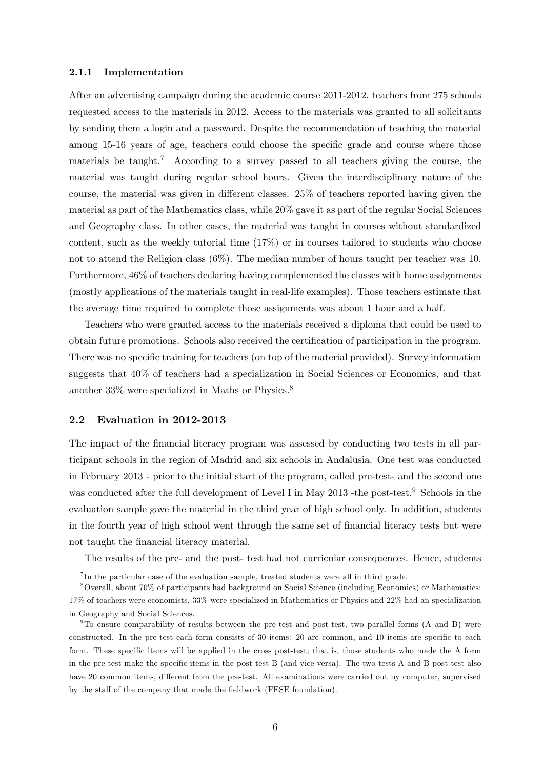### 2.1.1 Implementation

After an advertising campaign during the academic course 2011-2012, teachers from 275 schools requested access to the materials in 2012. Access to the materials was granted to all solicitants by sending them a login and a password. Despite the recommendation of teaching the material among 15-16 years of age, teachers could choose the specific grade and course where those materials be taught.[7] According to a survey passed to all teachers giving the course, the material was taught during regular school hours. Given the interdisciplinary nature of the course, the material was given in different classes. 25% of teachers reported having given the material as part of the Mathematics class, while 20% gave it as part of the regular Social Sciences and Geography class. In other cases, the material was taught in courses without standardized content, such as the weekly tutorial time (17%) or in courses tailored to students who choose not to attend the Religion class (6%). The median number of hours taught per teacher was 10. Furthermore, 46% of teachers declaring having complemented the classes with home assignments (mostly applications of the materials taught in real-life examples). Those teachers estimate that the average time required to complete those assignments was about 1 hour and a half.

Teachers who were granted access to the materials received a diploma that could be used to obtain future promotions. Schools also received the certification of participation in the program. There was no specific training for teachers (on top of the material provided). Survey information suggests that 40% of teachers had a specialization in Social Sciences or Economics, and that another 33% were specialized in Maths or Physics.[8]

## 2.2 Evaluation in 2012-2013

The impact of the financial literacy program was assessed by conducting two tests in all participant schools in the region of Madrid and six schools in Andalusia. One test was conducted in February 2013 - prior to the initial start of the program, called pre-test- and the second one was conducted after the full development of Level I in May 2013 -the post-test.[9] Schools in the evaluation sample gave the material in the third year of high school only. In addition, students in the fourth year of high school went through the same set of financial literacy tests but were not taught the financial literacy material.

The results of the pre- and the post- test had not curricular consequences. Hence, students

---

[7] In the particular case of the evaluation sample, treated students were all in third grade.

[8] Overall, about 70% of participants had background on Social Science (including Economics) or Mathematics: 17% of teachers were economists, 33% were specialized in Mathematics or Physics and 22% had an specialization in Geography and Social Sciences.

[9] To ensure comparability of results between the pre-test and post-test, two parallel forms (A and B) were constructed. In the pre-test each form consists of 30 items: 20 are common, and 10 items are specific to each form. These specific items will be applied in the cross post-test; that is, those students who made the A form in the pre-test make the specific items in the post-test B (and vice versa). The two tests A and B post-test also have 20 common items, different from the pre-test. All examinations were carried out by computer, supervised by the staff of the company that made the fieldwork (FESE foundation).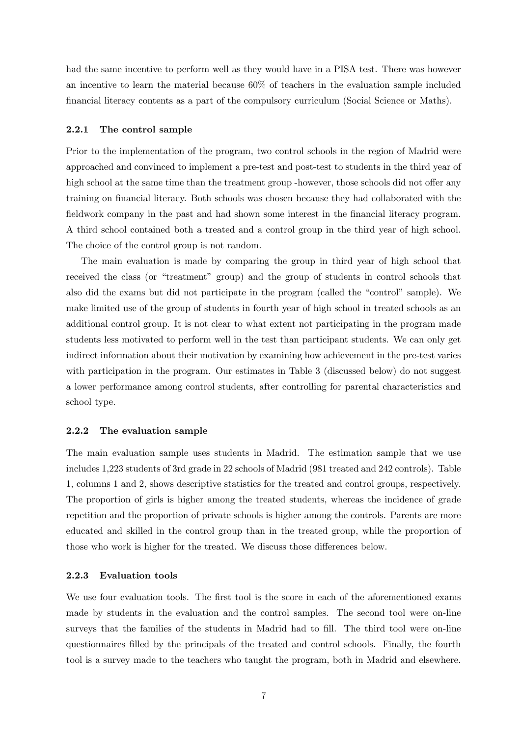had the same incentive to perform well as they would have in a PISA test. There was however an incentive to learn the material because 60% of teachers in the evaluation sample included financial literacy contents as a part of the compulsory curriculum (Social Science or Maths).

### 2.2.1 The control sample

Prior to the implementation of the program, two control schools in the region of Madrid were approached and convinced to implement a pre-test and post-test to students in the third year of high school at the same time than the treatment group -however, those schools did not offer any training on financial literacy. Both schools was chosen because they had collaborated with the fieldwork company in the past and had shown some interest in the financial literacy program. A third school contained both a treated and a control group in the third year of high school. The choice of the control group is not random.

The main evaluation is made by comparing the group in third year of high school that received the class (or "treatment" group) and the group of students in control schools that also did the exams but did not participate in the program (called the "control" sample). We make limited use of the group of students in fourth year of high school in treated schools as an additional control group. It is not clear to what extent not participating in the program made students less motivated to perform well in the test than participant students. We can only get indirect information about their motivation by examining how achievement in the pre-test varies with participation in the program. Our estimates in Table 3 (discussed below) do not suggest a lower performance among control students, after controlling for parental characteristics and school type.

### 2.2.2 The evaluation sample

The main evaluation sample uses students in Madrid. The estimation sample that we use includes 1,223 students of 3rd grade in 22 schools of Madrid (981 treated and 242 controls). Table 1, columns 1 and 2, shows descriptive statistics for the treated and control groups, respectively. The proportion of girls is higher among the treated students, whereas the incidence of grade repetition and the proportion of private schools is higher among the controls. Parents are more educated and skilled in the control group than in the treated group, while the proportion of those who work is higher for the treated. We discuss those differences below.

### 2.2.3 Evaluation tools

We use four evaluation tools. The first tool is the score in each of the aforementioned exams made by students in the evaluation and the control samples. The second tool were on-line surveys that the families of the students in Madrid had to fill. The third tool were on-line questionnaires filled by the principals of the treated and control schools. Finally, the fourth tool is a survey made to the teachers who taught the program, both in Madrid and elsewhere.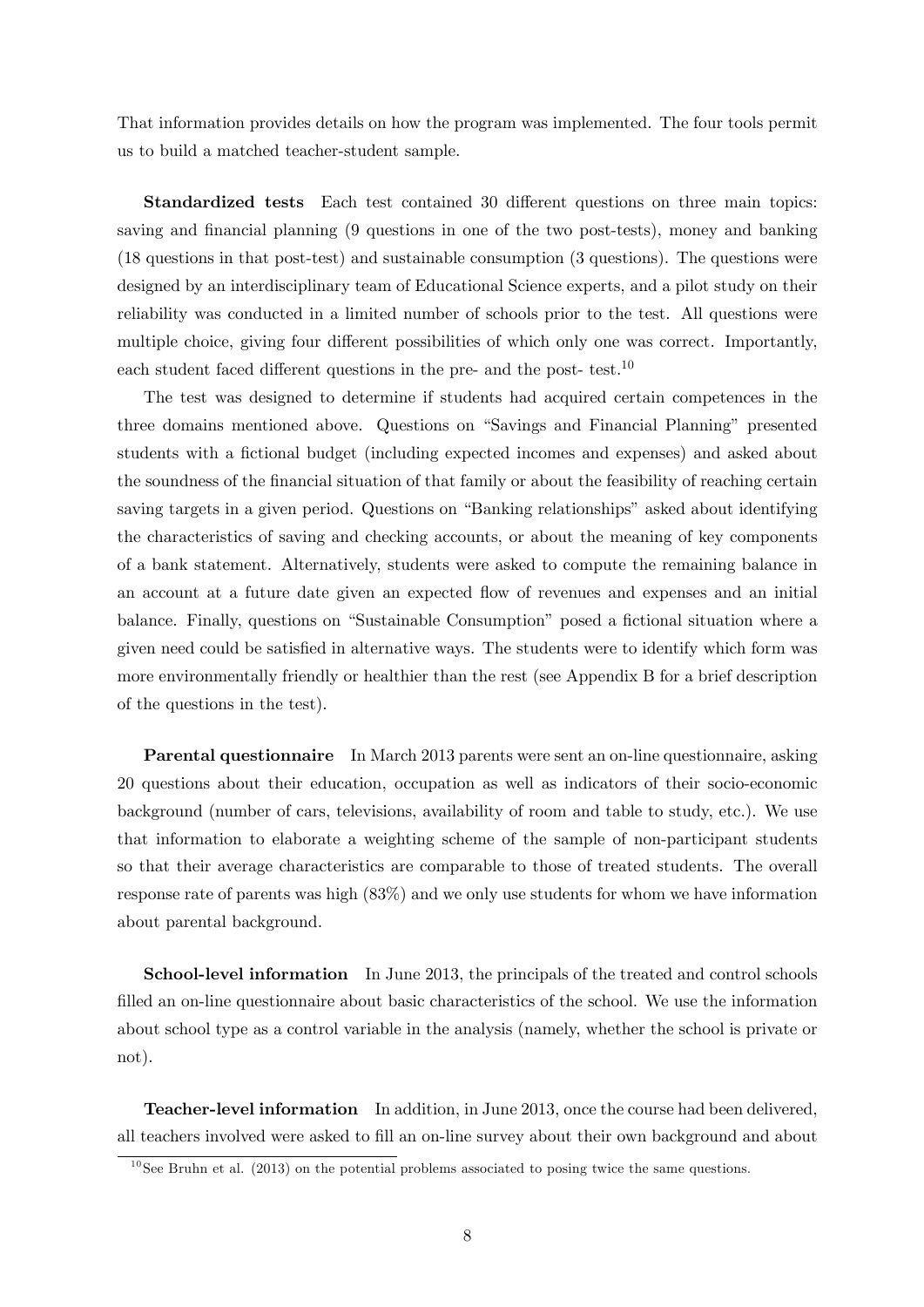That information provides details on how the program was implemented. The four tools permit us to build a matched teacher-student sample.

**Standardized tests** Each test contained 30 different questions on three main topics: saving and financial planning (9 questions in one of the two post-tests), money and banking (18 questions in that post-test) and sustainable consumption (3 questions). The questions were designed by an interdisciplinary team of Educational Science experts, and a pilot study on their reliability was conducted in a limited number of schools prior to the test. All questions were multiple choice, giving four different possibilities of which only one was correct. Importantly, each student faced different questions in the pre- and the post- test.[10]

The test was designed to determine if students had acquired certain competences in the three domains mentioned above. Questions on "Savings and Financial Planning" presented students with a fictional budget (including expected incomes and expenses) and asked about the soundness of the financial situation of that family or about the feasibility of reaching certain saving targets in a given period. Questions on "Banking relationships" asked about identifying the characteristics of saving and checking accounts, or about the meaning of key components of a bank statement. Alternatively, students were asked to compute the remaining balance in an account at a future date given an expected flow of revenues and expenses and an initial balance. Finally, questions on "Sustainable Consumption" posed a fictional situation where a given need could be satisfied in alternative ways. The students were to identify which form was more environmentally friendly or healthier than the rest (see Appendix B for a brief description of the questions in the test).

**Parental questionnaire** In March 2013 parents were sent an on-line questionnaire, asking 20 questions about their education, occupation as well as indicators of their socio-economic background (number of cars, televisions, availability of room and table to study, etc.). We use that information to elaborate a weighting scheme of the sample of non-participant students so that their average characteristics are comparable to those of treated students. The overall response rate of parents was high (83%) and we only use students for whom we have information about parental background.

**School-level information** In June 2013, the principals of the treated and control schools filled an on-line questionnaire about basic characteristics of the school. We use the information about school type as a control variable in the analysis (namely, whether the school is private or not).

**Teacher-level information** In addition, in June 2013, once the course had been delivered, all teachers involved were asked to fill an on-line survey about their own background and about

[10] See Bruhn et al. (2013) on the potential problems associated to posing twice the same questions.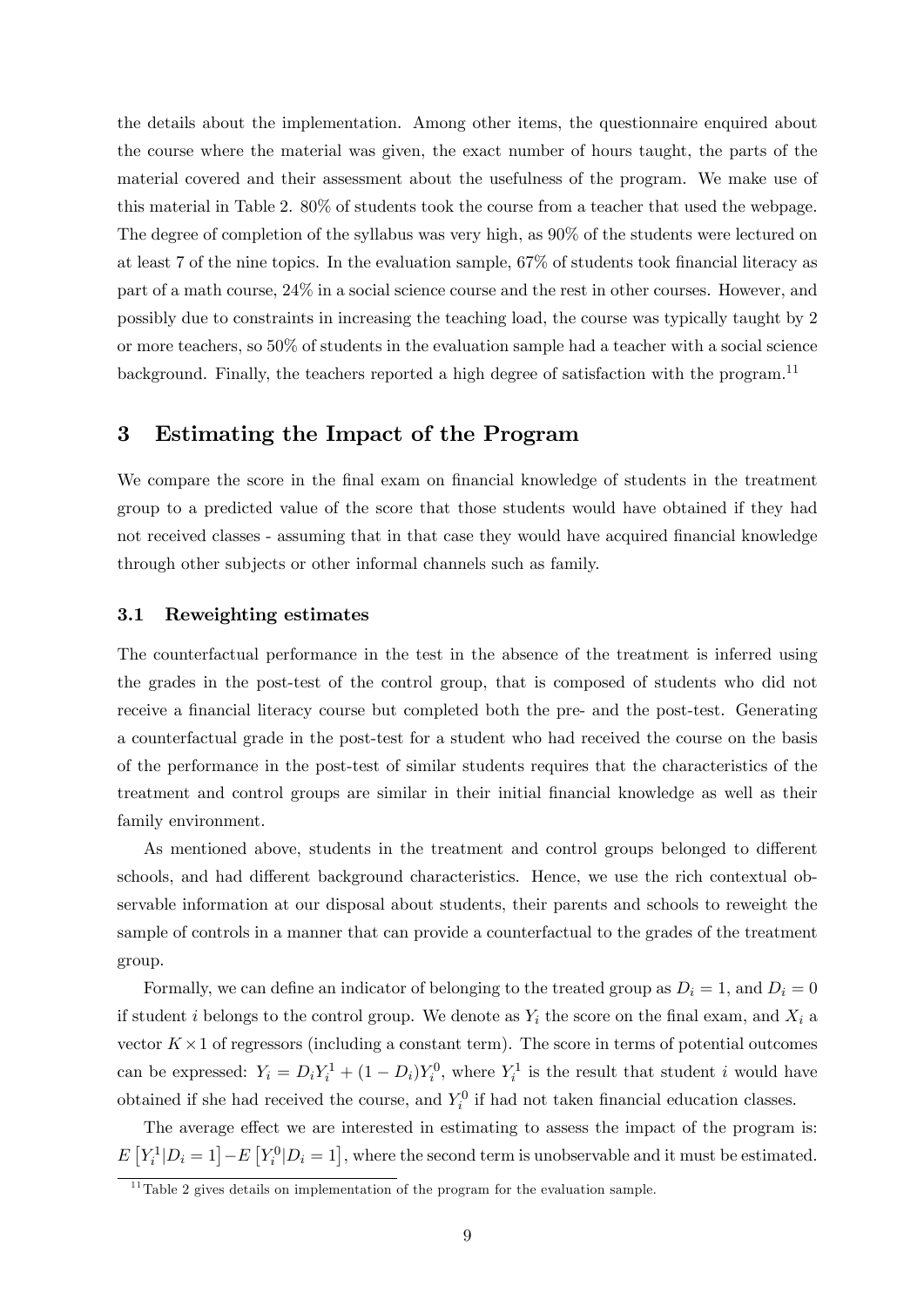the details about the implementation. Among other items, the questionnaire enquired about the course where the material was given, the exact number of hours taught, the parts of the material covered and their assessment about the usefulness of the program. We make use of this material in Table 2. 80% of students took the course from a teacher that used the webpage. The degree of completion of the syllabus was very high, as 90% of the students were lectured on at least 7 of the nine topics. In the evaluation sample, 67% of students took financial literacy as part of a math course, 24% in a social science course and the rest in other courses. However, and possibly due to constraints in increasing the teaching load, the course was typically taught by 2 or more teachers, so 50% of students in the evaluation sample had a teacher with a social science background. Finally, the teachers reported a high degree of satisfaction with the program.[11]

## 3 Estimating the Impact of the Program

We compare the score in the final exam on financial knowledge of students in the treatment group to a predicted value of the score that those students would have obtained if they had not received classes - assuming that in that case they would have acquired financial knowledge through other subjects or other informal channels such as family.

### 3.1 Reweighting estimates

The counterfactual performance in the test in the absence of the treatment is inferred using the grades in the post-test of the control group, that is composed of students who did not receive a financial literacy course but completed both the pre- and the post-test. Generating a counterfactual grade in the post-test for a student who had received the course on the basis of the performance in the post-test of similar students requires that the characteristics of the treatment and control groups are similar in their initial financial knowledge as well as their family environment.

As mentioned above, students in the treatment and control groups belonged to different schools, and had different background characteristics. Hence, we use the rich contextual observable information at our disposal about students, their parents and schools to reweight the sample of controls in a manner that can provide a counterfactual to the grades of the treatment group.

Formally, we can define an indicator of belonging to the treated group as $D_i = 1$, and $D_i = 0$ if student $i$ belongs to the control group. We denote as $Y_i$ the score on the final exam, and $X_i$ a vector $K \times 1$ of regressors (including a constant term). The score in terms of potential outcomes can be expressed: $Y_i = D_i Y_i^1 + (1 - D_i) Y_i^0$, where $Y_i^1$ is the result that student $i$ would have obtained if she had received the course, and $Y_i^0$ if had not taken financial education classes.

The average effect we are interested in estimating to assess the impact of the program is: $E\left[Y_i^1 | D_i = 1\right] - E\left[Y_i^0 | D_i = 1\right]$, where the second term is unobservable and it must be estimated.

[11] Table 2 gives details on implementation of the program for the evaluation sample.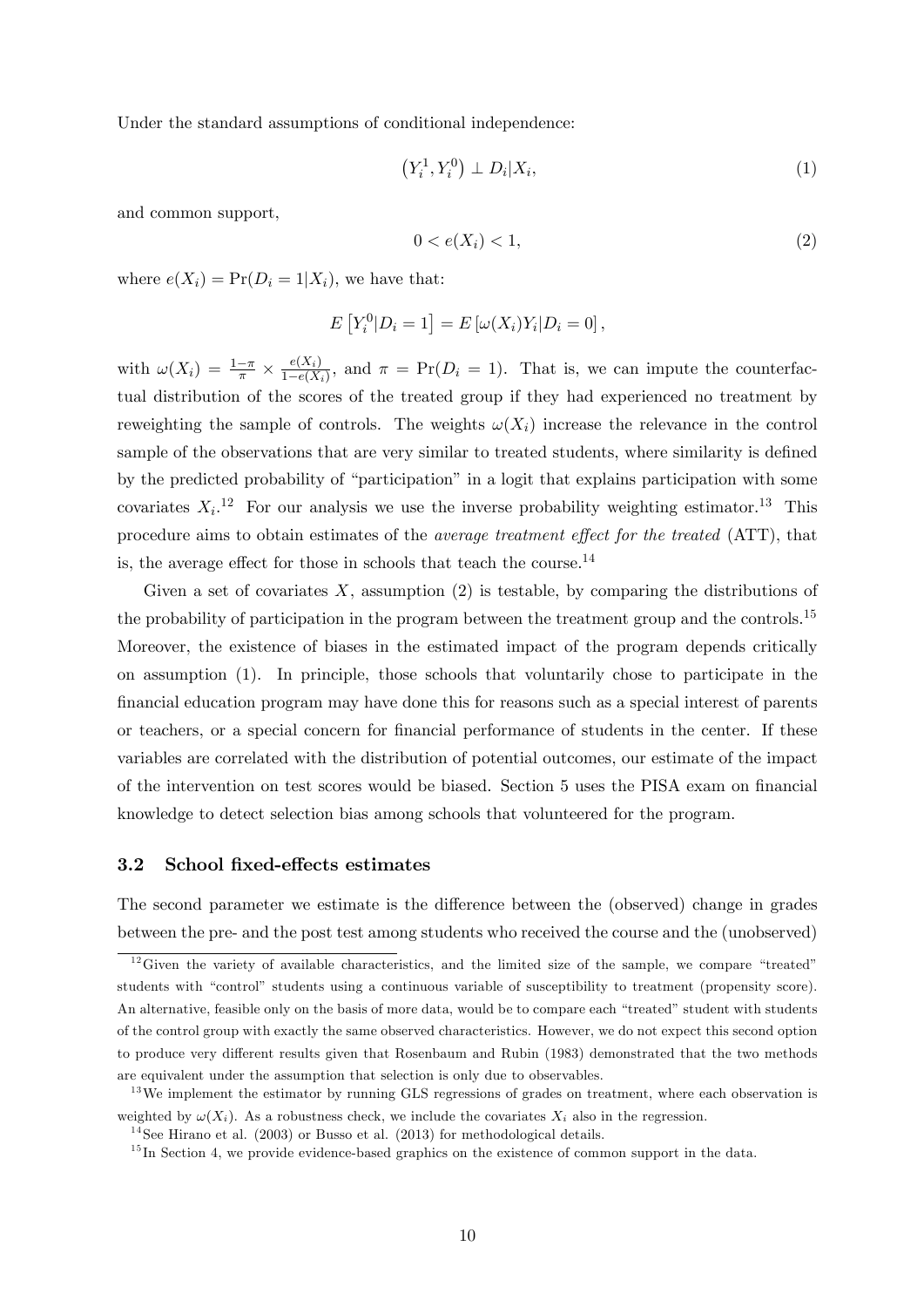Under the standard assumptions of conditional independence:

$$\left(Y_i^1, Y_i^0\right) \perp D_i | X_i, \tag{1}$$

and common support,

$$0 < e(X_i) < 1, \tag{2}$$

where $e(X_i) = \Pr(D_i = 1|X_i)$, we have that:

$$E\left[Y_i^0 | D_i = 1\right] = E\left[\omega(X_i) Y_i | D_i = 0\right],$$

with $\omega(X_i) = \frac{1-\pi}{\pi} \times \frac{e(X_i)}{1-e(X_i)}$, and $\pi = \Pr(D_i = 1)$. That is, we can impute the counterfactual distribution of the scores of the treated group if they had experienced no treatment by reweighting the sample of controls. The weights $\omega(X_i)$ increase the relevance in the control sample of the observations that are very similar to treated students, where similarity is defined by the predicted probability of "participation" in a logit that explains participation with some covariates $X_i$.[12] For our analysis we use the inverse probability weighting estimator.[13] This procedure aims to obtain estimates of the *average treatment effect for the treated* (ATT), that is, the average effect for those in schools that teach the course.[14]

Given a set of covariates $X$, assumption (2) is testable, by comparing the distributions of the probability of participation in the program between the treatment group and the controls.[15] Moreover, the existence of biases in the estimated impact of the program depends critically on assumption (1). In principle, those schools that voluntarily chose to participate in the financial education program may have done this for reasons such as a special interest of parents or teachers, or a special concern for financial performance of students in the center. If these variables are correlated with the distribution of potential outcomes, our estimate of the impact of the intervention on test scores would be biased. Section 5 uses the PISA exam on financial knowledge to detect selection bias among schools that volunteered for the program.

### 3.2 School fixed-effects estimates

The second parameter we estimate is the difference between the (observed) change in grades between the pre- and the post test among students who received the course and the (unobserved)

---

[12] Given the variety of available characteristics, and the limited size of the sample, we compare "treated" students with "control" students using a continuous variable of susceptibility to treatment (propensity score). An alternative, feasible only on the basis of more data, would be to compare each "treated" student with students of the control group with exactly the same observed characteristics. However, we do not expect this second option to produce very different results given that Rosenbaum and Rubin (1983) demonstrated that the two methods are equivalent under the assumption that selection is only due to observables.

[13] We implement the estimator by running GLS regressions of grades on treatment, where each observation is weighted by $\omega(X_i)$. As a robustness check, we include the covariates $X_i$ also in the regression.

[14] See Hirano et al. (2003) or Busso et al. (2013) for methodological details.

[15] In Section 4, we provide evidence-based graphics on the existence of common support in the data.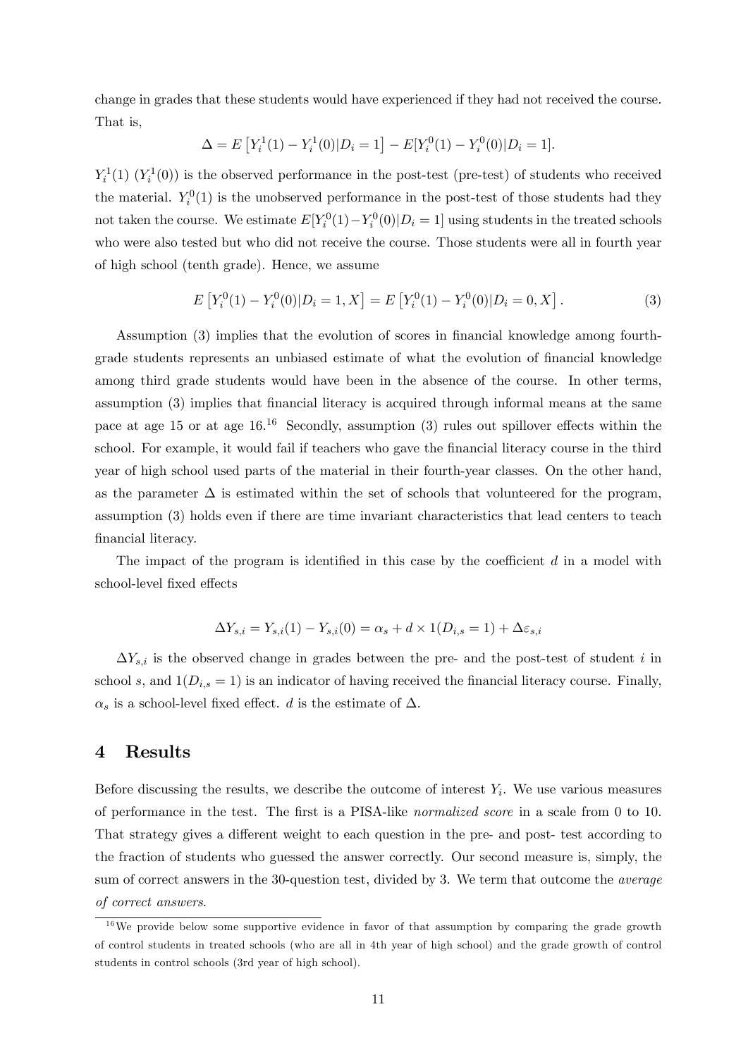change in grades that these students would have experienced if they had not received the course. That is,

$$\Delta = E\left[Y_i^1(1) - Y_i^1(0)|D_i = 1\right] - E[Y_i^0(1) - Y_i^0(0)|D_i = 1].$$

$Y_i^1(1)$ ($Y_i^1(0)$) is the observed performance in the post-test (pre-test) of students who received the material. $Y_i^0(1)$ is the unobserved performance in the post-test of those students had they not taken the course. We estimate $E[Y_i^0(1) - Y_i^0(0)|D_i = 1]$ using students in the treated schools who were also tested but who did not receive the course. Those students were all in fourth year of high school (tenth grade). Hence, we assume

$$E\left[Y_i^0(1) - Y_i^0(0)|D_i = 1, X\right] = E\left[Y_i^0(1) - Y_i^0(0)|D_i = 0, X\right]. \tag{3}$$

Assumption (3) implies that the evolution of scores in financial knowledge among fourth-grade students represents an unbiased estimate of what the evolution of financial knowledge among third grade students would have been in the absence of the course. In other terms, assumption (3) implies that financial literacy is acquired through informal means at the same pace at age 15 or at age 16.[16] Secondly, assumption (3) rules out spillover effects within the school. For example, it would fail if teachers who gave the financial literacy course in the third year of high school used parts of the material in their fourth-year classes. On the other hand, as the parameter $\Delta$ is estimated within the set of schools that volunteered for the program, assumption (3) holds even if there are time invariant characteristics that lead centers to teach financial literacy.

The impact of the program is identified in this case by the coefficient $d$ in a model with school-level fixed effects

$$\Delta Y_{s,i} = Y_{s,i}(1) - Y_{s,i}(0) = \alpha_s + d \times 1(D_{i,s} = 1) + \Delta\varepsilon_{s,i}$$

$\Delta Y_{s,i}$ is the observed change in grades between the pre- and the post-test of student $i$ in school $s$, and $1(D_{i,s} = 1)$ is an indicator of having received the financial literacy course. Finally, $\alpha_s$ is a school-level fixed effect. $d$ is the estimate of $\Delta$.

# 4 Results

Before discussing the results, we describe the outcome of interest $Y_i$. We use various measures of performance in the test. The first is a PISA-like *normalized score* in a scale from 0 to 10. That strategy gives a different weight to each question in the pre- and post- test according to the fraction of students who guessed the answer correctly. Our second measure is, simply, the sum of correct answers in the 30-question test, divided by 3. We term that outcome the *average of correct answers*.

[16] We provide below some supportive evidence in favor of that assumption by comparing the grade growth of control students in treated schools (who are all in 4th year of high school) and the grade growth of control students in control schools (3rd year of high school).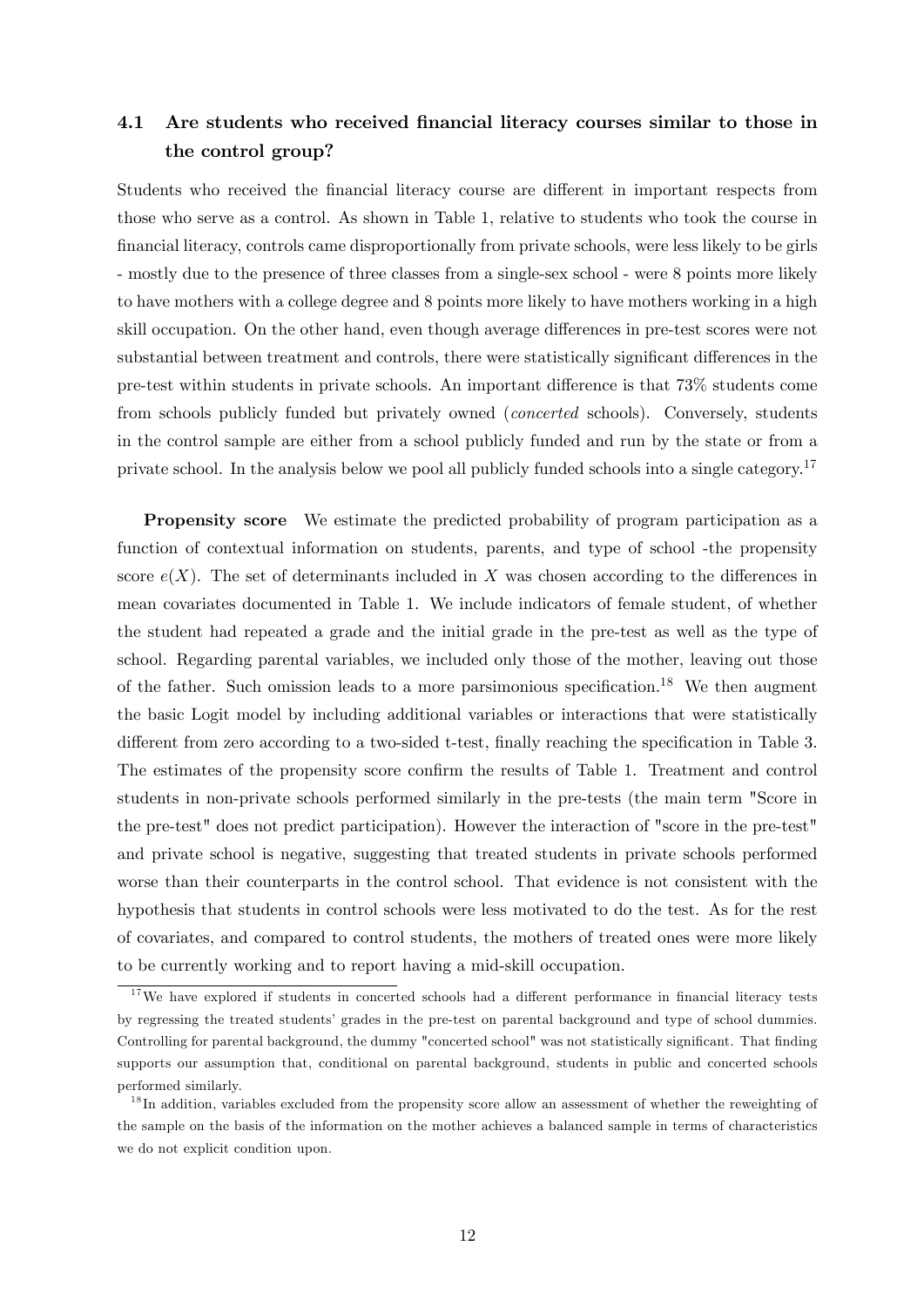### 4.1 Are students who received financial literacy courses similar to those in the control group?

Students who received the financial literacy course are different in important respects from those who serve as a control. As shown in Table 1, relative to students who took the course in financial literacy, controls came disproportionally from private schools, were less likely to be girls - mostly due to the presence of three classes from a single-sex school - were 8 points more likely to have mothers with a college degree and 8 points more likely to have mothers working in a high skill occupation. On the other hand, even though average differences in pre-test scores were not substantial between treatment and controls, there were statistically significant differences in the pre-test within students in private schools. An important difference is that 73% students come from schools publicly funded but privately owned (*concerted* schools). Conversely, students in the control sample are either from a school publicly funded and run by the state or from a private school. In the analysis below we pool all publicly funded schools into a single category.[17]

**Propensity score** We estimate the predicted probability of program participation as a function of contextual information on students, parents, and type of school -the propensity score $e(X)$. The set of determinants included in $X$ was chosen according to the differences in mean covariates documented in Table 1. We include indicators of female student, of whether the student had repeated a grade and the initial grade in the pre-test as well as the type of school. Regarding parental variables, we included only those of the mother, leaving out those of the father. Such omission leads to a more parsimonious specification.[18] We then augment the basic Logit model by including additional variables or interactions that were statistically different from zero according to a two-sided t-test, finally reaching the specification in Table 3. The estimates of the propensity score confirm the results of Table 1. Treatment and control students in non-private schools performed similarly in the pre-tests (the main term "Score in the pre-test" does not predict participation). However the interaction of "score in the pre-test" and private school is negative, suggesting that treated students in private schools performed worse than their counterparts in the control school. That evidence is not consistent with the hypothesis that students in control schools were less motivated to do the test. As for the rest of covariates, and compared to control students, the mothers of treated ones were more likely to be currently working and to report having a mid-skill occupation.

[17] We have explored if students in concerted schools had a different performance in financial literacy tests by regressing the treated students' grades in the pre-test on parental background and type of school dummies. Controlling for parental background, the dummy "concerted school" was not statistically significant. That finding supports our assumption that, conditional on parental background, students in public and concerted schools performed similarly.

[18] In addition, variables excluded from the propensity score allow an assessment of whether the reweighting of the sample on the basis of the information on the mother achieves a balanced sample in terms of characteristics we do not explicit condition upon.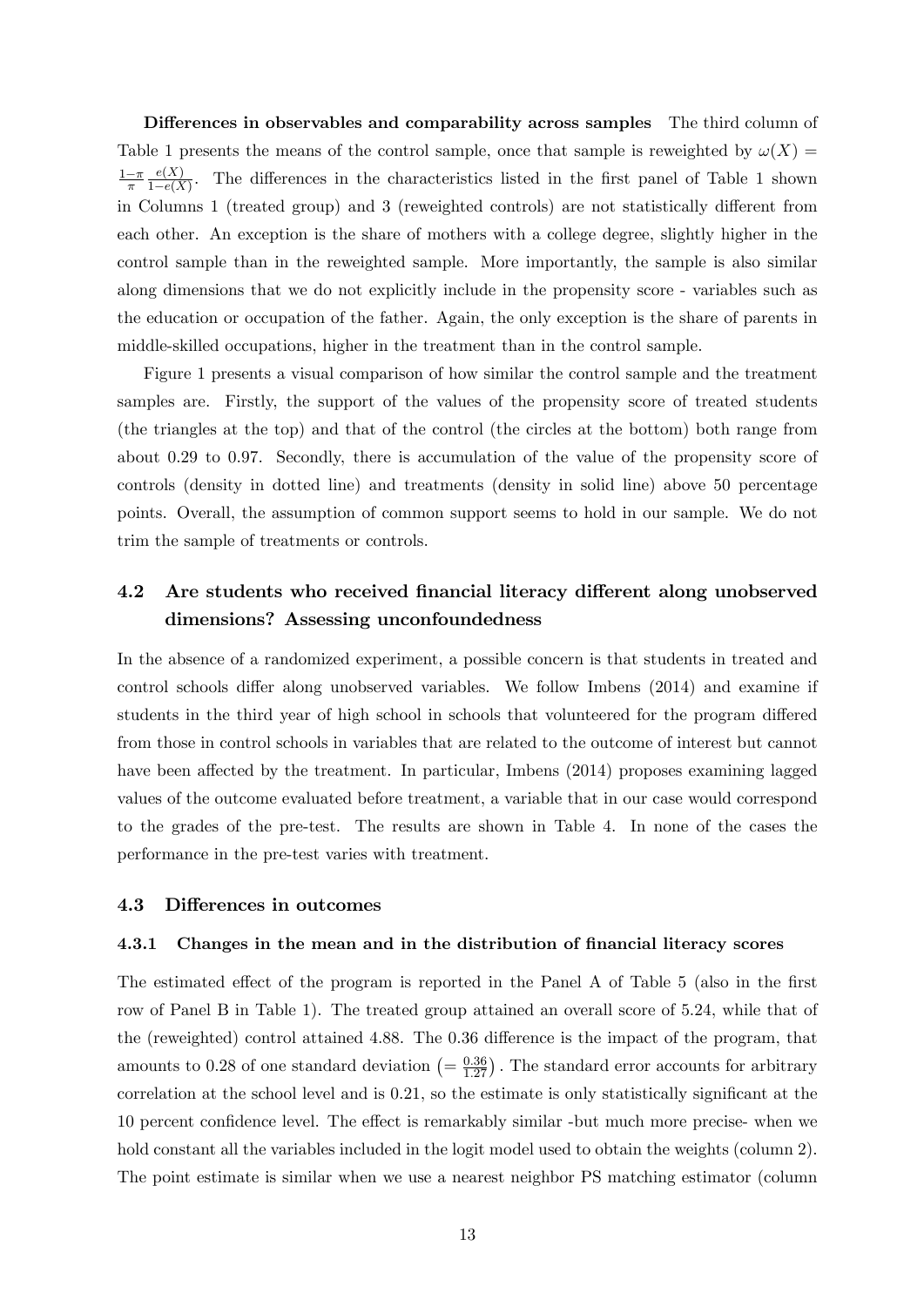**Differences in observables and comparability across samples** The third column of Table 1 presents the means of the control sample, once that sample is reweighted by $\omega(X) = \frac{1-\pi}{\pi}\frac{e(X)}{1-e(X)}$. The differences in the characteristics listed in the first panel of Table 1 shown in Columns 1 (treated group) and 3 (reweighted controls) are not statistically different from each other. An exception is the share of mothers with a college degree, slightly higher in the control sample than in the reweighted sample. More importantly, the sample is also similar along dimensions that we do not explicitly include in the propensity score - variables such as the education or occupation of the father. Again, the only exception is the share of parents in middle-skilled occupations, higher in the treatment than in the control sample.

Figure 1 presents a visual comparison of how similar the control sample and the treatment samples are. Firstly, the support of the values of the propensity score of treated students (the triangles at the top) and that of the control (the circles at the bottom) both range from about 0.29 to 0.97. Secondly, there is accumulation of the value of the propensity score of controls (density in dotted line) and treatments (density in solid line) above 50 percentage points. Overall, the assumption of common support seems to hold in our sample. We do not trim the sample of treatments or controls.

## 4.2 Are students who received financial literacy different along unobserved dimensions? Assessing unconfoundedness

In the absence of a randomized experiment, a possible concern is that students in treated and control schools differ along unobserved variables. We follow Imbens (2014) and examine if students in the third year of high school in schools that volunteered for the program differed from those in control schools in variables that are related to the outcome of interest but cannot have been affected by the treatment. In particular, Imbens (2014) proposes examining lagged values of the outcome evaluated before treatment, a variable that in our case would correspond to the grades of the pre-test. The results are shown in Table 4. In none of the cases the performance in the pre-test varies with treatment.

### 4.3 Differences in outcomes

#### 4.3.1 Changes in the mean and in the distribution of financial literacy scores

The estimated effect of the program is reported in the Panel A of Table 5 (also in the first row of Panel B in Table 1). The treated group attained an overall score of 5.24, while that of the (reweighted) control attained 4.88. The 0.36 difference is the impact of the program, that amounts to 0.28 of one standard deviation $\left(= \frac{0.36}{1.27}\right)$. The standard error accounts for arbitrary correlation at the school level and is 0.21, so the estimate is only statistically significant at the 10 percent confidence level. The effect is remarkably similar -but much more precise- when we hold constant all the variables included in the logit model used to obtain the weights (column 2). The point estimate is similar when we use a nearest neighbor PS matching estimator (column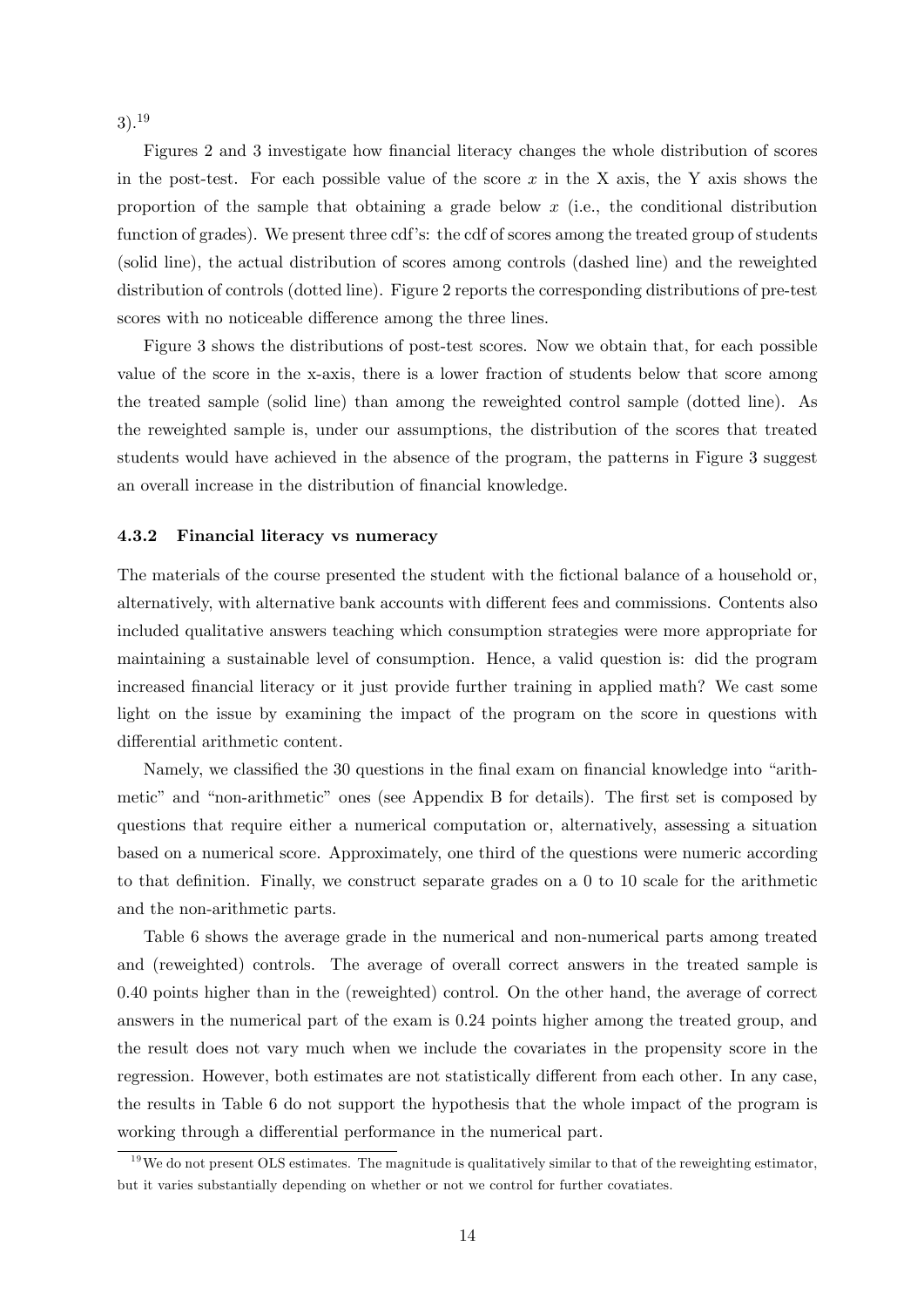3).[19]

Figures 2 and 3 investigate how financial literacy changes the whole distribution of scores in the post-test. For each possible value of the score $x$ in the X axis, the Y axis shows the proportion of the sample that obtaining a grade below $x$ (i.e., the conditional distribution function of grades). We present three cdf's: the cdf of scores among the treated group of students (solid line), the actual distribution of scores among controls (dashed line) and the reweighted distribution of controls (dotted line). Figure 2 reports the corresponding distributions of pre-test scores with no noticeable difference among the three lines.

Figure 3 shows the distributions of post-test scores. Now we obtain that, for each possible value of the score in the x-axis, there is a lower fraction of students below that score among the treated sample (solid line) than among the reweighted control sample (dotted line). As the reweighted sample is, under our assumptions, the distribution of the scores that treated students would have achieved in the absence of the program, the patterns in Figure 3 suggest an overall increase in the distribution of financial knowledge.

#### 4.3.2 Financial literacy vs numeracy

The materials of the course presented the student with the fictional balance of a household or, alternatively, with alternative bank accounts with different fees and commissions. Contents also included qualitative answers teaching which consumption strategies were more appropriate for maintaining a sustainable level of consumption. Hence, a valid question is: did the program increased financial literacy or it just provide further training in applied math? We cast some light on the issue by examining the impact of the program on the score in questions with differential arithmetic content.

Namely, we classified the 30 questions in the final exam on financial knowledge into "arithmetic" and "non-arithmetic" ones (see Appendix B for details). The first set is composed by questions that require either a numerical computation or, alternatively, assessing a situation based on a numerical score. Approximately, one third of the questions were numeric according to that definition. Finally, we construct separate grades on a 0 to 10 scale for the arithmetic and the non-arithmetic parts.

Table 6 shows the average grade in the numerical and non-numerical parts among treated and (reweighted) controls. The average of overall correct answers in the treated sample is 0.40 points higher than in the (reweighted) control. On the other hand, the average of correct answers in the numerical part of the exam is 0.24 points higher among the treated group, and the result does not vary much when we include the covariates in the propensity score in the regression. However, both estimates are not statistically different from each other. In any case, the results in Table 6 do not support the hypothesis that the whole impact of the program is working through a differential performance in the numerical part.

[19] We do not present OLS estimates. The magnitude is qualitatively similar to that of the reweighting estimator, but it varies substantially depending on whether or not we control for further covatiates.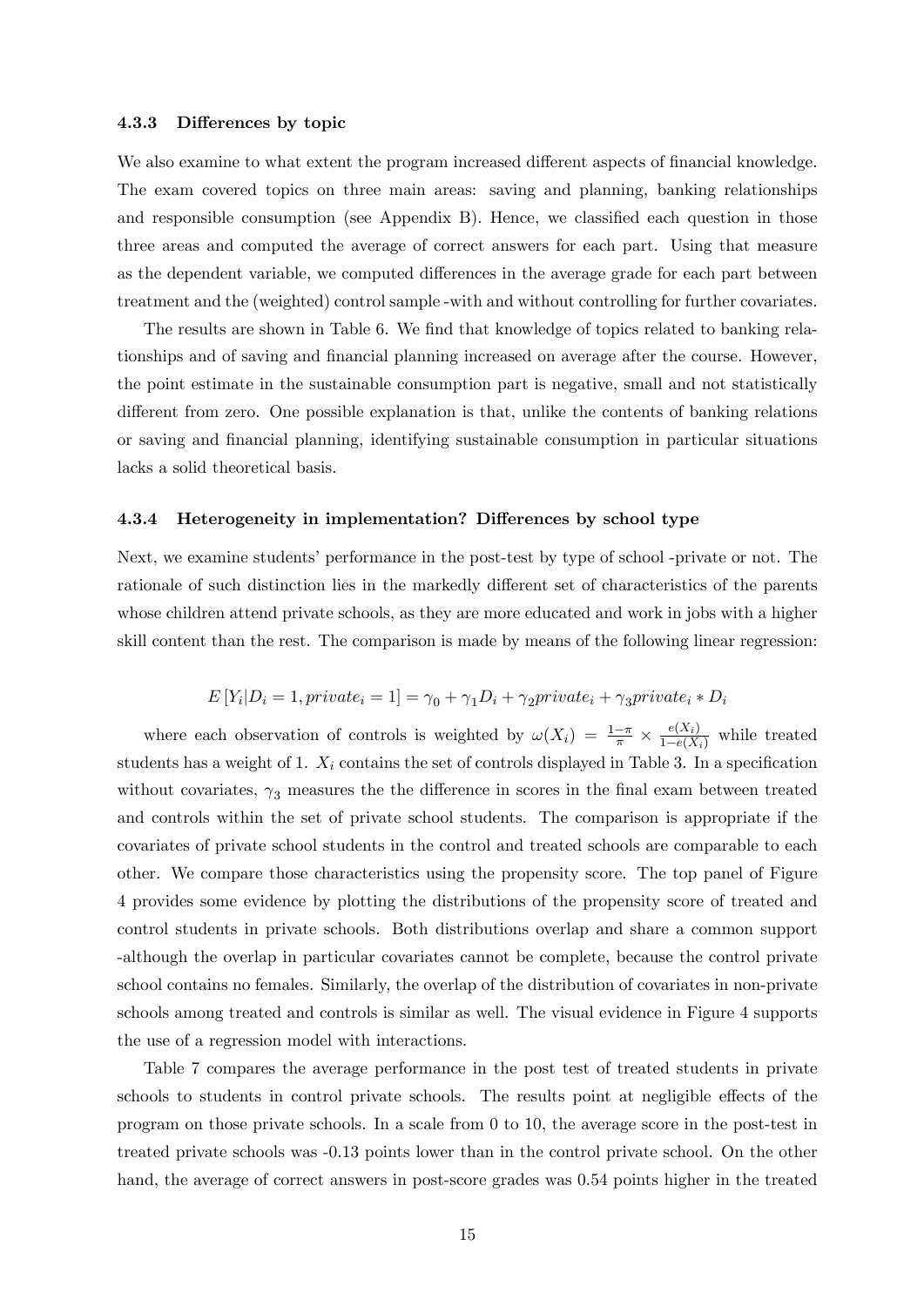#### 4.3.3 Differences by topic

We also examine to what extent the program increased different aspects of financial knowledge. The exam covered topics on three main areas: saving and planning, banking relationships and responsible consumption (see Appendix B). Hence, we classified each question in those three areas and computed the average of correct answers for each part. Using that measure as the dependent variable, we computed differences in the average grade for each part between treatment and the (weighted) control sample -with and without controlling for further covariates.

The results are shown in Table 6. We find that knowledge of topics related to banking relationships and of saving and financial planning increased on average after the course. However, the point estimate in the sustainable consumption part is negative, small and not statistically different from zero. One possible explanation is that, unlike the contents of banking relations or saving and financial planning, identifying sustainable consumption in particular situations lacks a solid theoretical basis.

#### 4.3.4 Heterogeneity in implementation? Differences by school type

Next, we examine students' performance in the post-test by type of school -private or not. The rationale of such distinction lies in the markedly different set of characteristics of the parents whose children attend private schools, as they are more educated and work in jobs with a higher skill content than the rest. The comparison is made by means of the following linear regression:

$$E\left[Y_i|D_i = 1, private_i = 1\right] = \gamma_0 + \gamma_1 D_i + \gamma_2 private_i + \gamma_3 private_i * D_i$$

where each observation of controls is weighted by $\omega(X_i) = \frac{1-\pi}{\pi} \times \frac{e(X_i)}{1-e(X_i)}$ while treated students has a weight of 1. $X_i$ contains the set of controls displayed in Table 3. In a specification without covariates, $\gamma_3$ measures the the difference in scores in the final exam between treated and controls within the set of private school students. The comparison is appropriate if the covariates of private school students in the control and treated schools are comparable to each other. We compare those characteristics using the propensity score. The top panel of Figure 4 provides some evidence by plotting the distributions of the propensity score of treated and control students in private schools. Both distributions overlap and share a common support -although the overlap in particular covariates cannot be complete, because the control private school contains no females. Similarly, the overlap of the distribution of covariates in non-private schools among treated and controls is similar as well. The visual evidence in Figure 4 supports the use of a regression model with interactions.

Table 7 compares the average performance in the post test of treated students in private schools to students in control private schools. The results point at negligible effects of the program on those private schools. In a scale from 0 to 10, the average score in the post-test in treated private schools was -0.13 points lower than in the control private school. On the other hand, the average of correct answers in post-score grades was 0.54 points higher in the treated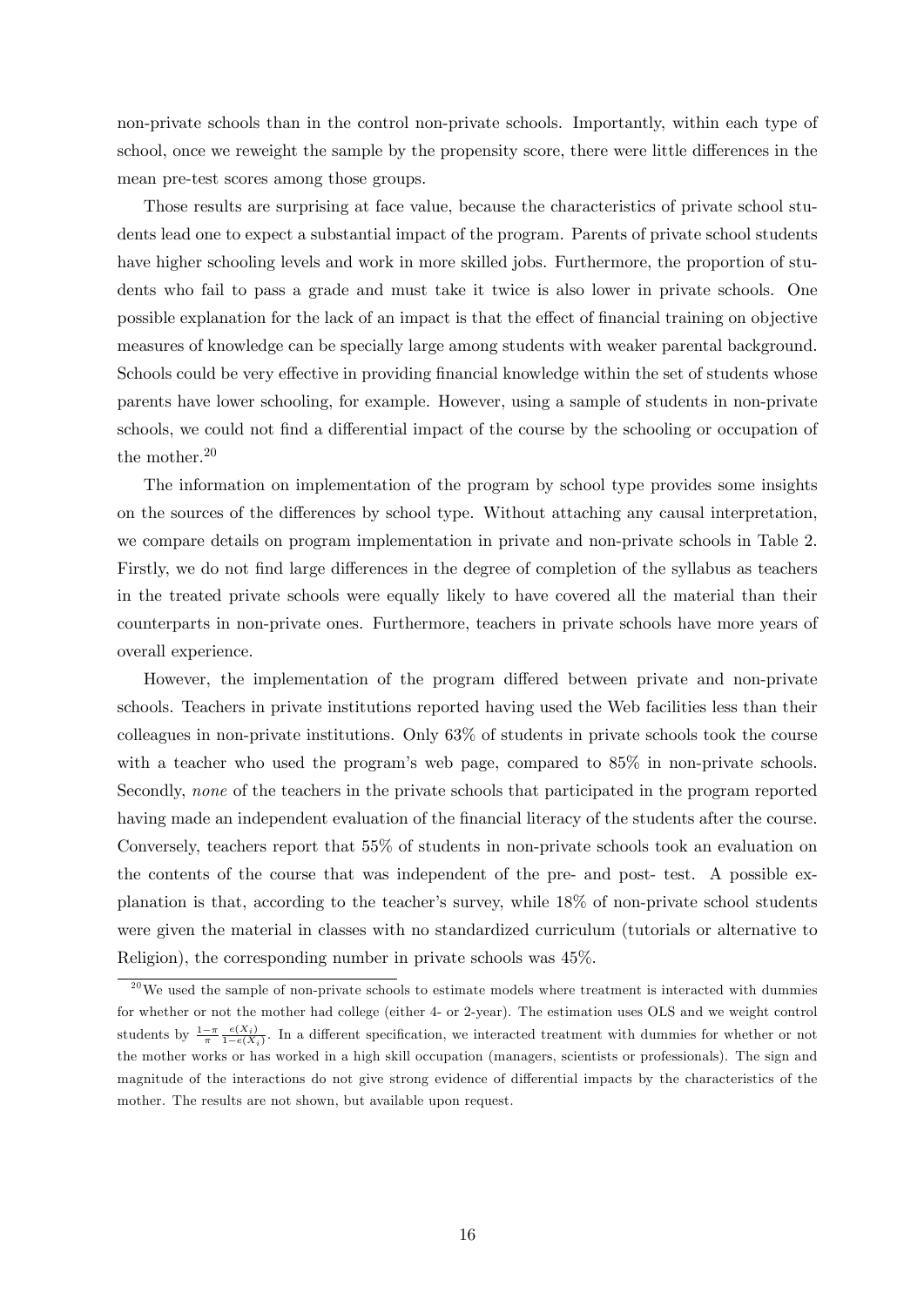non-private schools than in the control non-private schools. Importantly, within each type of school, once we reweight the sample by the propensity score, there were little differences in the mean pre-test scores among those groups.

Those results are surprising at face value, because the characteristics of private school students lead one to expect a substantial impact of the program. Parents of private school students have higher schooling levels and work in more skilled jobs. Furthermore, the proportion of students who fail to pass a grade and must take it twice is also lower in private schools. One possible explanation for the lack of an impact is that the effect of financial training on objective measures of knowledge can be specially large among students with weaker parental background. Schools could be very effective in providing financial knowledge within the set of students whose parents have lower schooling, for example. However, using a sample of students in non-private schools, we could not find a differential impact of the course by the schooling or occupation of the mother.[20]

The information on implementation of the program by school type provides some insights on the sources of the differences by school type. Without attaching any causal interpretation, we compare details on program implementation in private and non-private schools in Table 2. Firstly, we do not find large differences in the degree of completion of the syllabus as teachers in the treated private schools were equally likely to have covered all the material than their counterparts in non-private ones. Furthermore, teachers in private schools have more years of overall experience.

However, the implementation of the program differed between private and non-private schools. Teachers in private institutions reported having used the Web facilities less than their colleagues in non-private institutions. Only 63% of students in private schools took the course with a teacher who used the program's web page, compared to 85% in non-private schools. Secondly, *none* of the teachers in the private schools that participated in the program reported having made an independent evaluation of the financial literacy of the students after the course. Conversely, teachers report that 55% of students in non-private schools took an evaluation on the contents of the course that was independent of the pre- and post- test. A possible explanation is that, according to the teacher's survey, while 18% of non-private school students were given the material in classes with no standardized curriculum (tutorials or alternative to Religion), the corresponding number in private schools was 45%.

[20]We used the sample of non-private schools to estimate models where treatment is interacted with dummies for whether or not the mother had college (either 4- or 2-year). The estimation uses OLS and we weight control students by $\frac{1-\pi}{\pi}\frac{e(X_i)}{1-e(X_i)}$. In a different specification, we interacted treatment with dummies for whether or not the mother works or has worked in a high skill occupation (managers, scientists or professionals). The sign and magnitude of the interactions do not give strong evidence of differential impacts by the characteristics of the mother. The results are not shown, but available upon request.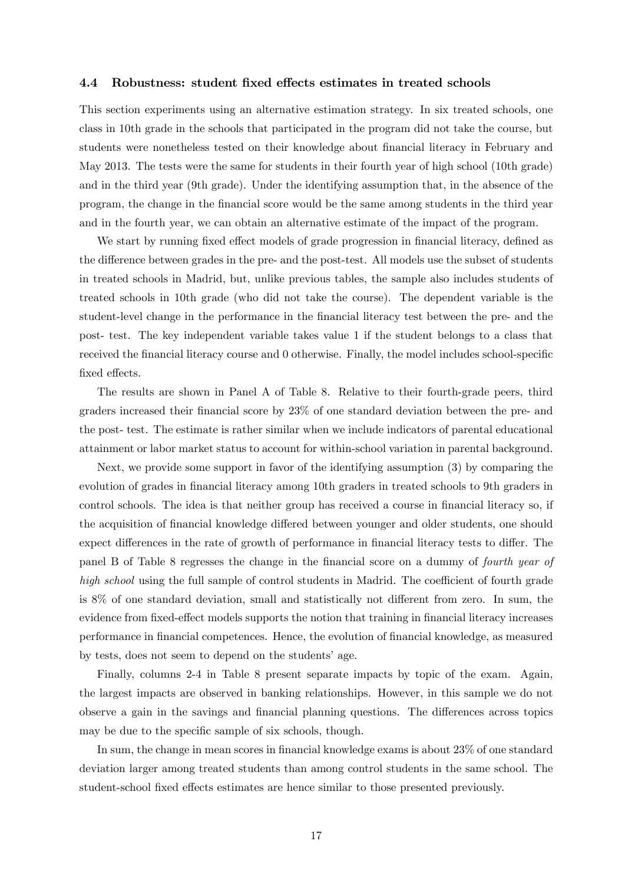### 4.4 Robustness: student fixed effects estimates in treated schools

This section experiments using an alternative estimation strategy. In six treated schools, one class in 10th grade in the schools that participated in the program did not take the course, but students were nonetheless tested on their knowledge about financial literacy in February and May 2013. The tests were the same for students in their fourth year of high school (10th grade) and in the third year (9th grade). Under the identifying assumption that, in the absence of the program, the change in the financial score would be the same among students in the third year and in the fourth year, we can obtain an alternative estimate of the impact of the program.

We start by running fixed effect models of grade progression in financial literacy, defined as the difference between grades in the pre- and the post-test. All models use the subset of students in treated schools in Madrid, but, unlike previous tables, the sample also includes students of treated schools in 10th grade (who did not take the course). The dependent variable is the student-level change in the performance in the financial literacy test between the pre- and the post- test. The key independent variable takes value 1 if the student belongs to a class that received the financial literacy course and 0 otherwise. Finally, the model includes school-specific fixed effects.

The results are shown in Panel A of Table 8. Relative to their fourth-grade peers, third graders increased their financial score by 23% of one standard deviation between the pre- and the post- test. The estimate is rather similar when we include indicators of parental educational attainment or labor market status to account for within-school variation in parental background.

Next, we provide some support in favor of the identifying assumption (3) by comparing the evolution of grades in financial literacy among 10th graders in treated schools to 9th graders in control schools. The idea is that neither group has received a course in financial literacy so, if the acquisition of financial knowledge differed between younger and older students, one should expect differences in the rate of growth of performance in financial literacy tests to differ. The panel B of Table 8 regresses the change in the financial score on a dummy of *fourth year of high school* using the full sample of control students in Madrid. The coefficient of fourth grade is 8% of one standard deviation, small and statistically not different from zero. In sum, the evidence from fixed-effect models supports the notion that training in financial literacy increases performance in financial competences. Hence, the evolution of financial knowledge, as measured by tests, does not seem to depend on the students' age.

Finally, columns 2-4 in Table 8 present separate impacts by topic of the exam. Again, the largest impacts are observed in banking relationships. However, in this sample we do not observe a gain in the savings and financial planning questions. The differences across topics may be due to the specific sample of six schools, though.

In sum, the change in mean scores in financial knowledge exams is about 23% of one standard deviation larger among treated students than among control students in the same school. The student-school fixed effects estimates are hence similar to those presented previously.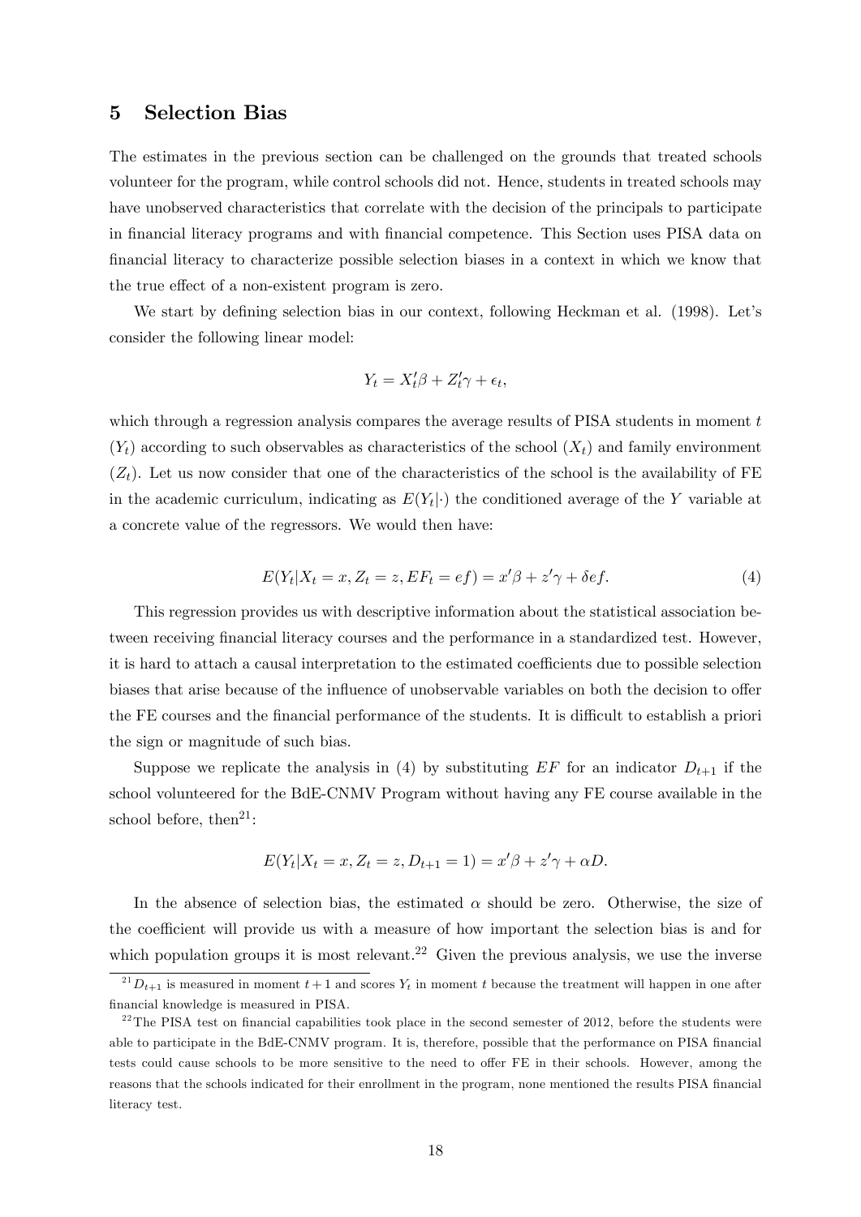## 5 Selection Bias

The estimates in the previous section can be challenged on the grounds that treated schools volunteer for the program, while control schools did not. Hence, students in treated schools may have unobserved characteristics that correlate with the decision of the principals to participate in financial literacy programs and with financial competence. This Section uses PISA data on financial literacy to characterize possible selection biases in a context in which we know that the true effect of a non-existent program is zero.

We start by defining selection bias in our context, following Heckman et al. (1998). Let's consider the following linear model:

$$Y_t = X_t'\beta + Z_t'\gamma + \epsilon_t,$$

which through a regression analysis compares the average results of PISA students in moment $t$ ($Y_t$) according to such observables as characteristics of the school ($X_t$) and family environment ($Z_t$). Let us now consider that one of the characteristics of the school is the availability of FE in the academic curriculum, indicating as $E(Y_t|\cdot)$ the conditioned average of the $Y$ variable at a concrete value of the regressors. We would then have:

$$E(Y_t|X_t = x, Z_t = z, EF_t = ef) = x'\beta + z'\gamma + \delta ef. \tag{4}$$

This regression provides us with descriptive information about the statistical association between receiving financial literacy courses and the performance in a standardized test. However, it is hard to attach a causal interpretation to the estimated coefficients due to possible selection biases that arise because of the influence of unobservable variables on both the decision to offer the FE courses and the financial performance of the students. It is difficult to establish a priori the sign or magnitude of such bias.

Suppose we replicate the analysis in (4) by substituting $EF$ for an indicator $D_{t+1}$ if the school volunteered for the BdE-CNMV Program without having any FE course available in the school before, then[21]:

$$E(Y_t|X_t = x, Z_t = z, D_{t+1} = 1) = x'\beta + z'\gamma + \alpha D.$$

In the absence of selection bias, the estimated $\alpha$ should be zero. Otherwise, the size of the coefficient will provide us with a measure of how important the selection bias is and for which population groups it is most relevant.[22] Given the previous analysis, we use the inverse

[21] $D_{t+1}$ is measured in moment $t+1$ and scores $Y_t$ in moment $t$ because the treatment will happen in one after financial knowledge is measured in PISA.

[22] The PISA test on financial capabilities took place in the second semester of 2012, before the students were able to participate in the BdE-CNMV program. It is, therefore, possible that the performance on PISA financial tests could cause schools to be more sensitive to the need to offer FE in their schools. However, among the reasons that the schools indicated for their enrollment in the program, none mentioned the results PISA financial literacy test.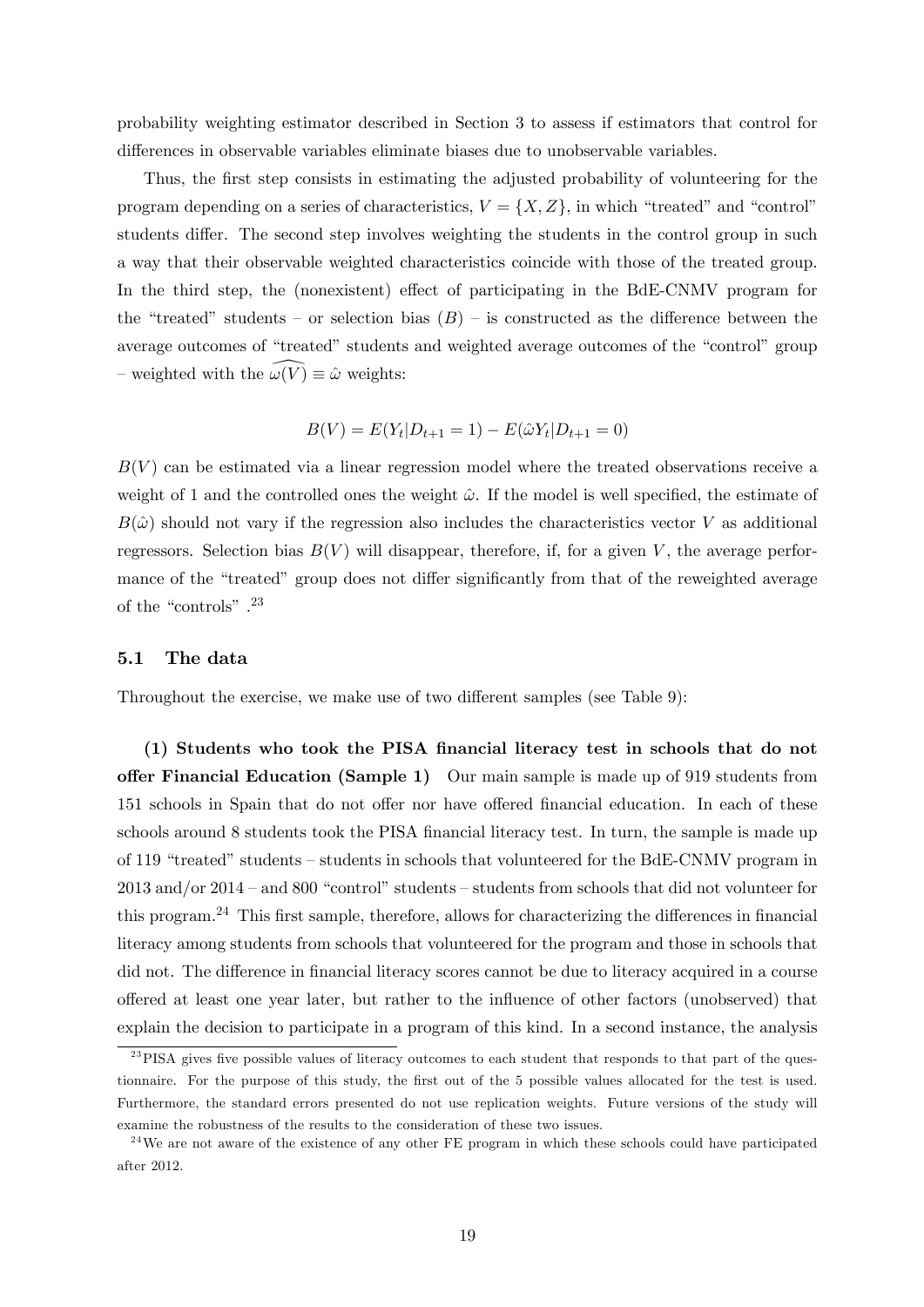probability weighting estimator described in Section 3 to assess if estimators that control for differences in observable variables eliminate biases due to unobservable variables.

Thus, the first step consists in estimating the adjusted probability of volunteering for the program depending on a series of characteristics, $V = \{X, Z\}$, in which "treated" and "control" students differ. The second step involves weighting the students in the control group in such a way that their observable weighted characteristics coincide with those of the treated group. In the third step, the (nonexistent) effect of participating in the BdE-CNMV program for the "treated" students – or selection bias ($B$) – is constructed as the difference between the average outcomes of "treated" students and weighted average outcomes of the "control" group – weighted with the $\widehat{\omega(V)} \equiv \hat{\omega}$ weights:

$$B(V) = E(Y_t|D_{t+1} = 1) - E(\hat{\omega}Y_t|D_{t+1} = 0)$$

$B(V)$ can be estimated via a linear regression model where the treated observations receive a weight of 1 and the controlled ones the weight $\hat{\omega}$. If the model is well specified, the estimate of $B(\hat{\omega})$ should not vary if the regression also includes the characteristics vector $V$ as additional regressors. Selection bias $B(V)$ will disappear, therefore, if, for a given $V$, the average performance of the "treated" group does not differ significantly from that of the reweighted average of the "controls" .[23]

### 5.1 The data

Throughout the exercise, we make use of two different samples (see Table 9):

**(1) Students who took the PISA financial literacy test in schools that do not offer Financial Education (Sample 1)** Our main sample is made up of 919 students from 151 schools in Spain that do not offer nor have offered financial education. In each of these schools around 8 students took the PISA financial literacy test. In turn, the sample is made up of 119 "treated" students – students in schools that volunteered for the BdE-CNMV program in 2013 and/or 2014 – and 800 "control" students – students from schools that did not volunteer for this program.[24] This first sample, therefore, allows for characterizing the differences in financial literacy among students from schools that volunteered for the program and those in schools that did not. The difference in financial literacy scores cannot be due to literacy acquired in a course offered at least one year later, but rather to the influence of other factors (unobserved) that explain the decision to participate in a program of this kind. In a second instance, the analysis

[23] PISA gives five possible values of literacy outcomes to each student that responds to that part of the questionnaire. For the purpose of this study, the first out of the 5 possible values allocated for the test is used. Furthermore, the standard errors presented do not use replication weights. Future versions of the study will examine the robustness of the results to the consideration of these two issues.

[24] We are not aware of the existence of any other FE program in which these schools could have participated after 2012.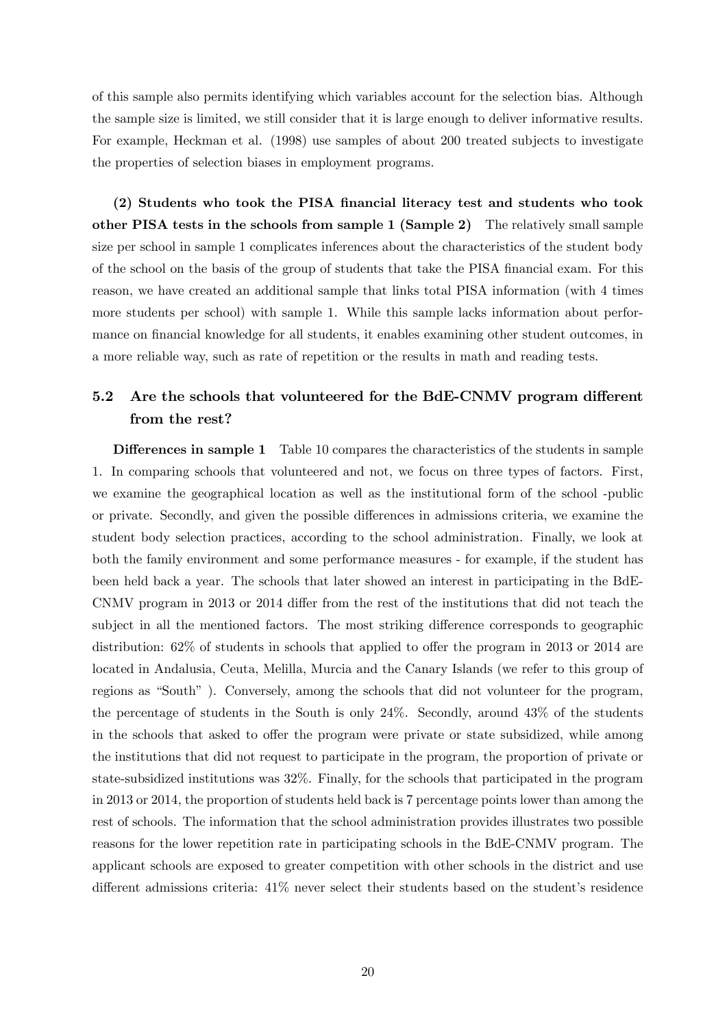of this sample also permits identifying which variables account for the selection bias. Although the sample size is limited, we still consider that it is large enough to deliver informative results. For example, Heckman et al. (1998) use samples of about 200 treated subjects to investigate the properties of selection biases in employment programs.

**(2) Students who took the PISA financial literacy test and students who took other PISA tests in the schools from sample 1 (Sample 2)** The relatively small sample size per school in sample 1 complicates inferences about the characteristics of the student body of the school on the basis of the group of students that take the PISA financial exam. For this reason, we have created an additional sample that links total PISA information (with 4 times more students per school) with sample 1. While this sample lacks information about performance on financial knowledge for all students, it enables examining other student outcomes, in a more reliable way, such as rate of repetition or the results in math and reading tests.

## 5.2 Are the schools that volunteered for the BdE-CNMV program different from the rest?

**Differences in sample 1** Table 10 compares the characteristics of the students in sample 1. In comparing schools that volunteered and not, we focus on three types of factors. First, we examine the geographical location as well as the institutional form of the school -public or private. Secondly, and given the possible differences in admissions criteria, we examine the student body selection practices, according to the school administration. Finally, we look at both the family environment and some performance measures - for example, if the student has been held back a year. The schools that later showed an interest in participating in the BdE-CNMV program in 2013 or 2014 differ from the rest of the institutions that did not teach the subject in all the mentioned factors. The most striking difference corresponds to geographic distribution: 62% of students in schools that applied to offer the program in 2013 or 2014 are located in Andalusia, Ceuta, Melilla, Murcia and the Canary Islands (we refer to this group of regions as "South" ). Conversely, among the schools that did not volunteer for the program, the percentage of students in the South is only 24%. Secondly, around 43% of the students in the schools that asked to offer the program were private or state subsidized, while among the institutions that did not request to participate in the program, the proportion of private or state-subsidized institutions was 32%. Finally, for the schools that participated in the program in 2013 or 2014, the proportion of students held back is 7 percentage points lower than among the rest of schools. The information that the school administration provides illustrates two possible reasons for the lower repetition rate in participating schools in the BdE-CNMV program. The applicant schools are exposed to greater competition with other schools in the district and use different admissions criteria: 41% never select their students based on the student's residence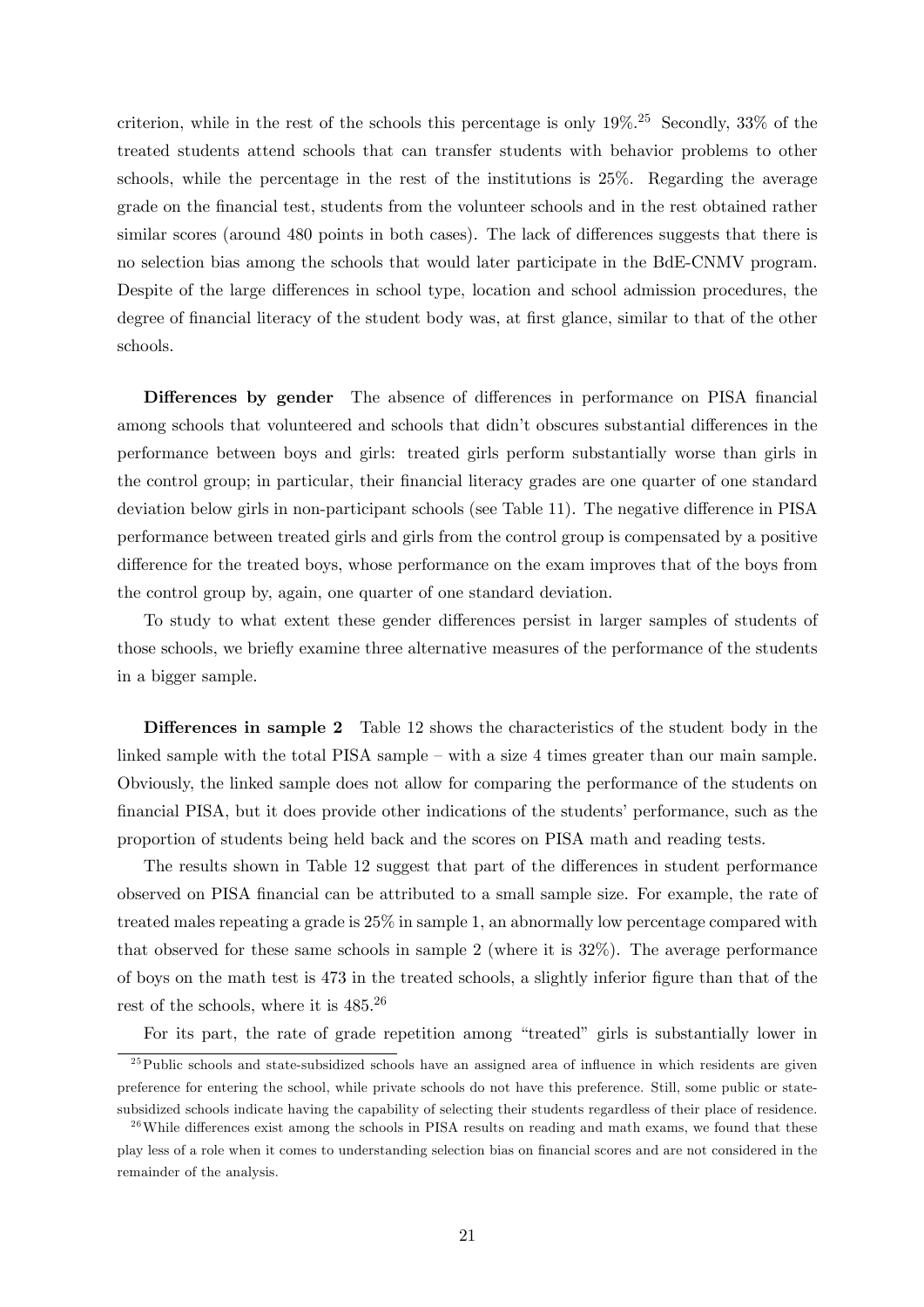criterion, while in the rest of the schools this percentage is only 19%.[25] Secondly, 33% of the treated students attend schools that can transfer students with behavior problems to other schools, while the percentage in the rest of the institutions is 25%. Regarding the average grade on the financial test, students from the volunteer schools and in the rest obtained rather similar scores (around 480 points in both cases). The lack of differences suggests that there is no selection bias among the schools that would later participate in the BdE-CNMV program. Despite of the large differences in school type, location and school admission procedures, the degree of financial literacy of the student body was, at first glance, similar to that of the other schools.

**Differences by gender** The absence of differences in performance on PISA financial among schools that volunteered and schools that didn't obscures substantial differences in the performance between boys and girls: treated girls perform substantially worse than girls in the control group; in particular, their financial literacy grades are one quarter of one standard deviation below girls in non-participant schools (see Table 11). The negative difference in PISA performance between treated girls and girls from the control group is compensated by a positive difference for the treated boys, whose performance on the exam improves that of the boys from the control group by, again, one quarter of one standard deviation.

To study to what extent these gender differences persist in larger samples of students of those schools, we briefly examine three alternative measures of the performance of the students in a bigger sample.

**Differences in sample 2** Table 12 shows the characteristics of the student body in the linked sample with the total PISA sample – with a size 4 times greater than our main sample. Obviously, the linked sample does not allow for comparing the performance of the students on financial PISA, but it does provide other indications of the students' performance, such as the proportion of students being held back and the scores on PISA math and reading tests.

The results shown in Table 12 suggest that part of the differences in student performance observed on PISA financial can be attributed to a small sample size. For example, the rate of treated males repeating a grade is 25% in sample 1, an abnormally low percentage compared with that observed for these same schools in sample 2 (where it is 32%). The average performance of boys on the math test is 473 in the treated schools, a slightly inferior figure than that of the rest of the schools, where it is 485.[26]

For its part, the rate of grade repetition among "treated" girls is substantially lower in

[25] Public schools and state-subsidized schools have an assigned area of influence in which residents are given preference for entering the school, while private schools do not have this preference. Still, some public or state-subsidized schools indicate having the capability of selecting their students regardless of their place of residence.

[26] While differences exist among the schools in PISA results on reading and math exams, we found that these play less of a role when it comes to understanding selection bias on financial scores and are not considered in the remainder of the analysis.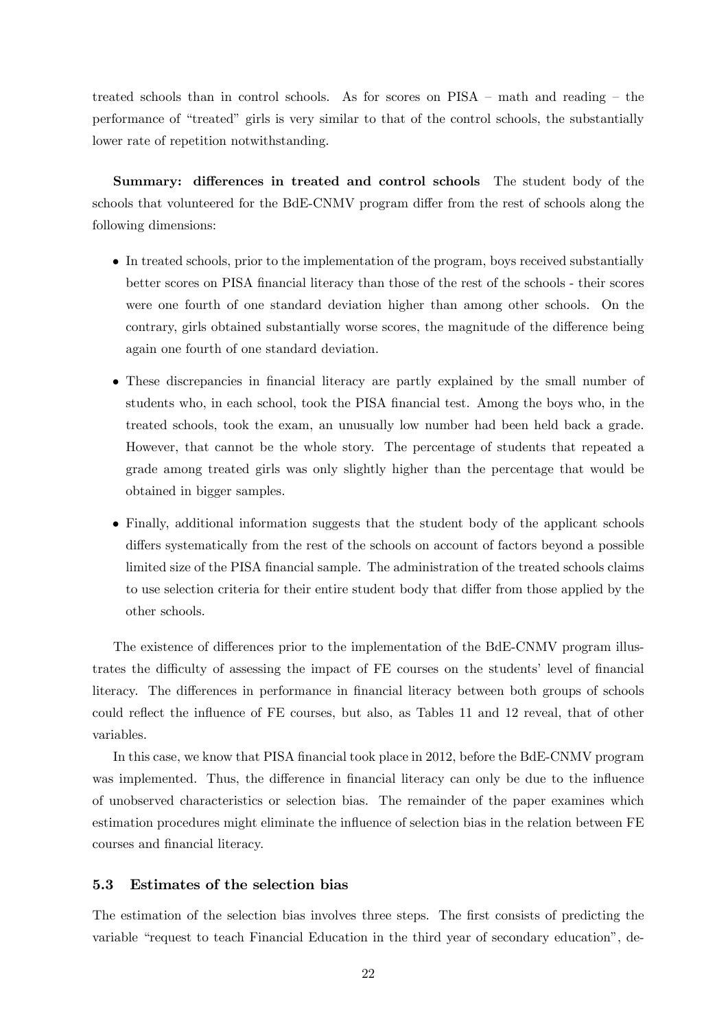treated schools than in control schools. As for scores on PISA – math and reading – the performance of "treated" girls is very similar to that of the control schools, the substantially lower rate of repetition notwithstanding.

**Summary: differences in treated and control schools** The student body of the schools that volunteered for the BdE-CNMV program differ from the rest of schools along the following dimensions:

- In treated schools, prior to the implementation of the program, boys received substantially better scores on PISA financial literacy than those of the rest of the schools - their scores were one fourth of one standard deviation higher than among other schools. On the contrary, girls obtained substantially worse scores, the magnitude of the difference being again one fourth of one standard deviation.
- These discrepancies in financial literacy are partly explained by the small number of students who, in each school, took the PISA financial test. Among the boys who, in the treated schools, took the exam, an unusually low number had been held back a grade. However, that cannot be the whole story. The percentage of students that repeated a grade among treated girls was only slightly higher than the percentage that would be obtained in bigger samples.
- Finally, additional information suggests that the student body of the applicant schools differs systematically from the rest of the schools on account of factors beyond a possible limited size of the PISA financial sample. The administration of the treated schools claims to use selection criteria for their entire student body that differ from those applied by the other schools.

The existence of differences prior to the implementation of the BdE-CNMV program illustrates the difficulty of assessing the impact of FE courses on the students' level of financial literacy. The differences in performance in financial literacy between both groups of schools could reflect the influence of FE courses, but also, as Tables 11 and 12 reveal, that of other variables.

In this case, we know that PISA financial took place in 2012, before the BdE-CNMV program was implemented. Thus, the difference in financial literacy can only be due to the influence of unobserved characteristics or selection bias. The remainder of the paper examines which estimation procedures might eliminate the influence of selection bias in the relation between FE courses and financial literacy.

### 5.3 Estimates of the selection bias

The estimation of the selection bias involves three steps. The first consists of predicting the variable "request to teach Financial Education in the third year of secondary education", de-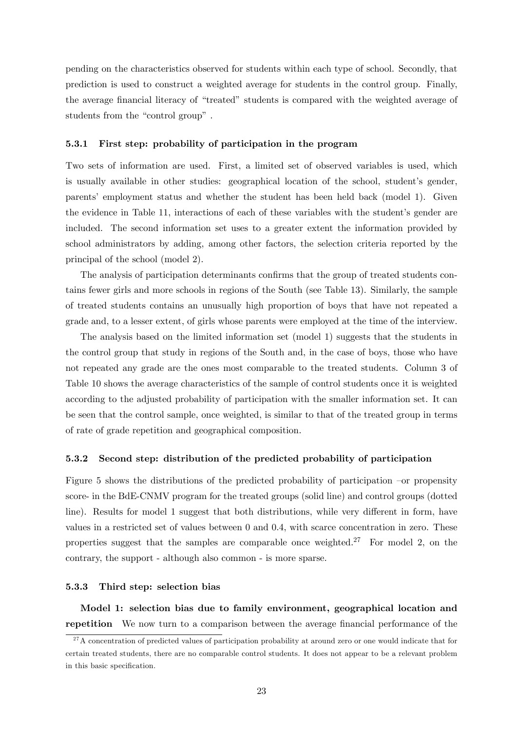pending on the characteristics observed for students within each type of school. Secondly, that prediction is used to construct a weighted average for students in the control group. Finally, the average financial literacy of "treated" students is compared with the weighted average of students from the "control group" .

### 5.3.1 First step: probability of participation in the program

Two sets of information are used. First, a limited set of observed variables is used, which is usually available in other studies: geographical location of the school, student's gender, parents' employment status and whether the student has been held back (model 1). Given the evidence in Table 11, interactions of each of these variables with the student's gender are included. The second information set uses to a greater extent the information provided by school administrators by adding, among other factors, the selection criteria reported by the principal of the school (model 2).

The analysis of participation determinants confirms that the group of treated students contains fewer girls and more schools in regions of the South (see Table 13). Similarly, the sample of treated students contains an unusually high proportion of boys that have not repeated a grade and, to a lesser extent, of girls whose parents were employed at the time of the interview.

The analysis based on the limited information set (model 1) suggests that the students in the control group that study in regions of the South and, in the case of boys, those who have not repeated any grade are the ones most comparable to the treated students. Column 3 of Table 10 shows the average characteristics of the sample of control students once it is weighted according to the adjusted probability of participation with the smaller information set. It can be seen that the control sample, once weighted, is similar to that of the treated group in terms of rate of grade repetition and geographical composition.

### 5.3.2 Second step: distribution of the predicted probability of participation

Figure 5 shows the distributions of the predicted probability of participation –or propensity score- in the BdE-CNMV program for the treated groups (solid line) and control groups (dotted line). Results for model 1 suggest that both distributions, while very different in form, have values in a restricted set of values between 0 and 0.4, with scarce concentration in zero. These properties suggest that the samples are comparable once weighted.[27] For model 2, on the contrary, the support - although also common - is more sparse.

### 5.3.3 Third step: selection bias

**Model 1: selection bias due to family environment, geographical location and repetition** We now turn to a comparison between the average financial performance of the

[27] A concentration of predicted values of participation probability at around zero or one would indicate that for certain treated students, there are no comparable control students. It does not appear to be a relevant problem in this basic specification.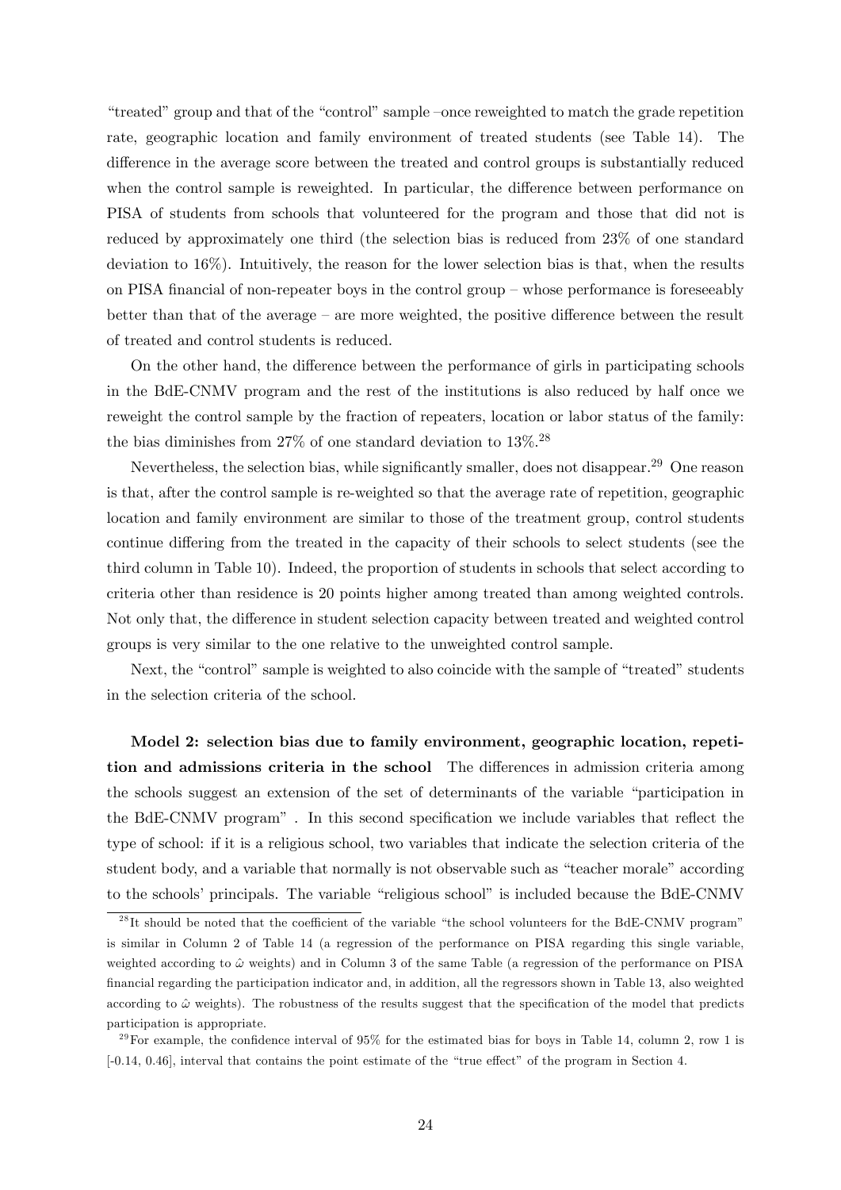"treated" group and that of the "control" sample –once reweighted to match the grade repetition rate, geographic location and family environment of treated students (see Table 14). The difference in the average score between the treated and control groups is substantially reduced when the control sample is reweighted. In particular, the difference between performance on PISA of students from schools that volunteered for the program and those that did not is reduced by approximately one third (the selection bias is reduced from 23% of one standard deviation to 16%). Intuitively, the reason for the lower selection bias is that, when the results on PISA financial of non-repeater boys in the control group – whose performance is foreseeably better than that of the average – are more weighted, the positive difference between the result of treated and control students is reduced.

On the other hand, the difference between the performance of girls in participating schools in the BdE-CNMV program and the rest of the institutions is also reduced by half once we reweight the control sample by the fraction of repeaters, location or labor status of the family: the bias diminishes from 27% of one standard deviation to 13%.[28]

Nevertheless, the selection bias, while significantly smaller, does not disappear.[29] One reason is that, after the control sample is re-weighted so that the average rate of repetition, geographic location and family environment are similar to those of the treatment group, control students continue differing from the treated in the capacity of their schools to select students (see the third column in Table 10). Indeed, the proportion of students in schools that select according to criteria other than residence is 20 points higher among treated than among weighted controls. Not only that, the difference in student selection capacity between treated and weighted control groups is very similar to the one relative to the unweighted control sample.

Next, the "control" sample is weighted to also coincide with the sample of "treated" students in the selection criteria of the school.

**Model 2: selection bias due to family environment, geographic location, repetition and admissions criteria in the school** The differences in admission criteria among the schools suggest an extension of the set of determinants of the variable "participation in the BdE-CNMV program" . In this second specification we include variables that reflect the type of school: if it is a religious school, two variables that indicate the selection criteria of the student body, and a variable that normally is not observable such as "teacher morale" according to the schools' principals. The variable "religious school" is included because the BdE-CNMV

[28] It should be noted that the coefficient of the variable "the school volunteers for the BdE-CNMV program" is similar in Column 2 of Table 14 (a regression of the performance on PISA regarding this single variable, weighted according to $\hat{\omega}$ weights) and in Column 3 of the same Table (a regression of the performance on PISA financial regarding the participation indicator and, in addition, all the regressors shown in Table 13, also weighted according to $\hat{\omega}$ weights). The robustness of the results suggest that the specification of the model that predicts participation is appropriate.

[29] For example, the confidence interval of 95% for the estimated bias for boys in Table 14, column 2, row 1 is [-0.14, 0.46], interval that contains the point estimate of the "true effect" of the program in Section 4.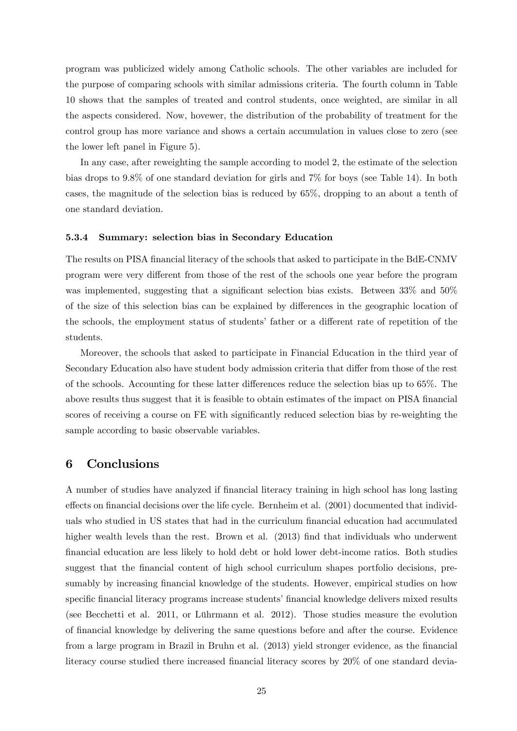program was publicized widely among Catholic schools. The other variables are included for the purpose of comparing schools with similar admissions criteria. The fourth column in Table 10 shows that the samples of treated and control students, once weighted, are similar in all the aspects considered. Now, however, the distribution of the probability of treatment for the control group has more variance and shows a certain accumulation in values close to zero (see the lower left panel in Figure 5).

In any case, after reweighting the sample according to model 2, the estimate of the selection bias drops to 9.8% of one standard deviation for girls and 7% for boys (see Table 14). In both cases, the magnitude of the selection bias is reduced by 65%, dropping to an about a tenth of one standard deviation.

#### 5.3.4 Summary: selection bias in Secondary Education

The results on PISA financial literacy of the schools that asked to participate in the BdE-CNMV program were very different from those of the rest of the schools one year before the program was implemented, suggesting that a significant selection bias exists. Between 33% and 50% of the size of this selection bias can be explained by differences in the geographic location of the schools, the employment status of students' father or a different rate of repetition of the students.

Moreover, the schools that asked to participate in Financial Education in the third year of Secondary Education also have student body admission criteria that differ from those of the rest of the schools. Accounting for these latter differences reduce the selection bias up to 65%. The above results thus suggest that it is feasible to obtain estimates of the impact on PISA financial scores of receiving a course on FE with significantly reduced selection bias by re-weighting the sample according to basic observable variables.

## 6 Conclusions

A number of studies have analyzed if financial literacy training in high school has long lasting effects on financial decisions over the life cycle. Bernheim et al. (2001) documented that individuals who studied in US states that had in the curriculum financial education had accumulated higher wealth levels than the rest. Brown et al. (2013) find that individuals who underwent financial education are less likely to hold debt or hold lower debt-income ratios. Both studies suggest that the financial content of high school curriculum shapes portfolio decisions, presumably by increasing financial knowledge of the students. However, empirical studies on how specific financial literacy programs increase students' financial knowledge delivers mixed results (see Becchetti et al. 2011, or Lührmann et al. 2012). Those studies measure the evolution of financial knowledge by delivering the same questions before and after the course. Evidence from a large program in Brazil in Bruhn et al. (2013) yield stronger evidence, as the financial literacy course studied there increased financial literacy scores by 20% of one standard devia-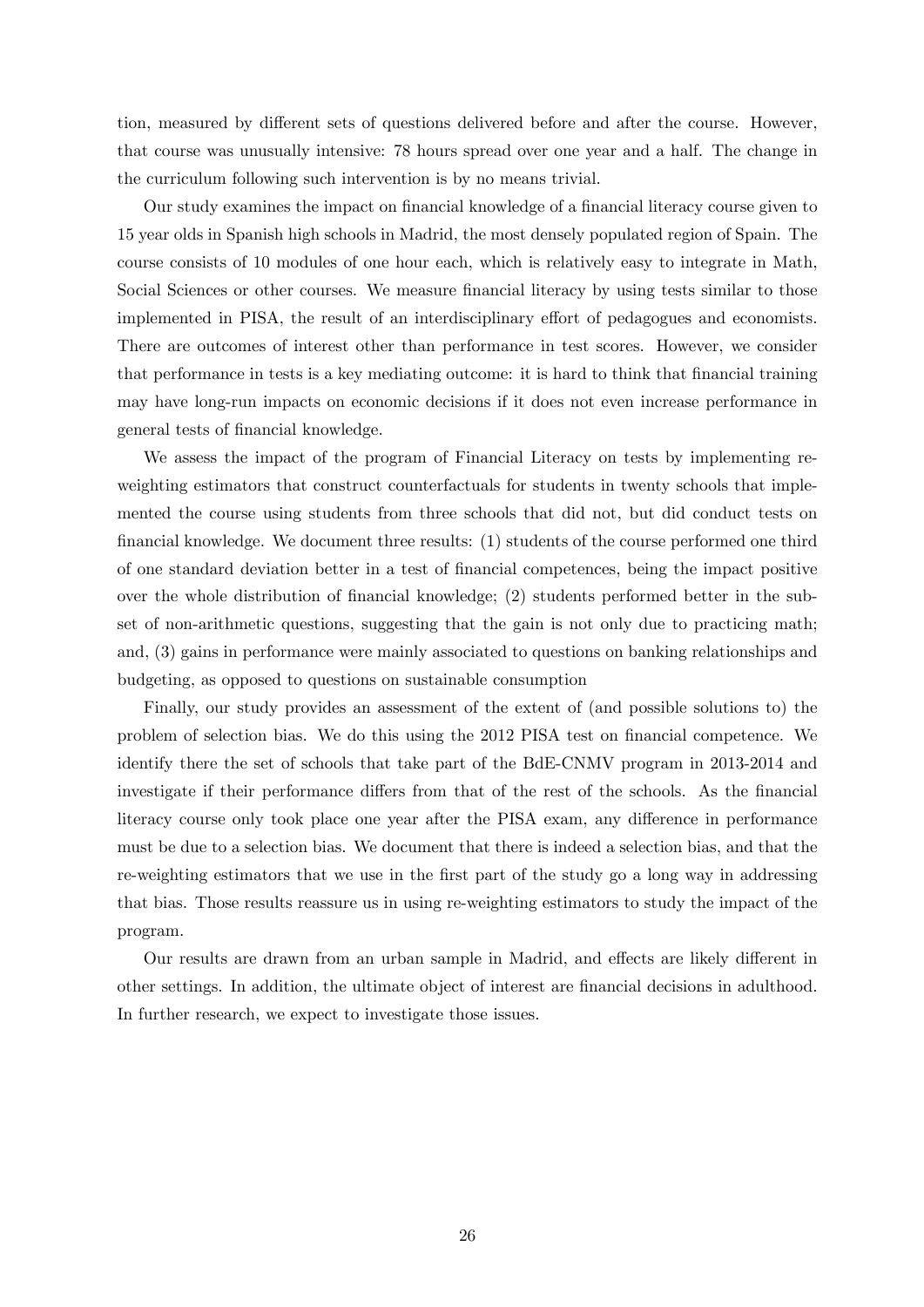tion, measured by different sets of questions delivered before and after the course. However, that course was unusually intensive: 78 hours spread over one year and a half. The change in the curriculum following such intervention is by no means trivial.

Our study examines the impact on financial knowledge of a financial literacy course given to 15 year olds in Spanish high schools in Madrid, the most densely populated region of Spain. The course consists of 10 modules of one hour each, which is relatively easy to integrate in Math, Social Sciences or other courses. We measure financial literacy by using tests similar to those implemented in PISA, the result of an interdisciplinary effort of pedagogues and economists. There are outcomes of interest other than performance in test scores. However, we consider that performance in tests is a key mediating outcome: it is hard to think that financial training may have long-run impacts on economic decisions if it does not even increase performance in general tests of financial knowledge.

We assess the impact of the program of Financial Literacy on tests by implementing re-weighting estimators that construct counterfactuals for students in twenty schools that implemented the course using students from three schools that did not, but did conduct tests on financial knowledge. We document three results: (1) students of the course performed one third of one standard deviation better in a test of financial competences, being the impact positive over the whole distribution of financial knowledge; (2) students performed better in the subset of non-arithmetic questions, suggesting that the gain is not only due to practicing math; and, (3) gains in performance were mainly associated to questions on banking relationships and budgeting, as opposed to questions on sustainable consumption

Finally, our study provides an assessment of the extent of (and possible solutions to) the problem of selection bias. We do this using the 2012 PISA test on financial competence. We identify there the set of schools that take part of the BdE-CNMV program in 2013-2014 and investigate if their performance differs from that of the rest of the schools. As the financial literacy course only took place one year after the PISA exam, any difference in performance must be due to a selection bias. We document that there is indeed a selection bias, and that the re-weighting estimators that we use in the first part of the study go a long way in addressing that bias. Those results reassure us in using re-weighting estimators to study the impact of the program.

Our results are drawn from an urban sample in Madrid, and effects are likely different in other settings. In addition, the ultimate object of interest are financial decisions in adulthood. In further research, we expect to investigate those issues.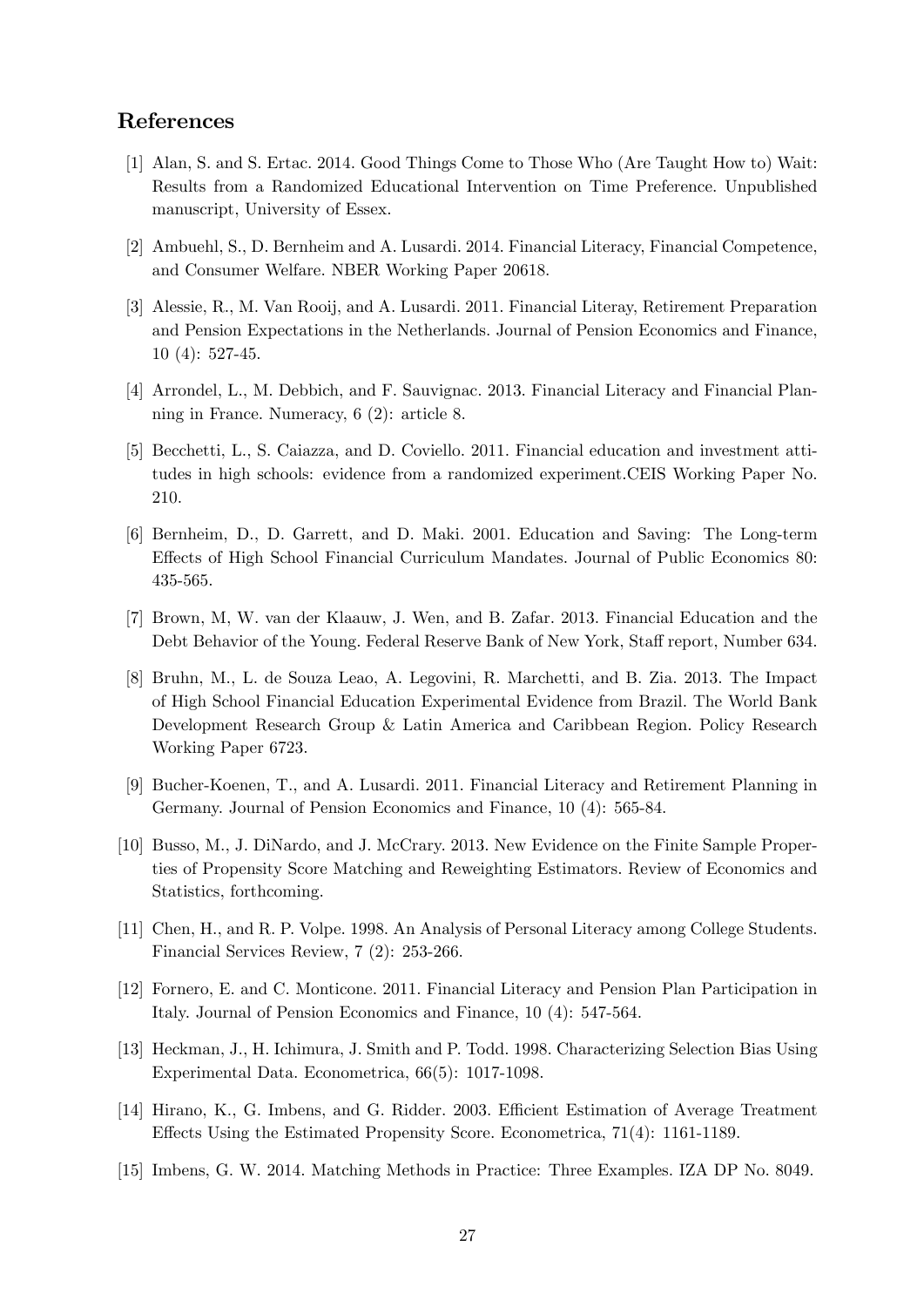## References

[1] Alan, S. and S. Ertac. 2014. Good Things Come to Those Who (Are Taught How to) Wait: Results from a Randomized Educational Intervention on Time Preference. Unpublished manuscript, University of Essex.

[2] Ambuehl, S., D. Bernheim and A. Lusardi. 2014. Financial Literacy, Financial Competence, and Consumer Welfare. NBER Working Paper 20618.

[3] Alessie, R., M. Van Rooij, and A. Lusardi. 2011. Financial Literay, Retirement Preparation and Pension Expectations in the Netherlands. Journal of Pension Economics and Finance, 10 (4): 527-45.

[4] Arrondel, L., M. Debbich, and F. Sauvignac. 2013. Financial Literacy and Financial Planning in France. Numeracy, 6 (2): article 8.

[5] Becchetti, L., S. Caiazza, and D. Coviello. 2011. Financial education and investment attitudes in high schools: evidence from a randomized experiment.CEIS Working Paper No. 210.

[6] Bernheim, D., D. Garrett, and D. Maki. 2001. Education and Saving: The Long-term Effects of High School Financial Curriculum Mandates. Journal of Public Economics 80: 435-565.

[7] Brown, M, W. van der Klaauw, J. Wen, and B. Zafar. 2013. Financial Education and the Debt Behavior of the Young. Federal Reserve Bank of New York, Staff report, Number 634.

[8] Bruhn, M., L. de Souza Leao, A. Legovini, R. Marchetti, and B. Zia. 2013. The Impact of High School Financial Education Experimental Evidence from Brazil. The World Bank Development Research Group & Latin America and Caribbean Region. Policy Research Working Paper 6723.

[9] Bucher-Koenen, T., and A. Lusardi. 2011. Financial Literacy and Retirement Planning in Germany. Journal of Pension Economics and Finance, 10 (4): 565-84.

[10] Busso, M., J. DiNardo, and J. McCrary. 2013. New Evidence on the Finite Sample Properties of Propensity Score Matching and Reweighting Estimators. Review of Economics and Statistics, forthcoming.

[11] Chen, H., and R. P. Volpe. 1998. An Analysis of Personal Literacy among College Students. Financial Services Review, 7 (2): 253-266.

[12] Fornero, E. and C. Monticone. 2011. Financial Literacy and Pension Plan Participation in Italy. Journal of Pension Economics and Finance, 10 (4): 547-564.

[13] Heckman, J., H. Ichimura, J. Smith and P. Todd. 1998. Characterizing Selection Bias Using Experimental Data. Econometrica, 66(5): 1017-1098.

[14] Hirano, K., G. Imbens, and G. Ridder. 2003. Efficient Estimation of Average Treatment Effects Using the Estimated Propensity Score. Econometrica, 71(4): 1161-1189.

[15] Imbens, G. W. 2014. Matching Methods in Practice: Three Examples. IZA DP No. 8049.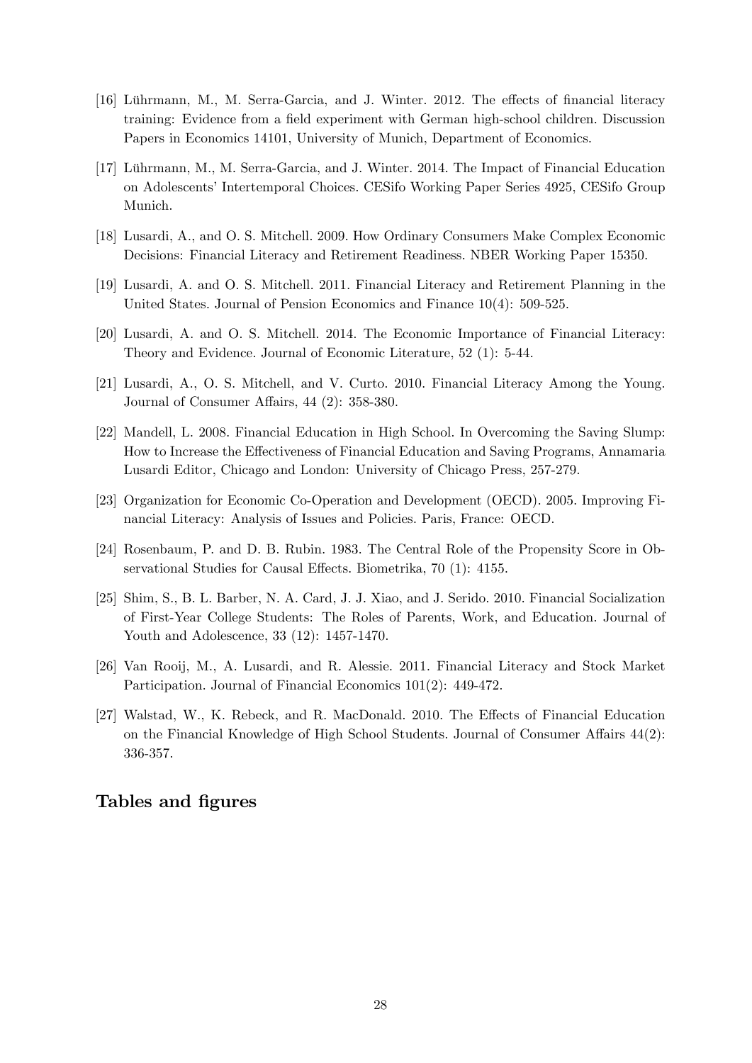[16] Lührmann, M., M. Serra-Garcia, and J. Winter. 2012. The effects of financial literacy training: Evidence from a field experiment with German high-school children. Discussion Papers in Economics 14101, University of Munich, Department of Economics.

[17] Lührmann, M., M. Serra-Garcia, and J. Winter. 2014. The Impact of Financial Education on Adolescents' Intertemporal Choices. CESifo Working Paper Series 4925, CESifo Group Munich.

[18] Lusardi, A., and O. S. Mitchell. 2009. How Ordinary Consumers Make Complex Economic Decisions: Financial Literacy and Retirement Readiness. NBER Working Paper 15350.

[19] Lusardi, A. and O. S. Mitchell. 2011. Financial Literacy and Retirement Planning in the United States. Journal of Pension Economics and Finance 10(4): 509-525.

[20] Lusardi, A. and O. S. Mitchell. 2014. The Economic Importance of Financial Literacy: Theory and Evidence. Journal of Economic Literature, 52 (1): 5-44.

[21] Lusardi, A., O. S. Mitchell, and V. Curto. 2010. Financial Literacy Among the Young. Journal of Consumer Affairs, 44 (2): 358-380.

[22] Mandell, L. 2008. Financial Education in High School. In Overcoming the Saving Slump: How to Increase the Effectiveness of Financial Education and Saving Programs, Annamaria Lusardi Editor, Chicago and London: University of Chicago Press, 257-279.

[23] Organization for Economic Co-Operation and Development (OECD). 2005. Improving Financial Literacy: Analysis of Issues and Policies. Paris, France: OECD.

[24] Rosenbaum, P. and D. B. Rubin. 1983. The Central Role of the Propensity Score in Observational Studies for Causal Effects. Biometrika, 70 (1): 4155.

[25] Shim, S., B. L. Barber, N. A. Card, J. J. Xiao, and J. Serido. 2010. Financial Socialization of First-Year College Students: The Roles of Parents, Work, and Education. Journal of Youth and Adolescence, 33 (12): 1457-1470.

[26] Van Rooij, M., A. Lusardi, and R. Alessie. 2011. Financial Literacy and Stock Market Participation. Journal of Financial Economics 101(2): 449-472.

[27] Walstad, W., K. Rebeck, and R. MacDonald. 2010. The Effects of Financial Education on the Financial Knowledge of High School Students. Journal of Consumer Affairs 44(2): 336-357.

## Tables and figures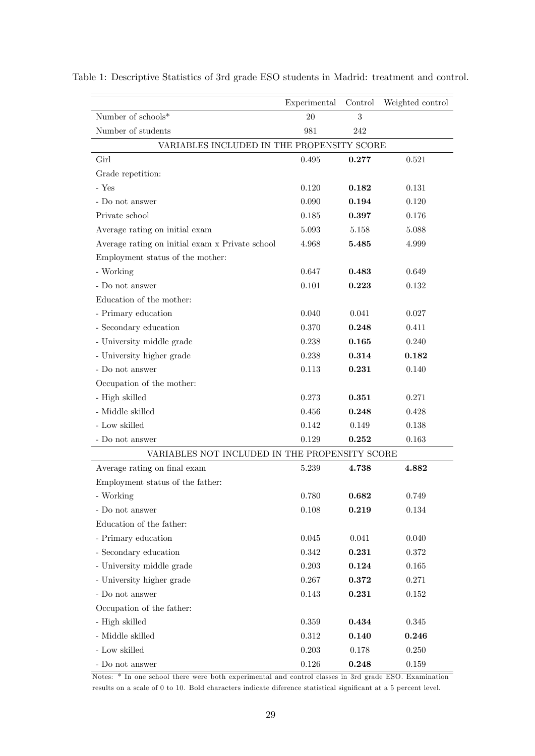Table 1: Descriptive Statistics of 3rd grade ESO students in Madrid: treatment and control.

| | Experimental | Control | Weighted control |
|---|---|---|---|
| Number of schools* | 20 | 3 | |
| Number of students | 981 | 242 | |
| VARIABLES INCLUDED IN THE PROPENSITY SCORE | | | |
| Girl | 0.495 | **0.277** | 0.521 |
| Grade repetition: | | | |
| - Yes | 0.120 | **0.182** | 0.131 |
| - Do not answer | 0.090 | **0.194** | 0.120 |
| Private school | 0.185 | **0.397** | 0.176 |
| Average rating on initial exam | 5.093 | 5.158 | 5.088 |
| Average rating on initial exam x Private school | 4.968 | **5.485** | 4.999 |
| Employment status of the mother: | | | |
| - Working | 0.647 | **0.483** | 0.649 |
| - Do not answer | 0.101 | **0.223** | 0.132 |
| Education of the mother: | | | |
| - Primary education | 0.040 | 0.041 | 0.027 |
| - Secondary education | 0.370 | **0.248** | 0.411 |
| - University middle grade | 0.238 | **0.165** | 0.240 |
| - University higher grade | 0.238 | **0.314** | **0.182** |
| - Do not answer | 0.113 | **0.231** | 0.140 |
| Occupation of the mother: | | | |
| - High skilled | 0.273 | **0.351** | 0.271 |
| - Middle skilled | 0.456 | **0.248** | 0.428 |
| - Low skilled | 0.142 | 0.149 | 0.138 |
| - Do not answer | 0.129 | **0.252** | 0.163 |
| VARIABLES NOT INCLUDED IN THE PROPENSITY SCORE | | | |
| Average rating on final exam | 5.239 | **4.738** | **4.882** |
| Employment status of the father: | | | |
| - Working | 0.780 | **0.682** | 0.749 |
| - Do not answer | 0.108 | **0.219** | 0.134 |
| Education of the father: | | | |
| - Primary education | 0.045 | 0.041 | 0.040 |
| - Secondary education | 0.342 | **0.231** | 0.372 |
| - University middle grade | 0.203 | **0.124** | 0.165 |
| - University higher grade | 0.267 | **0.372** | 0.271 |
| - Do not answer | 0.143 | **0.231** | 0.152 |
| Occupation of the father: | | | |
| - High skilled | 0.359 | **0.434** | 0.345 |
| - Middle skilled | 0.312 | **0.140** | **0.246** |
| - Low skilled | 0.203 | 0.178 | 0.250 |
| - Do not answer | 0.126 | **0.248** | 0.159 |

Notes: * In one school there were both experimental and control classes in 3rd grade ESO. Examination results on a scale of 0 to 10. Bold characters indicate diference statistical significant at a 5 percent level.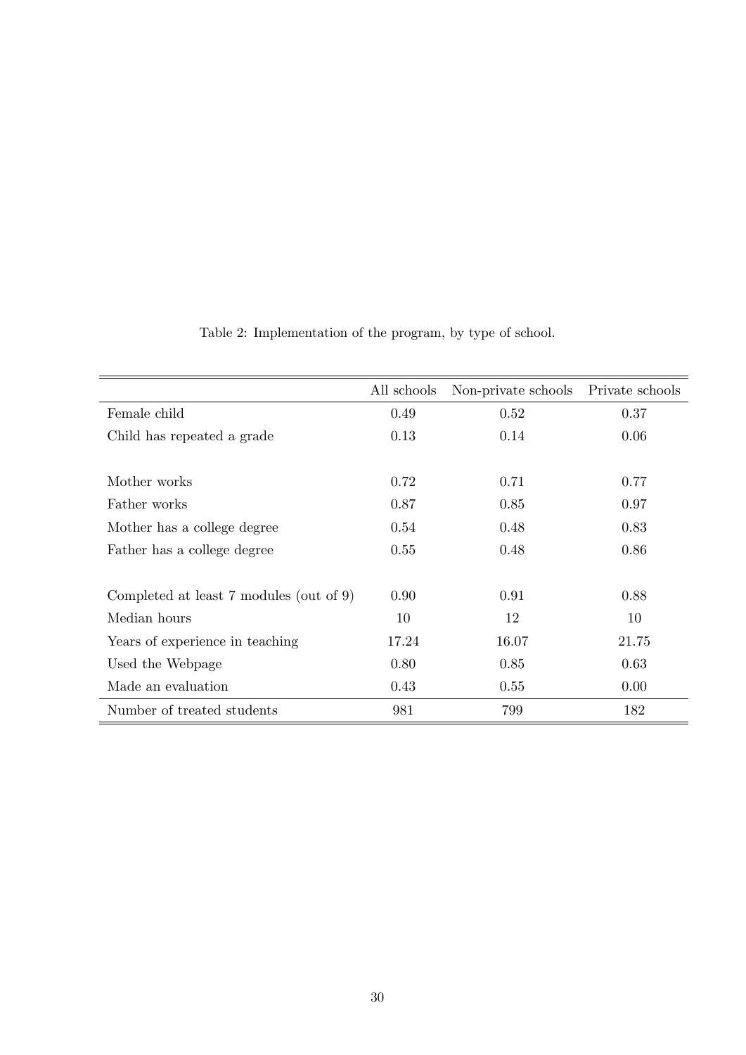Table 2: Implementation of the program, by type of school.

| | All schools | Non-private schools | Private schools |
|---|---|---|---|
| Female child | 0.49 | 0.52 | 0.37 |
| Child has repeated a grade | 0.13 | 0.14 | 0.06 |
| | | | |
| Mother works | 0.72 | 0.71 | 0.77 |
| Father works | 0.87 | 0.85 | 0.97 |
| Mother has a college degree | 0.54 | 0.48 | 0.83 |
| Father has a college degree | 0.55 | 0.48 | 0.86 |
| | | | |
| Completed at least 7 modules (out of 9) | 0.90 | 0.91 | 0.88 |
| Median hours | 10 | 12 | 10 |
| Years of experience in teaching | 17.24 | 16.07 | 21.75 |
| Used the Webpage | 0.80 | 0.85 | 0.63 |
| Made an evaluation | 0.43 | 0.55 | 0.00 |
| Number of treated students | 981 | 799 | 182 |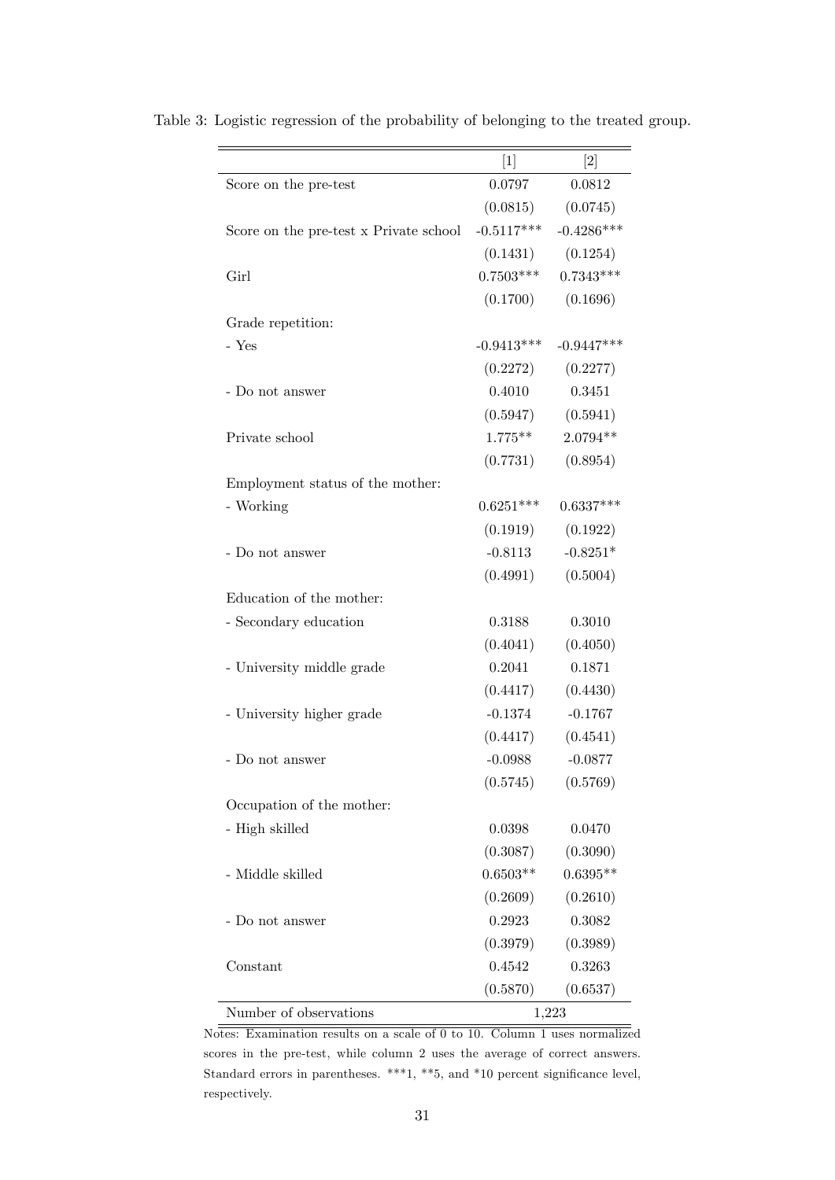Table 3: Logistic regression of the probability of belonging to the treated group.

| | [1] | [2] |
|---|---|---|
| Score on the pre-test | 0.0797 | 0.0812 |
| | (0.0815) | (0.0745) |
| Score on the pre-test x Private school | -0.5117*** | -0.4286*** |
| | (0.1431) | (0.1254) |
| Girl | 0.7503*** | 0.7343*** |
| | (0.1700) | (0.1696) |
| Grade repetition: | | |
| - Yes | -0.9413*** | -0.9447*** |
| | (0.2272) | (0.2277) |
| - Do not answer | 0.4010 | 0.3451 |
| | (0.5947) | (0.5941) |
| Private school | 1.775** | 2.0794** |
| | (0.7731) | (0.8954) |
| Employment status of the mother: | | |
| - Working | 0.6251*** | 0.6337*** |
| | (0.1919) | (0.1922) |
| - Do not answer | -0.8113 | -0.8251* |
| | (0.4991) | (0.5004) |
| Education of the mother: | | |
| - Secondary education | 0.3188 | 0.3010 |
| | (0.4041) | (0.4050) |
| - University middle grade | 0.2041 | 0.1871 |
| | (0.4417) | (0.4430) |
| - University higher grade | -0.1374 | -0.1767 |
| | (0.4417) | (0.4541) |
| - Do not answer | -0.0988 | -0.0877 |
| | (0.5745) | (0.5769) |
| Occupation of the mother: | | |
| - High skilled | 0.0398 | 0.0470 |
| | (0.3087) | (0.3090) |
| - Middle skilled | 0.6503** | 0.6395** |
| | (0.2609) | (0.2610) |
| - Do not answer | 0.2923 | 0.3082 |
| | (0.3979) | (0.3989) |
| Constant | 0.4542 | 0.3263 |
| | (0.5870) | (0.6537) |
| Number of observations | 1,223 | |

Notes: Examination results on a scale of 0 to 10. Column 1 uses normalized scores in the pre-test, while column 2 uses the average of correct answers. Standard errors in parentheses. ***1, **5, and *10 percent significance level, respectively.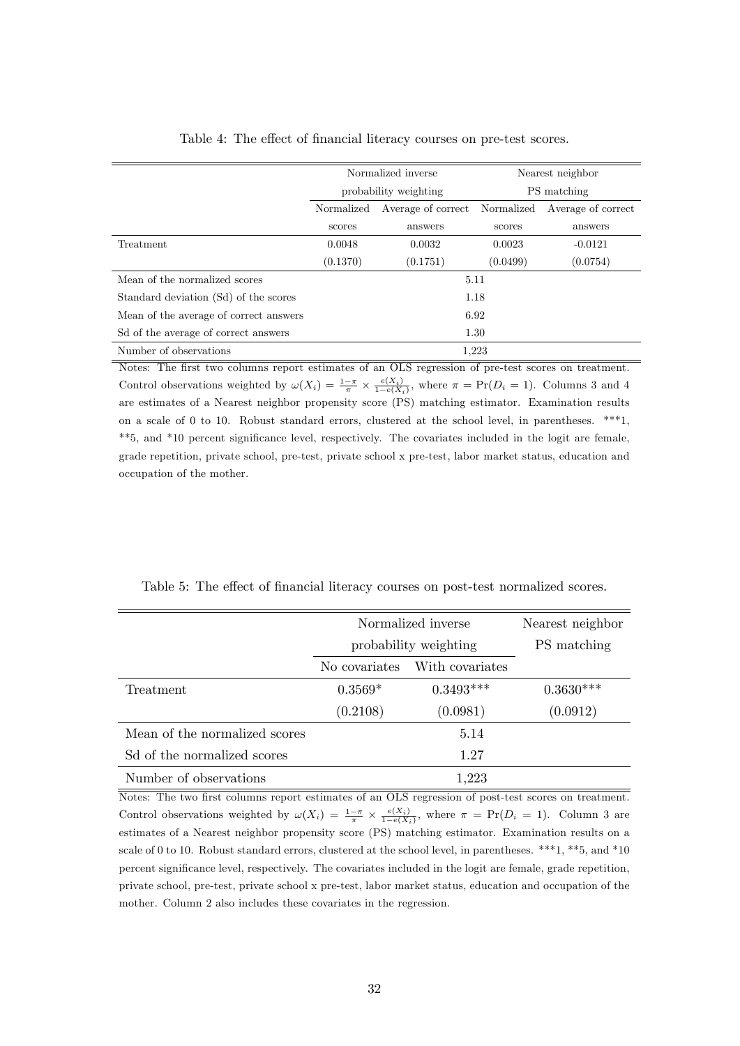Table 4: The effect of financial literacy courses on pre-test scores.

| | Normalized inverse probability weighting | | Nearest neighbor PS matching | |
|---|---|---|---|---|
| | Normalized scores | Average of correct answers | Normalized scores | Average of correct answers |
| Treatment | 0.0048 | 0.0032 | 0.0023 | -0.0121 |
| | (0.1370) | (0.1751) | (0.0499) | (0.0754) |
| Mean of the normalized scores | 5.11 | | | |
| Standard deviation (Sd) of the scores | 1.18 | | | |
| Mean of the average of correct answers | 6.92 | | | |
| Sd of the average of correct answers | 1.30 | | | |
| Number of observations | 1,223 | | | |

Notes: The first two columns report estimates of an OLS regression of pre-test scores on treatment. Control observations weighted by $\omega(X_i) = \frac{1-\pi}{\pi} \times \frac{e(X_i)}{1-e(X_i)}$, where $\pi = \Pr(D_i = 1)$. Columns 3 and 4 are estimates of a Nearest neighbor propensity score (PS) matching estimator. Examination results on a scale of 0 to 10. Robust standard errors, clustered at the school level, in parentheses. ***1, **5, and *10 percent significance level, respectively. The covariates included in the logit are female, grade repetition, private school, pre-test, private school x pre-test, labor market status, education and occupation of the mother.

Table 5: The effect of financial literacy courses on post-test normalized scores.

| | Normalized inverse probability weighting | | Nearest neighbor PS matching |
|---|---|---|---|
| | No covariates | With covariates | |
| Treatment | 0.3569* | 0.3493*** | 0.3630*** |
| | (0.2108) | (0.0981) | (0.0912) |
| Mean of the normalized scores | 5.14 | | |
| Sd of the normalized scores | 1.27 | | |
| Number of observations | 1,223 | | |

Notes: The two first columns report estimates of an OLS regression of post-test scores on treatment. Control observations weighted by $\omega(X_i) = \frac{1-\pi}{\pi} \times \frac{e(X_i)}{1-e(X_i)}$, where $\pi = \Pr(D_i = 1)$. Column 3 are estimates of a Nearest neighbor propensity score (PS) matching estimator. Examination results on a scale of 0 to 10. Robust standard errors, clustered at the school level, in parentheses. ***1, **5, and *10 percent significance level, respectively. The covariates included in the logit are female, grade repetition, private school, pre-test, private school x pre-test, labor market status, education and occupation of the mother. Column 2 also includes these covariates in the regression.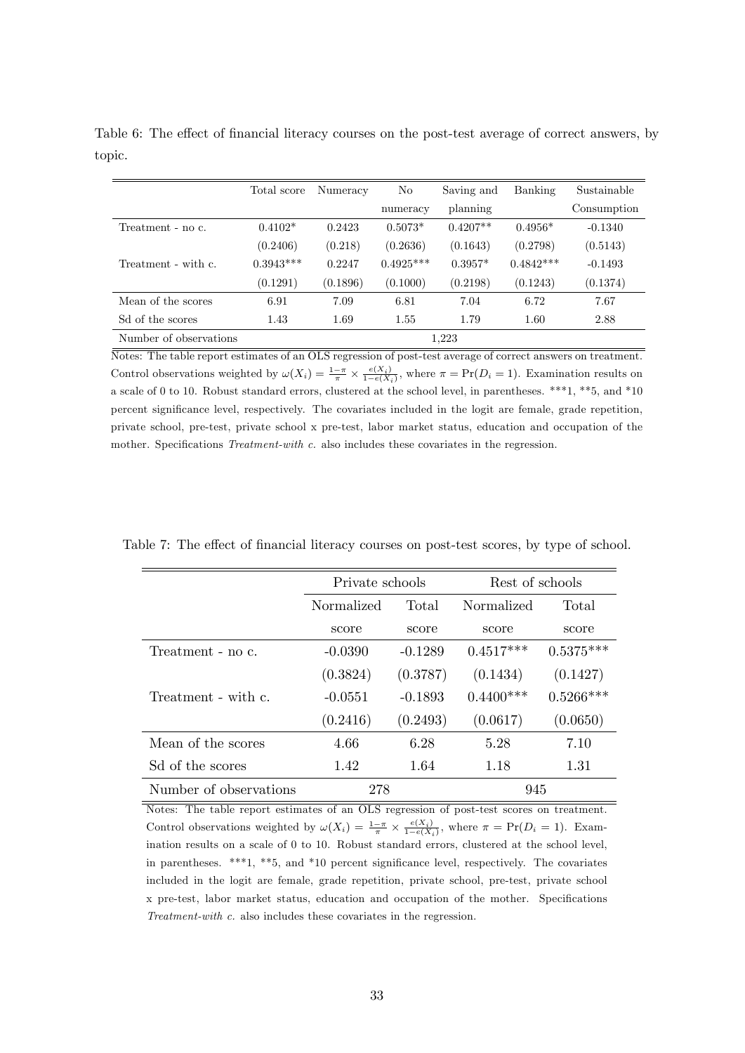Table 6: The effect of financial literacy courses on the post-test average of correct answers, by topic.

| | Total score | Numeracy | No numeracy | Saving and planning | Banking | Sustainable Consumption |
|---|---|---|---|---|---|---|
| Treatment - no c. | 0.4102* | 0.2423 | 0.5073* | 0.4207** | 0.4956* | -0.1340 |
| | (0.2406) | (0.218) | (0.2636) | (0.1643) | (0.2798) | (0.5143) |
| Treatment - with c. | 0.3943*** | 0.2247 | 0.4925*** | 0.3957* | 0.4842*** | -0.1493 |
| | (0.1291) | (0.1896) | (0.1000) | (0.2198) | (0.1243) | (0.1374) |
| Mean of the scores | 6.91 | 7.09 | 6.81 | 7.04 | 6.72 | 7.67 |
| Sd of the scores | 1.43 | 1.69 | 1.55 | 1.79 | 1.60 | 2.88 |
| Number of observations | | | | 1,223 | | |

Notes: The table report estimates of an OLS regression of post-test average of correct answers on treatment. Control observations weighted by $\omega(X_i) = \frac{1-\pi}{\pi} \times \frac{e(X_i)}{1-e(X_i)}$, where $\pi = \Pr(D_i = 1)$. Examination results on a scale of 0 to 10. Robust standard errors, clustered at the school level, in parentheses. ***1, **5, and *10 percent significance level, respectively. The covariates included in the logit are female, grade repetition, private school, pre-test, private school x pre-test, labor market status, education and occupation of the mother. Specifications *Treatment-with c.* also includes these covariates in the regression.

Table 7: The effect of financial literacy courses on post-test scores, by type of school.

| | Private schools | | Rest of schools | |
|---|---|---|---|---|
| | Normalized score | Total score | Normalized score | Total score |
| Treatment - no c. | -0.0390 | -0.1289 | 0.4517*** | 0.5375*** |
| | (0.3824) | (0.3787) | (0.1434) | (0.1427) |
| Treatment - with c. | -0.0551 | -0.1893 | 0.4400*** | 0.5266*** |
| | (0.2416) | (0.2493) | (0.0617) | (0.0650) |
| Mean of the scores | 4.66 | 6.28 | 5.28 | 7.10 |
| Sd of the scores | 1.42 | 1.64 | 1.18 | 1.31 |
| Number of observations | 278 | | 945 | |

Notes: The table report estimates of an OLS regression of post-test scores on treatment. Control observations weighted by $\omega(X_i) = \frac{1-\pi}{\pi} \times \frac{e(X_i)}{1-e(X_i)}$, where $\pi = \Pr(D_i = 1)$. Examination results on a scale of 0 to 10. Robust standard errors, clustered at the school level, in parentheses. ***1, **5, and *10 percent significance level, respectively. The covariates included in the logit are female, grade repetition, private school, pre-test, private school x pre-test, labor market status, education and occupation of the mother. Specifications *Treatment-with c.* also includes these covariates in the regression.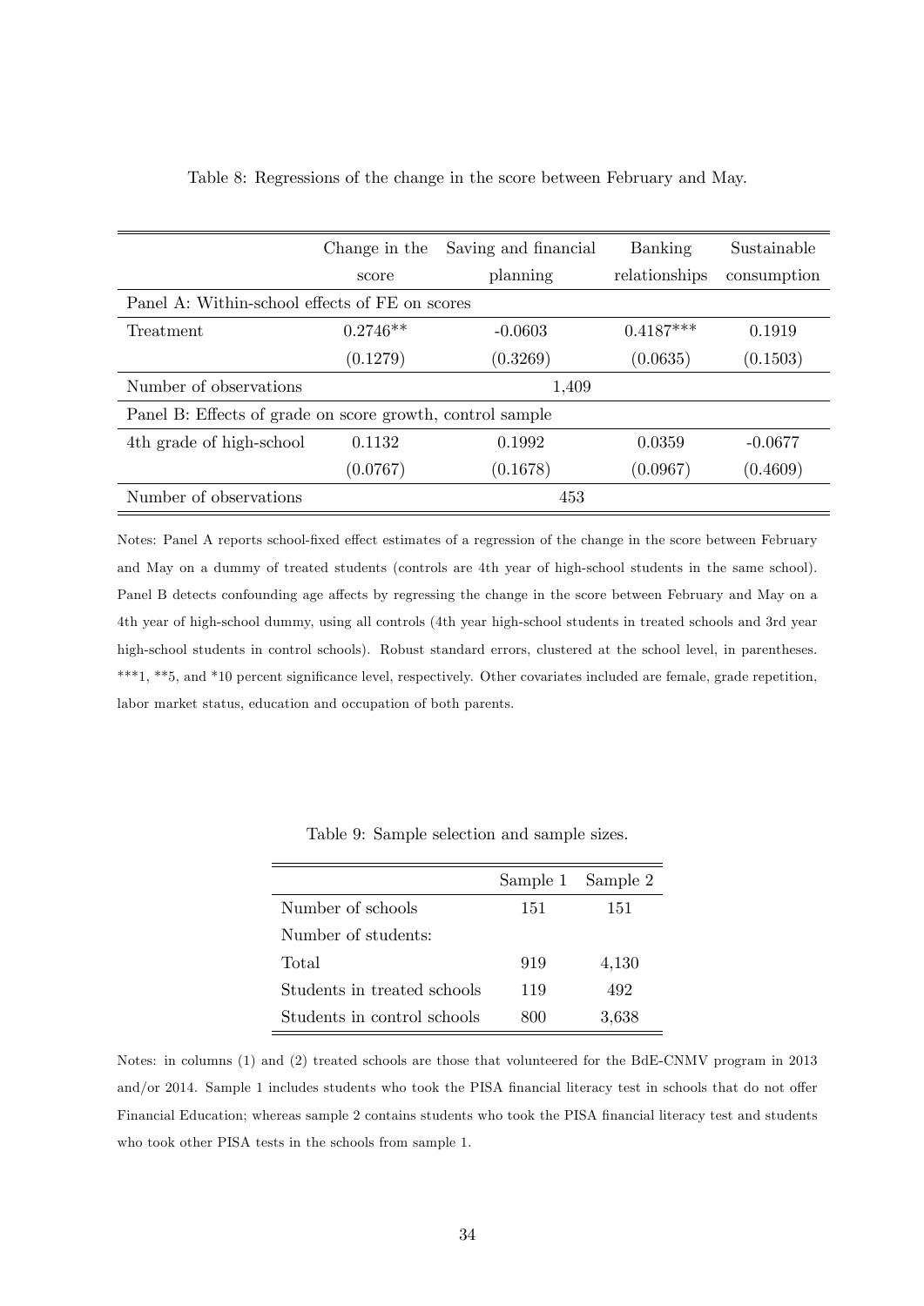Table 8: Regressions of the change in the score between February and May.

| | Change in the score | Saving and financial planning | Banking relationships | Sustainable consumption |
|---|---|---|---|---|
| Panel A: Within-school effects of FE on scores | | | | |
| Treatment | 0.2746** | -0.0603 | 0.4187*** | 0.1919 |
| | (0.1279) | (0.3269) | (0.0635) | (0.1503) |
| Number of observations | | 1,409 | | |
| Panel B: Effects of grade on score growth, control sample | | | | |
| 4th grade of high-school | 0.1132 | 0.1992 | 0.0359 | -0.0677 |
| | (0.0767) | (0.1678) | (0.0967) | (0.4609) |
| Number of observations | | 453 | | |

Notes: Panel A reports school-fixed effect estimates of a regression of the change in the score between February and May on a dummy of treated students (controls are 4th year of high-school students in the same school). Panel B detects confounding age affects by regressing the change in the score between February and May on a 4th year of high-school dummy, using all controls (4th year high-school students in treated schools and 3rd year high-school students in control schools). Robust standard errors, clustered at the school level, in parentheses. ***1, **5, and *10 percent significance level, respectively. Other covariates included are female, grade repetition, labor market status, education and occupation of both parents.

Table 9: Sample selection and sample sizes.

| | Sample 1 | Sample 2 |
|---|---|---|
| Number of schools | 151 | 151 |
| Number of students: | | |
| Total | 919 | 4,130 |
| Students in treated schools | 119 | 492 |
| Students in control schools | 800 | 3,638 |

Notes: in columns (1) and (2) treated schools are those that volunteered for the BdE-CNMV program in 2013 and/or 2014. Sample 1 includes students who took the PISA financial literacy test in schools that do not offer Financial Education; whereas sample 2 contains students who took the PISA financial literacy test and students who took other PISA tests in the schools from sample 1.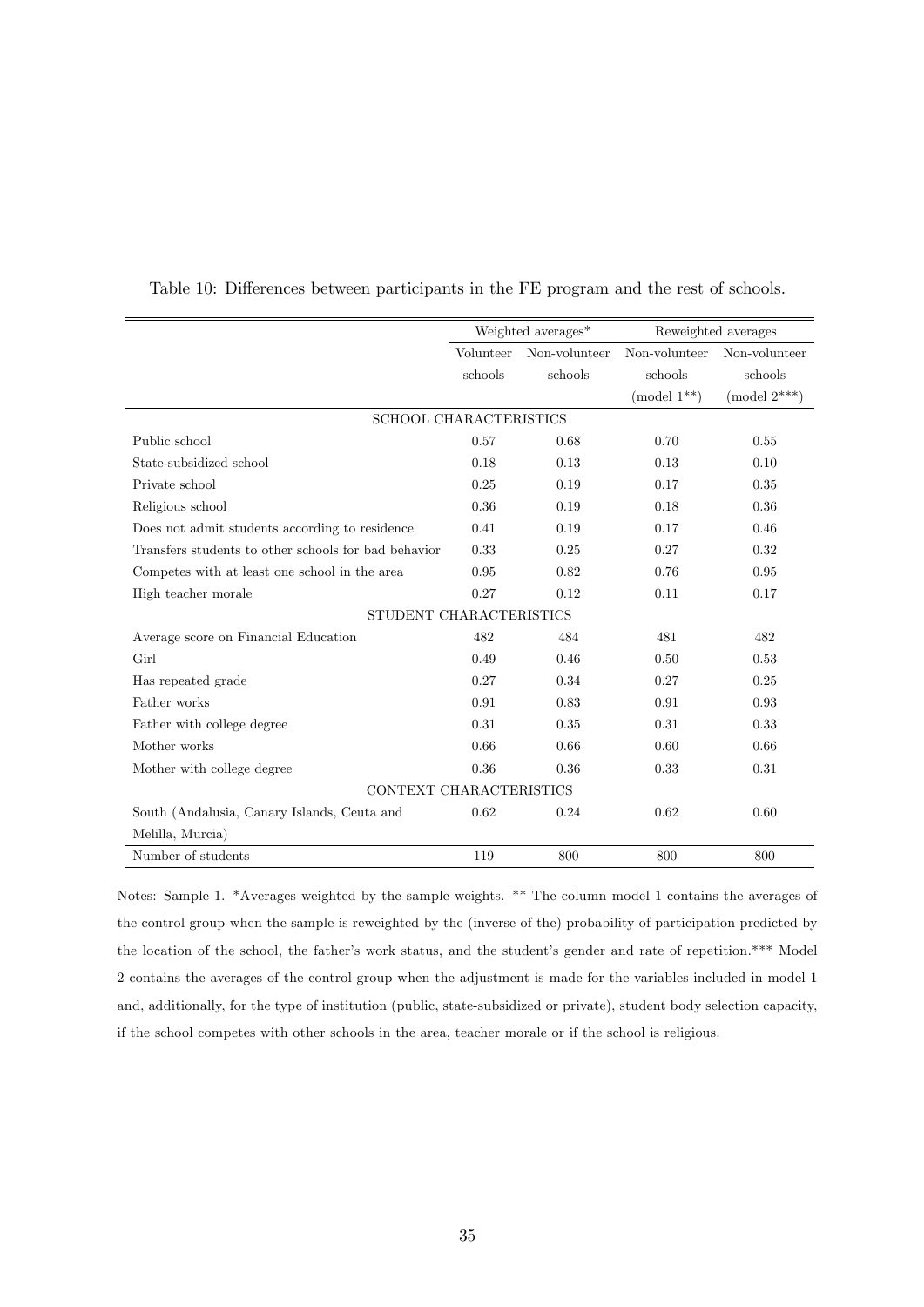Table 10: Differences between participants in the FE program and the rest of schools.

| | Weighted averages* | | Reweighted averages | |
|---|---|---|---|---|
| | Volunteer schools | Non-volunteer schools | Non-volunteer schools (model 1**) | Non-volunteer schools (model 2***) |
| SCHOOL CHARACTERISTICS | | | | |
| Public school | 0.57 | 0.68 | 0.70 | 0.55 |
| State-subsidized school | 0.18 | 0.13 | 0.13 | 0.10 |
| Private school | 0.25 | 0.19 | 0.17 | 0.35 |
| Religious school | 0.36 | 0.19 | 0.18 | 0.36 |
| Does not admit students according to residence | 0.41 | 0.19 | 0.17 | 0.46 |
| Transfers students to other schools for bad behavior | 0.33 | 0.25 | 0.27 | 0.32 |
| Competes with at least one school in the area | 0.95 | 0.82 | 0.76 | 0.95 |
| High teacher morale | 0.27 | 0.12 | 0.11 | 0.17 |
| STUDENT CHARACTERISTICS | | | | |
| Average score on Financial Education | 482 | 484 | 481 | 482 |
| Girl | 0.49 | 0.46 | 0.50 | 0.53 |
| Has repeated grade | 0.27 | 0.34 | 0.27 | 0.25 |
| Father works | 0.91 | 0.83 | 0.91 | 0.93 |
| Father with college degree | 0.31 | 0.35 | 0.31 | 0.33 |
| Mother works | 0.66 | 0.66 | 0.60 | 0.66 |
| Mother with college degree | 0.36 | 0.36 | 0.33 | 0.31 |
| CONTEXT CHARACTERISTICS | | | | |
| South (Andalusia, Canary Islands, Ceuta and Melilla, Murcia) | 0.62 | 0.24 | 0.62 | 0.60 |
| Number of students | 119 | 800 | 800 | 800 |

Notes: Sample 1. *Averages weighted by the sample weights. ** The column model 1 contains the averages of the control group when the sample is reweighted by the (inverse of the) probability of participation predicted by the location of the school, the father's work status, and the student's gender and rate of repetition.*** Model 2 contains the averages of the control group when the adjustment is made for the variables included in model 1 and, additionally, for the type of institution (public, state-subsidized or private), student body selection capacity, if the school competes with other schools in the area, teacher morale or if the school is religious.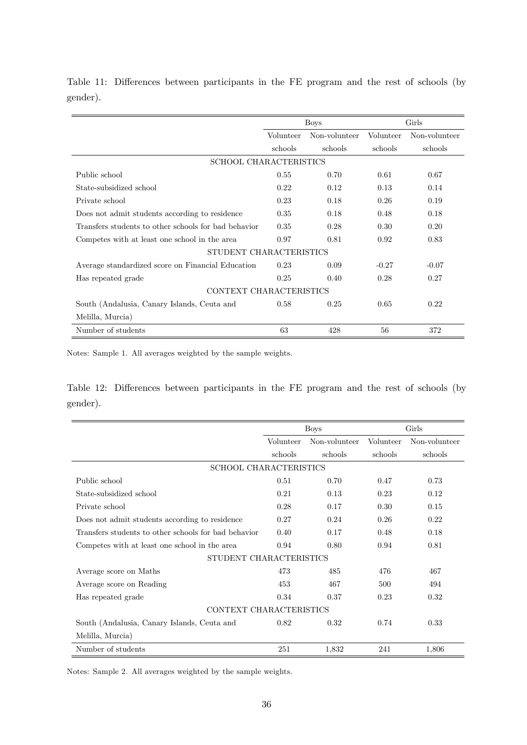Table 11: Differences between participants in the FE program and the rest of schools (by gender).

| | Boys | | Girls | |
|---|---|---|---|---|
| | Volunteer schools | Non-volunteer schools | Volunteer schools | Non-volunteer schools |
| SCHOOL CHARACTERISTICS | | | | |
| Public school | 0.55 | 0.70 | 0.61 | 0.67 |
| State-subsidized school | 0.22 | 0.12 | 0.13 | 0.14 |
| Private school | 0.23 | 0.18 | 0.26 | 0.19 |
| Does not admit students according to residence | 0.35 | 0.18 | 0.48 | 0.18 |
| Transfers students to other schools for bad behavior | 0.35 | 0.28 | 0.30 | 0.20 |
| Competes with at least one school in the area | 0.97 | 0.81 | 0.92 | 0.83 |
| STUDENT CHARACTERISTICS | | | | |
| Average standardized score on Financial Education | 0.23 | 0.09 | -0.27 | -0.07 |
| Has repeated grade | 0.25 | 0.40 | 0.28 | 0.27 |
| CONTEXT CHARACTERISTICS | | | | |
| South (Andalusia, Canary Islands, Ceuta and Melilla, Murcia) | 0.58 | 0.25 | 0.65 | 0.22 |
| Number of students | 63 | 428 | 56 | 372 |

Notes: Sample 1. All averages weighted by the sample weights.

Table 12: Differences between participants in the FE program and the rest of schools (by gender).

| | Boys | | Girls | |
|---|---|---|---|---|
| | Volunteer schools | Non-volunteer schools | Volunteer schools | Non-volunteer schools |
| SCHOOL CHARACTERISTICS | | | | |
| Public school | 0.51 | 0.70 | 0.47 | 0.73 |
| State-subsidized school | 0.21 | 0.13 | 0.23 | 0.12 |
| Private school | 0.28 | 0.17 | 0.30 | 0.15 |
| Does not admit students according to residence | 0.27 | 0.24 | 0.26 | 0.22 |
| Transfers students to other schools for bad behavior | 0.40 | 0.17 | 0.48 | 0.18 |
| Competes with at least one school in the area | 0.94 | 0.80 | 0.94 | 0.81 |
| STUDENT CHARACTERISTICS | | | | |
| Average score on Maths | 473 | 485 | 476 | 467 |
| Average score on Reading | 453 | 467 | 500 | 494 |
| Has repeated grade | 0.34 | 0.37 | 0.23 | 0.32 |
| CONTEXT CHARACTERISTICS | | | | |
| South (Andalusia, Canary Islands, Ceuta and Melilla, Murcia) | 0.82 | 0.32 | 0.74 | 0.33 |
| Number of students | 251 | 1,832 | 241 | 1,806 |

Notes: Sample 2. All averages weighted by the sample weights.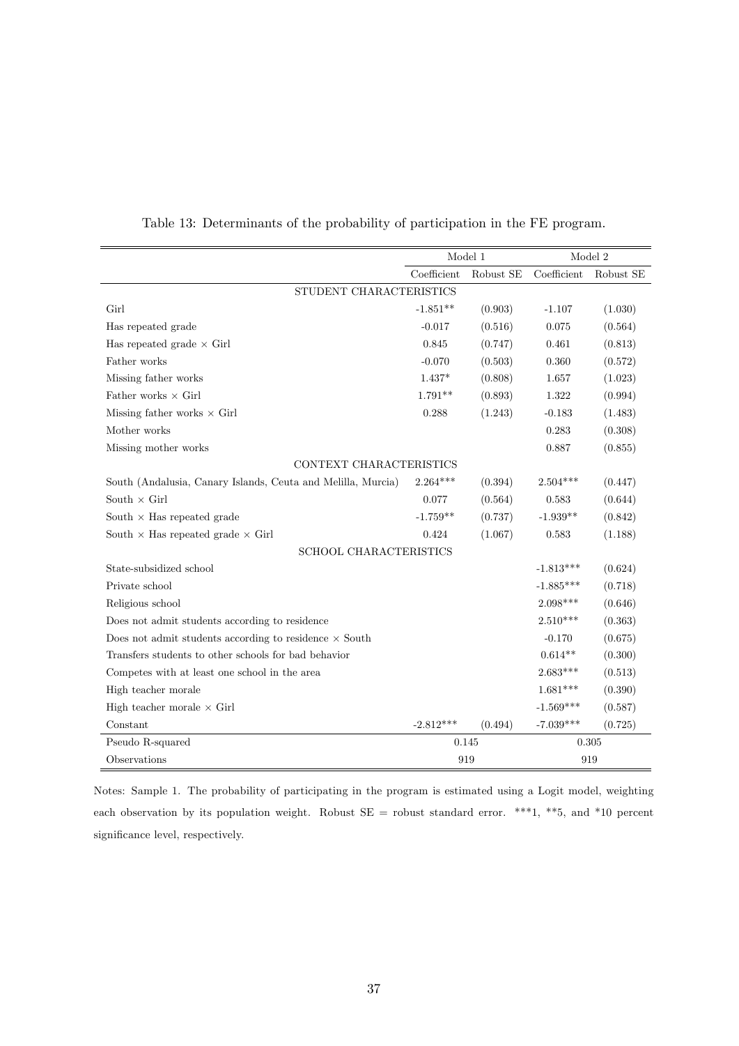Table 13: Determinants of the probability of participation in the FE program.

| | Model 1 | | Model 2 | |
|---|---|---|---|---|
| | Coefficient | Robust SE | Coefficient | Robust SE |
| STUDENT CHARACTERISTICS | | | | |
| Girl | -1.851** | (0.903) | -1.107 | (1.030) |
| Has repeated grade | -0.017 | (0.516) | 0.075 | (0.564) |
| Has repeated grade × Girl | 0.845 | (0.747) | 0.461 | (0.813) |
| Father works | -0.070 | (0.503) | 0.360 | (0.572) |
| Missing father works | 1.437* | (0.808) | 1.657 | (1.023) |
| Father works × Girl | 1.791** | (0.893) | 1.322 | (0.994) |
| Missing father works × Girl | 0.288 | (1.243) | -0.183 | (1.483) |
| Mother works | | | 0.283 | (0.308) |
| Missing mother works | | | 0.887 | (0.855) |
| CONTEXT CHARACTERISTICS | | | | |
| South (Andalusia, Canary Islands, Ceuta and Melilla, Murcia) | 2.264*** | (0.394) | 2.504*** | (0.447) |
| South × Girl | 0.077 | (0.564) | 0.583 | (0.644) |
| South × Has repeated grade | -1.759** | (0.737) | -1.939** | (0.842) |
| South × Has repeated grade × Girl | 0.424 | (1.067) | 0.583 | (1.188) |
| SCHOOL CHARACTERISTICS | | | | |
| State-subsidized school | | | -1.813*** | (0.624) |
| Private school | | | -1.885*** | (0.718) |
| Religious school | | | 2.098*** | (0.646) |
| Does not admit students according to residence | | | 2.510*** | (0.363) |
| Does not admit students according to residence × South | | | -0.170 | (0.675) |
| Transfers students to other schools for bad behavior | | | 0.614** | (0.300) |
| Competes with at least one school in the area | | | 2.683*** | (0.513) |
| High teacher morale | | | 1.681*** | (0.390) |
| High teacher morale × Girl | | | -1.569*** | (0.587) |
| Constant | -2.812*** | (0.494) | -7.039*** | (0.725) |
| Pseudo R-squared | 0.145 | | 0.305 | |
| Observations | 919 | | 919 | |

Notes: Sample 1. The probability of participating in the program is estimated using a Logit model, weighting each observation by its population weight. Robust SE = robust standard error. ***1, **5, and *10 percent significance level, respectively.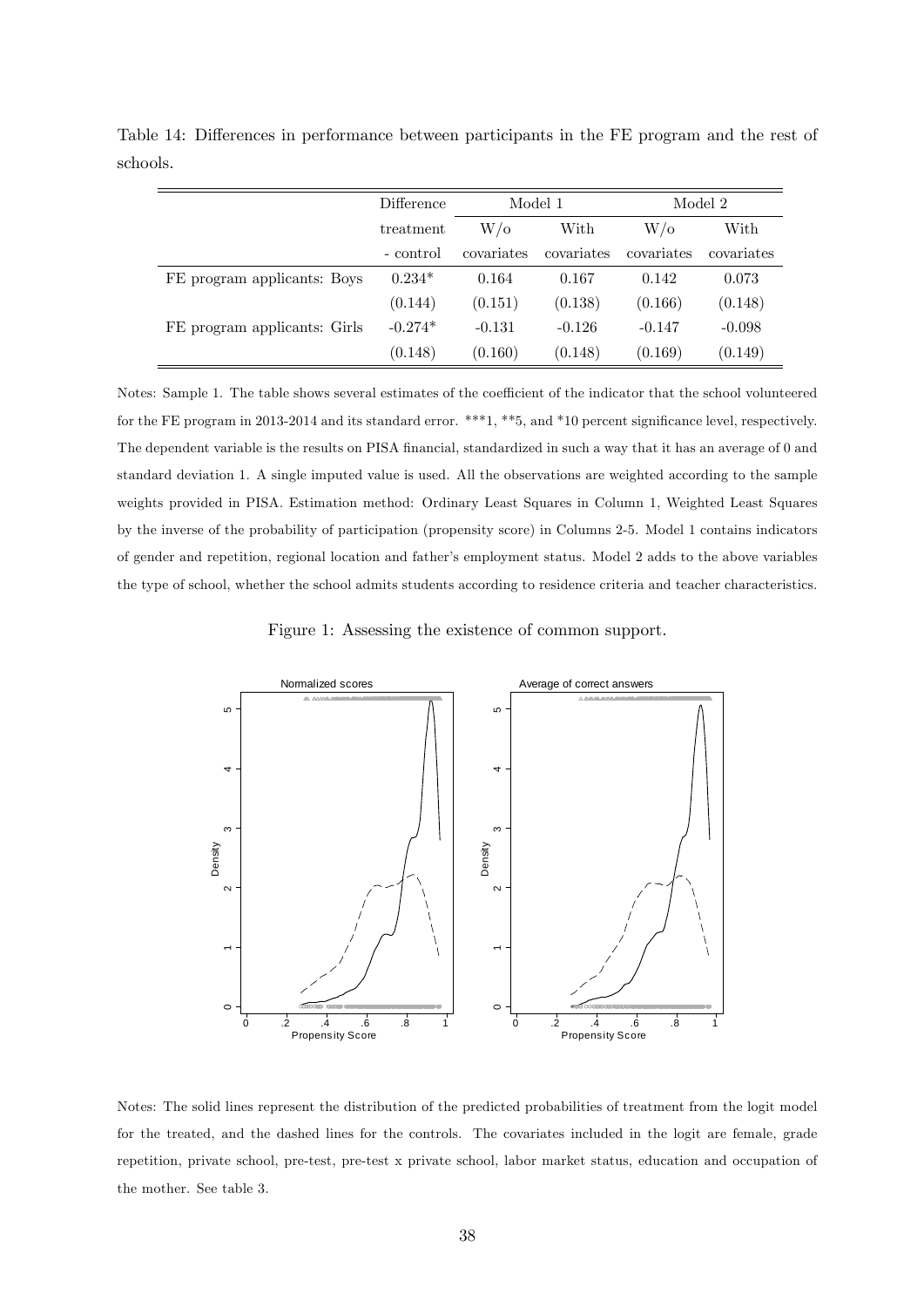Table 14: Differences in performance between participants in the FE program and the rest of schools.

| | Difference | Model 1 | | Model 2 | |
|---|---|---|---|---|---|
| | treatment | W/o | With | W/o | With |
| | - control | covariates | covariates | covariates | covariates |
| FE program applicants: Boys | 0.234* | 0.164 | 0.167 | 0.142 | 0.073 |
| | (0.144) | (0.151) | (0.138) | (0.166) | (0.148) |
| FE program applicants: Girls | -0.274* | -0.131 | -0.126 | -0.147 | -0.098 |
| | (0.148) | (0.160) | (0.148) | (0.169) | (0.149) |

Notes: Sample 1. The table shows several estimates of the coefficient of the indicator that the school volunteered for the FE program in 2013-2014 and its standard error. ***1, **5, and *10 percent significance level, respectively. The dependent variable is the results on PISA financial, standardized in such a way that it has an average of 0 and standard deviation 1. A single imputed value is used. All the observations are weighted according to the sample weights provided in PISA. Estimation method: Ordinary Least Squares in Column 1, Weighted Least Squares by the inverse of the probability of participation (propensity score) in Columns 2-5. Model 1 contains indicators of gender and repetition, regional location and father's employment status. Model 2 adds to the above variables the type of school, whether the school admits students according to residence criteria and teacher characteristics.

Figure 1: Assessing the existence of common support.

Normalized scores

Average of correct answers

Density

0 1 2 3 4 5

0 .2 .4 .6 .8 1

Propensity Score

Notes: The solid lines represent the distribution of the predicted probabilities of treatment from the logit model for the treated, and the dashed lines for the controls. The covariates included in the logit are female, grade repetition, private school, pre-test, pre-test x private school, labor market status, education and occupation of the mother. See table 3.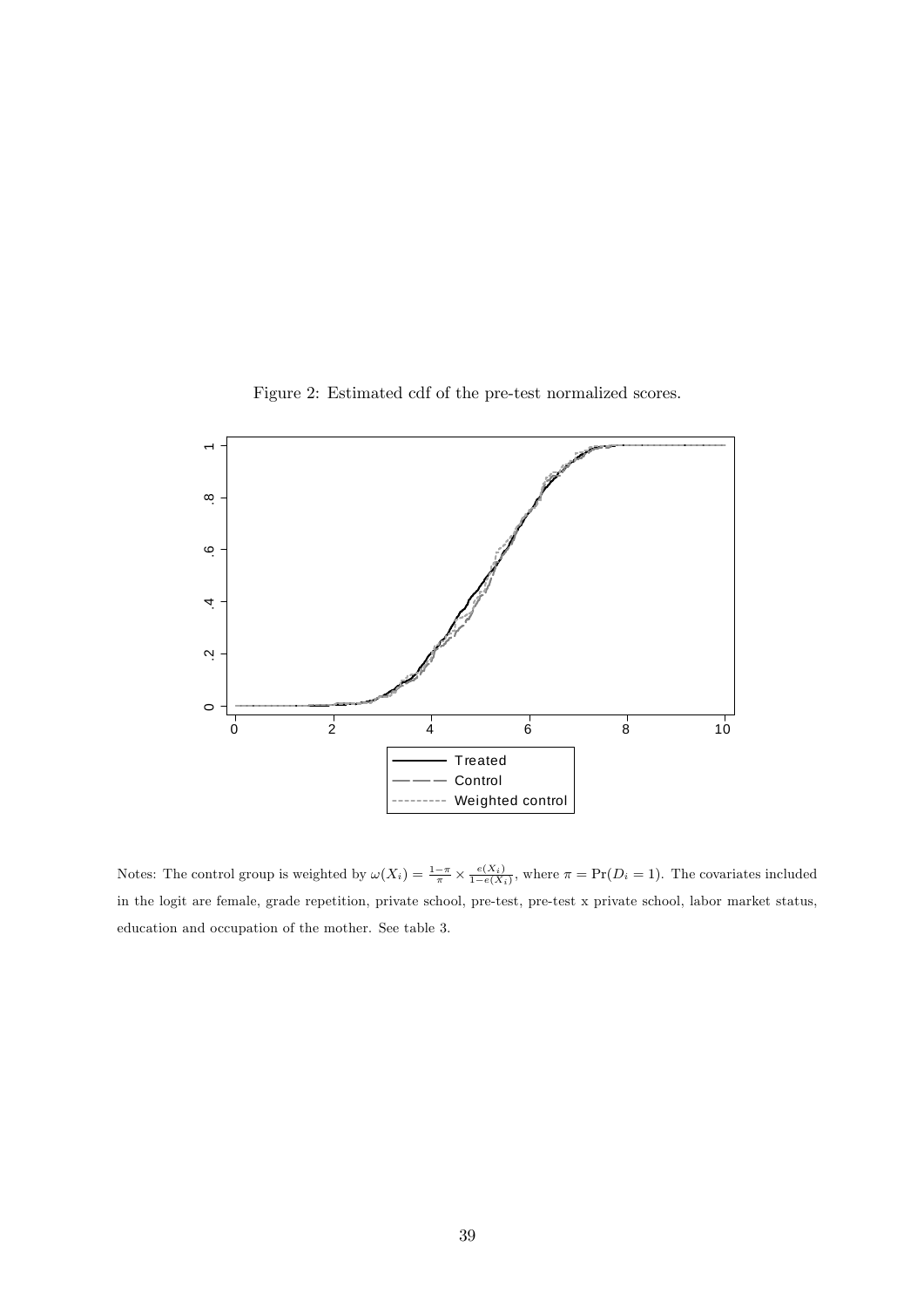Figure 2: Estimated cdf of the pre-test normalized scores.

0

.2

.4

.6

.8

1

0

2

4

6

8

10

Treated

Control

Weighted control

Notes: The control group is weighted by $\omega(X_i) = \frac{1-\pi}{\pi} \times \frac{e(X_i)}{1-e(X_i)}$, where $\pi = \Pr(D_i = 1)$. The covariates included in the logit are female, grade repetition, private school, pre-test, pre-test x private school, labor market status, education and occupation of the mother. See table 3.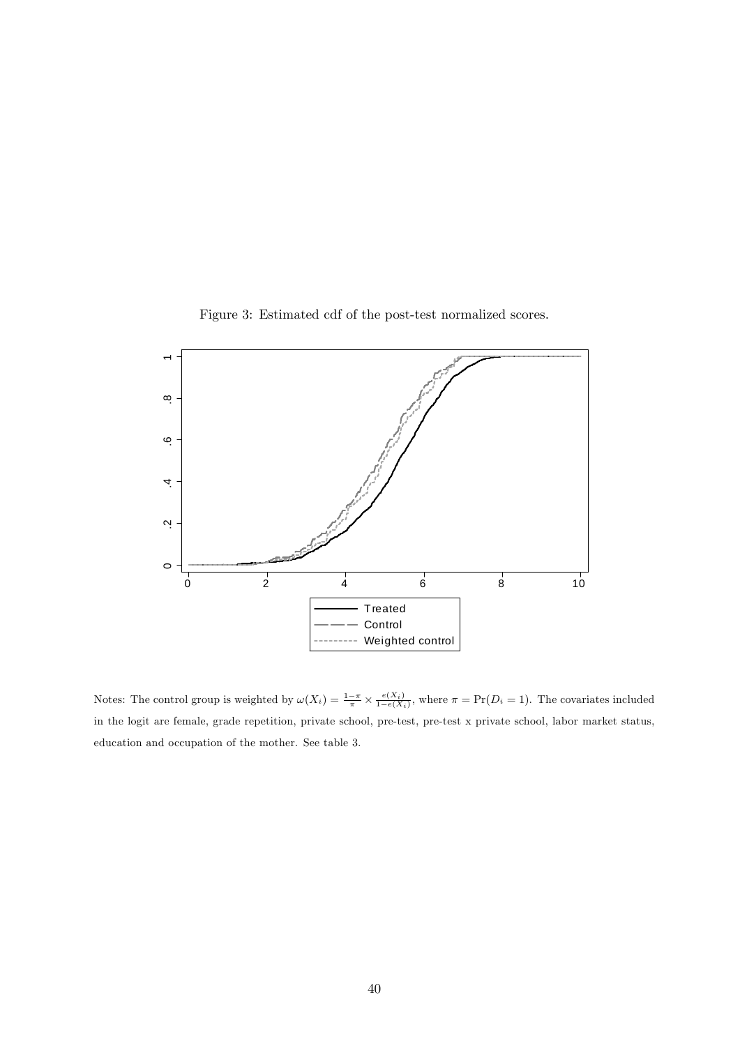Figure 3: Estimated cdf of the post-test normalized scores.

0
.2
.4
.6
.8
1

0
2
4
6
8
10

Treated
Control
Weighted control

Notes: The control group is weighted by $\omega(X_i) = \frac{1-\pi}{\pi} \times \frac{e(X_i)}{1-e(X_i)}$, where $\pi = \Pr(D_i = 1)$. The covariates included in the logit are female, grade repetition, private school, pre-test, pre-test x private school, labor market status, education and occupation of the mother. See table 3.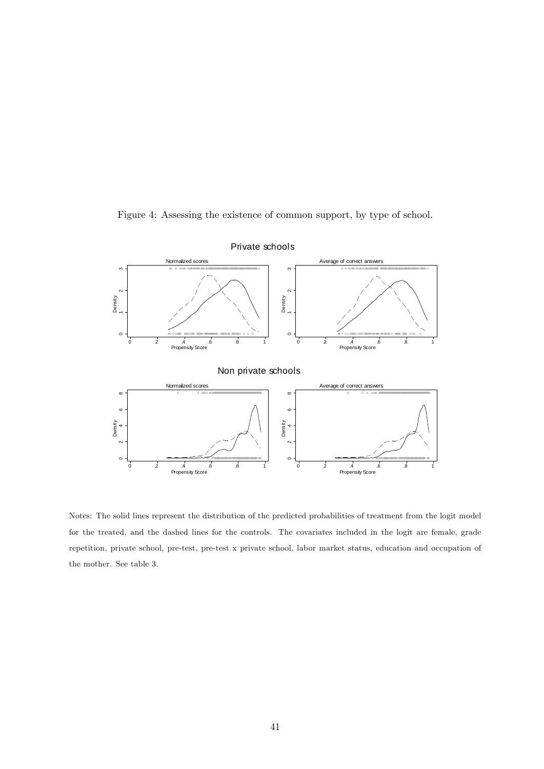Figure 4: Assessing the existence of common support, by type of school.

Private schools

Normalized scores

Average of correct answers

Density

Propensity Score

0 .2 .4 .6 .8 1

0 1 2 3

Non private schools

Normalized scores

Average of correct answers

Density

Propensity Score

0 .2 .4 .6 .8 1

0 2 4 6 8

Notes: The solid lines represent the distribution of the predicted probabilities of treatment from the logit model for the treated, and the dashed lines for the controls. The covariates included in the logit are female, grade repetition, private school, pre-test, pre-test x private school, labor market status, education and occupation of the mother. See table 3.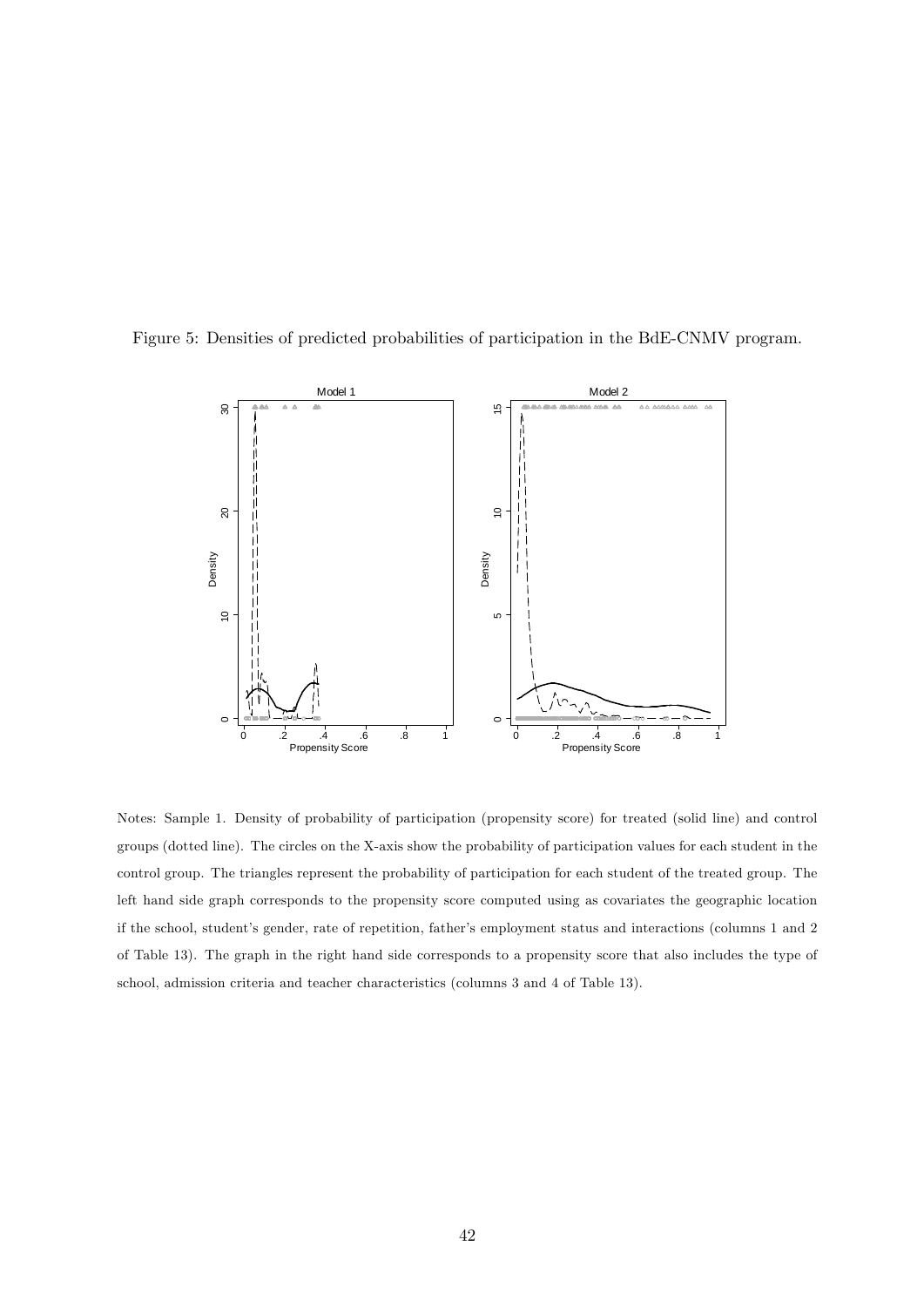Figure 5: Densities of predicted probabilities of participation in the BdE-CNMV program.

Model 1

Density

30

20

10

0

0 .2 .4 .6 .8 1

Propensity Score

Model 2

Density

15

10

5

0

0 .2 .4 .6 .8 1

Propensity Score

Notes: Sample 1. Density of probability of participation (propensity score) for treated (solid line) and control groups (dotted line). The circles on the X-axis show the probability of participation values for each student in the control group. The triangles represent the probability of participation for each student of the treated group. The left hand side graph corresponds to the propensity score computed using as covariates the geographic location if the school, student's gender, rate of repetition, father's employment status and interactions (columns 1 and 2 of Table 13). The graph in the right hand side corresponds to a propensity score that also includes the type of school, admission criteria and teacher characteristics (columns 3 and 4 of Table 13).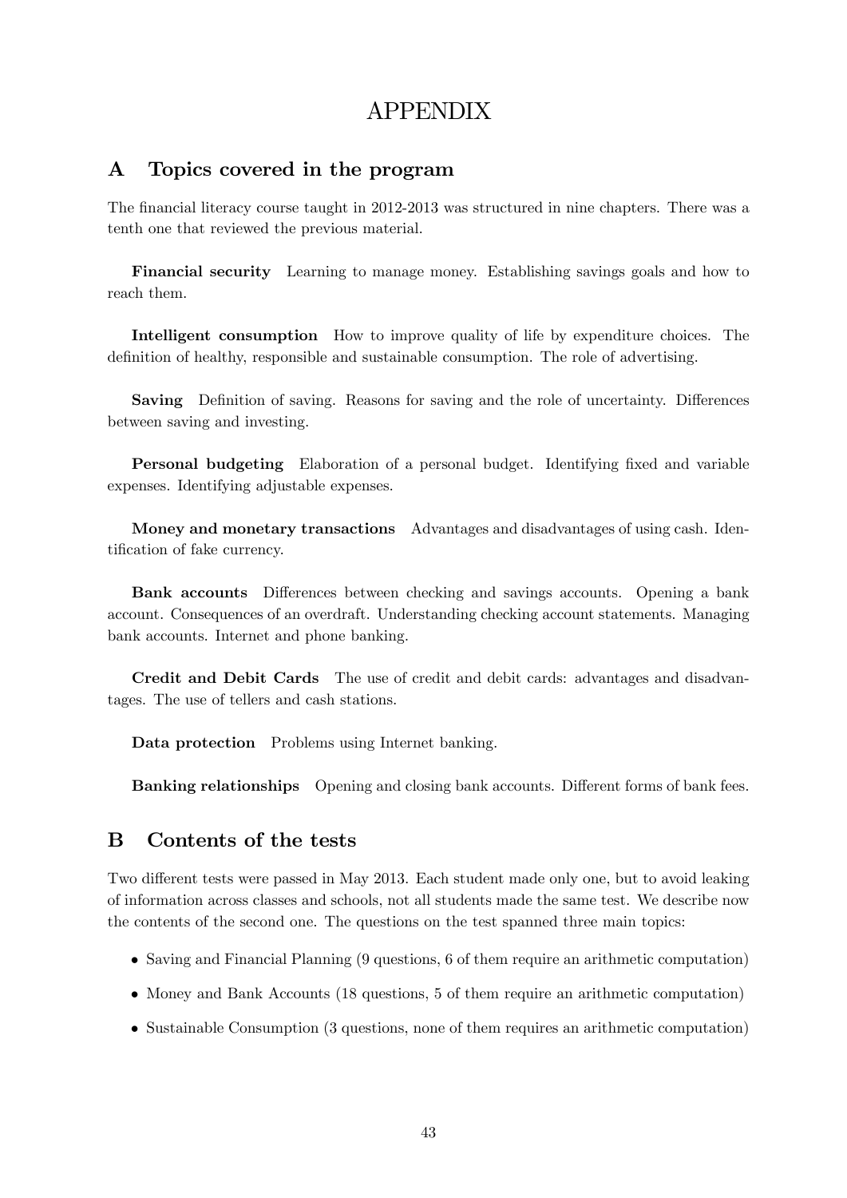# APPENDIX

## A Topics covered in the program

The financial literacy course taught in 2012-2013 was structured in nine chapters. There was a tenth one that reviewed the previous material.

**Financial security** Learning to manage money. Establishing savings goals and how to reach them.

**Intelligent consumption** How to improve quality of life by expenditure choices. The definition of healthy, responsible and sustainable consumption. The role of advertising.

**Saving** Definition of saving. Reasons for saving and the role of uncertainty. Differences between saving and investing.

**Personal budgeting** Elaboration of a personal budget. Identifying fixed and variable expenses. Identifying adjustable expenses.

**Money and monetary transactions** Advantages and disadvantages of using cash. Identification of fake currency.

**Bank accounts** Differences between checking and savings accounts. Opening a bank account. Consequences of an overdraft. Understanding checking account statements. Managing bank accounts. Internet and phone banking.

**Credit and Debit Cards** The use of credit and debit cards: advantages and disadvantages. The use of tellers and cash stations.

**Data protection** Problems using Internet banking.

**Banking relationships** Opening and closing bank accounts. Different forms of bank fees.

## B Contents of the tests

Two different tests were passed in May 2013. Each student made only one, but to avoid leaking of information across classes and schools, not all students made the same test. We describe now the contents of the second one. The questions on the test spanned three main topics:

- Saving and Financial Planning (9 questions, 6 of them require an arithmetic computation)
- Money and Bank Accounts (18 questions, 5 of them require an arithmetic computation)
- Sustainable Consumption (3 questions, none of them requires an arithmetic computation)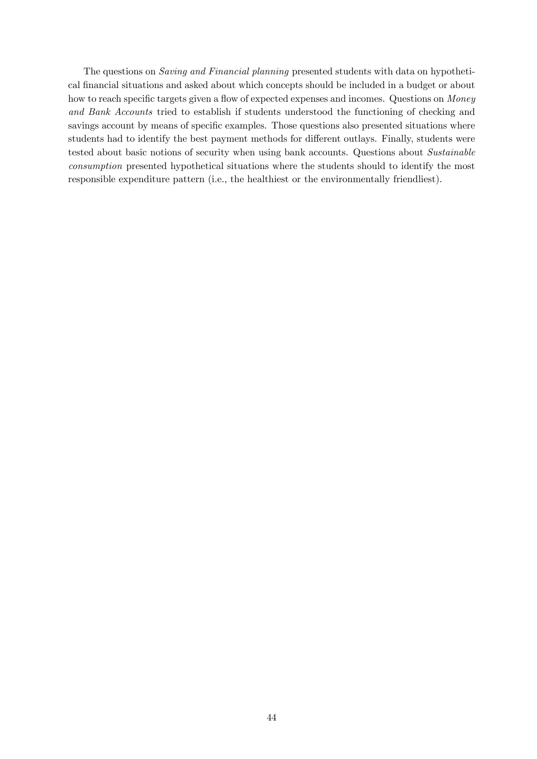The questions on *Saving and Financial planning* presented students with data on hypothetical financial situations and asked about which concepts should be included in a budget or about how to reach specific targets given a flow of expected expenses and incomes. Questions on *Money and Bank Accounts* tried to establish if students understood the functioning of checking and savings account by means of specific examples. Those questions also presented situations where students had to identify the best payment methods for different outlays. Finally, students were tested about basic notions of security when using bank accounts. Questions about *Sustainable consumption* presented hypothetical situations where the students should to identify the most responsible expenditure pattern (i.e., the healthiest or the environmentally friendliest).